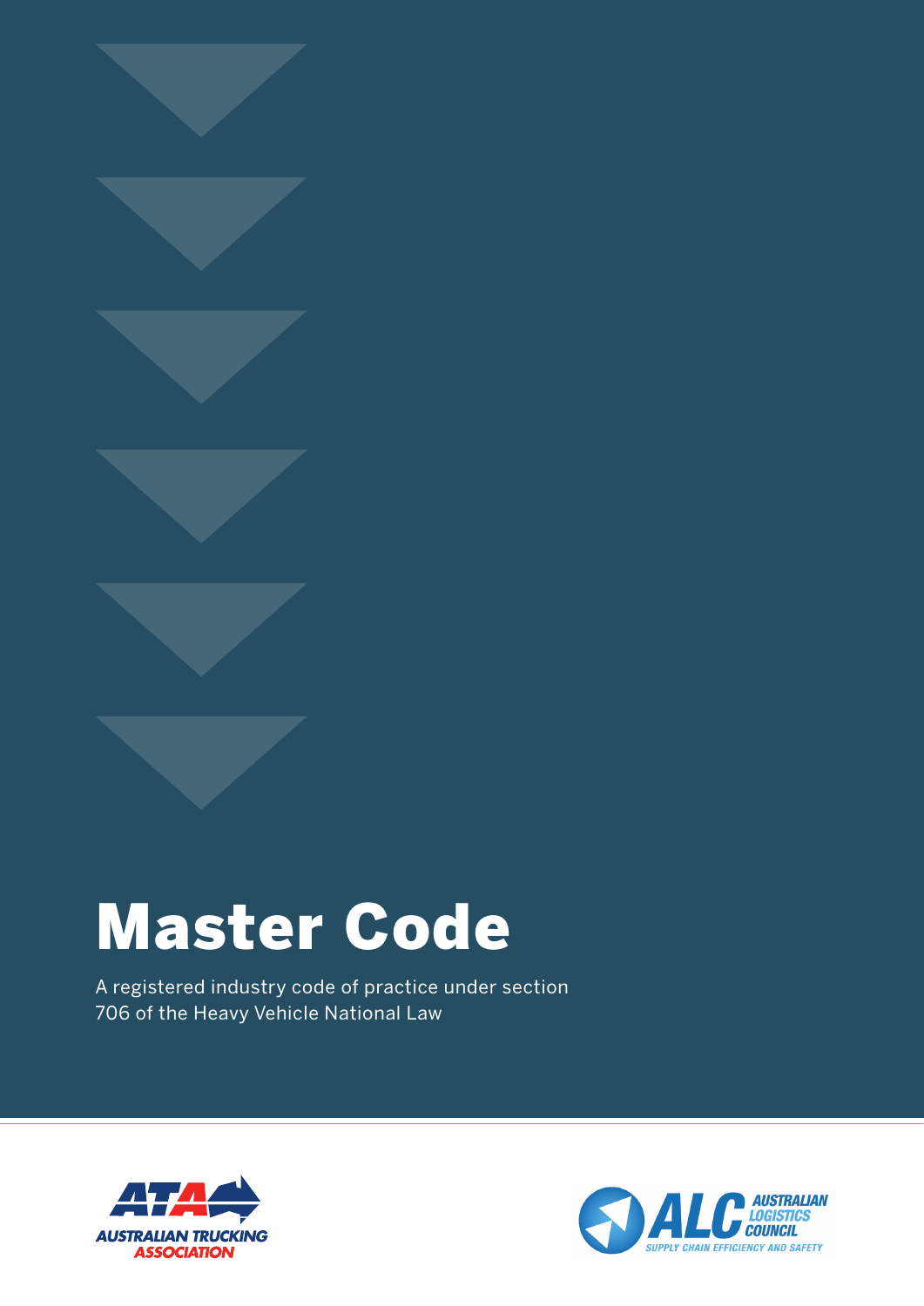# Master Code

A registered industry code of practice under section 706 of the Heavy Vehicle National Law

AUSTRALIAN TRUCKING ASSOCIATION

AUSTRALIAN LOGISTICS COUNCIL
SUPPLY CHAIN EFFICIENCY AND SAFETY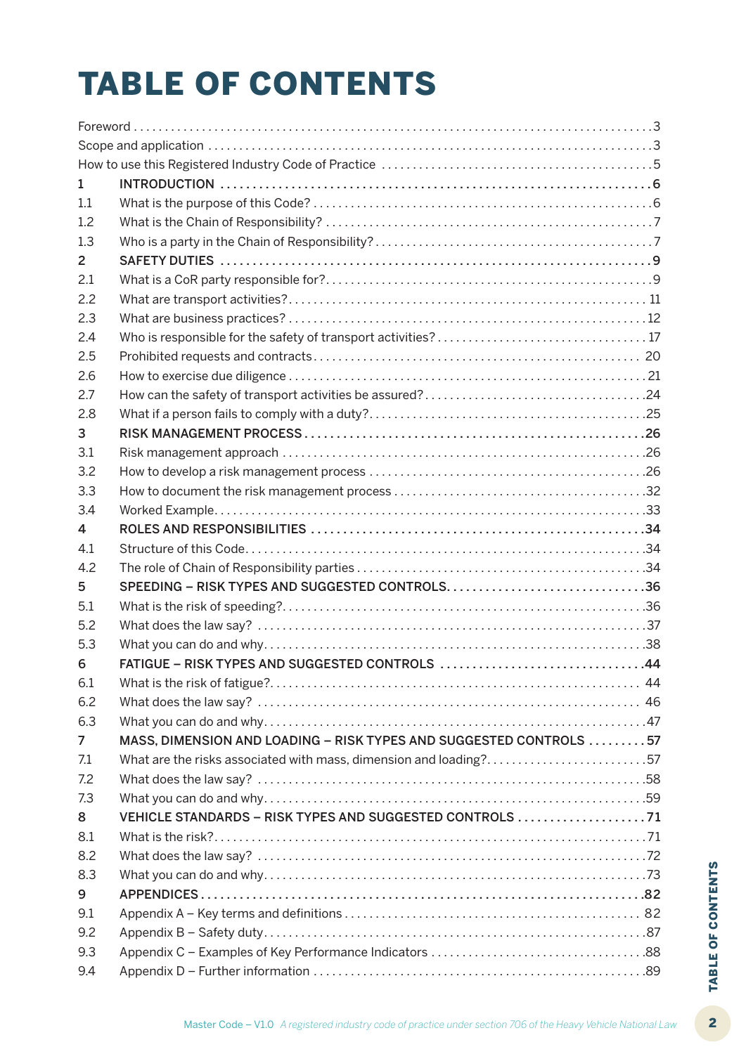# TABLE OF CONTENTS

| | | |
|---|---|---|
| Foreword | | 3 |
| Scope and application | | 3 |
| How to use this Registered Industry Code of Practice | | 5 |
| **1** | **INTRODUCTION** | **6** |
| 1.1 | What is the purpose of this Code? | 6 |
| 1.2 | What is the Chain of Responsibility? | 7 |
| 1.3 | Who is a party in the Chain of Responsibility? | 7 |
| **2** | **SAFETY DUTIES** | **9** |
| 2.1 | What is a CoR party responsible for? | 9 |
| 2.2 | What are transport activities? | 11 |
| 2.3 | What are business practices? | 12 |
| 2.4 | Who is responsible for the safety of transport activities? | 17 |
| 2.5 | Prohibited requests and contracts | 20 |
| 2.6 | How to exercise due diligence | 21 |
| 2.7 | How can the safety of transport activities be assured? | 24 |
| 2.8 | What if a person fails to comply with a duty? | 25 |
| **3** | **RISK MANAGEMENT PROCESS** | **26** |
| 3.1 | Risk management approach | 26 |
| 3.2 | How to develop a risk management process | 26 |
| 3.3 | How to document the risk management process | 32 |
| 3.4 | Worked Example | 33 |
| **4** | **ROLES AND RESPONSIBILITIES** | **34** |
| 4.1 | Structure of this Code | 34 |
| 4.2 | The role of Chain of Responsibility parties | 34 |
| **5** | **SPEEDING – RISK TYPES AND SUGGESTED CONTROLS** | **36** |
| 5.1 | What is the risk of speeding? | 36 |
| 5.2 | What does the law say? | 37 |
| 5.3 | What you can do and why | 38 |
| **6** | **FATIGUE – RISK TYPES AND SUGGESTED CONTROLS** | **44** |
| 6.1 | What is the risk of fatigue? | 44 |
| 6.2 | What does the law say? | 46 |
| 6.3 | What you can do and why | 47 |
| **7** | **MASS, DIMENSION AND LOADING – RISK TYPES AND SUGGESTED CONTROLS** | **57** |
| 7.1 | What are the risks associated with mass, dimension and loading? | 57 |
| 7.2 | What does the law say? | 58 |
| 7.3 | What you can do and why | 59 |
| **8** | **VEHICLE STANDARDS – RISK TYPES AND SUGGESTED CONTROLS** | **71** |
| 8.1 | What is the risk? | 71 |
| 8.2 | What does the law say? | 72 |
| 8.3 | What you can do and why | 73 |
| **9** | **APPENDICES** | **82** |
| 9.1 | Appendix A – Key terms and definitions | 82 |
| 9.2 | Appendix B – Safety duty | 87 |
| 9.3 | Appendix C – Examples of Key Performance Indicators | 88 |
| 9.4 | Appendix D – Further information | 89 |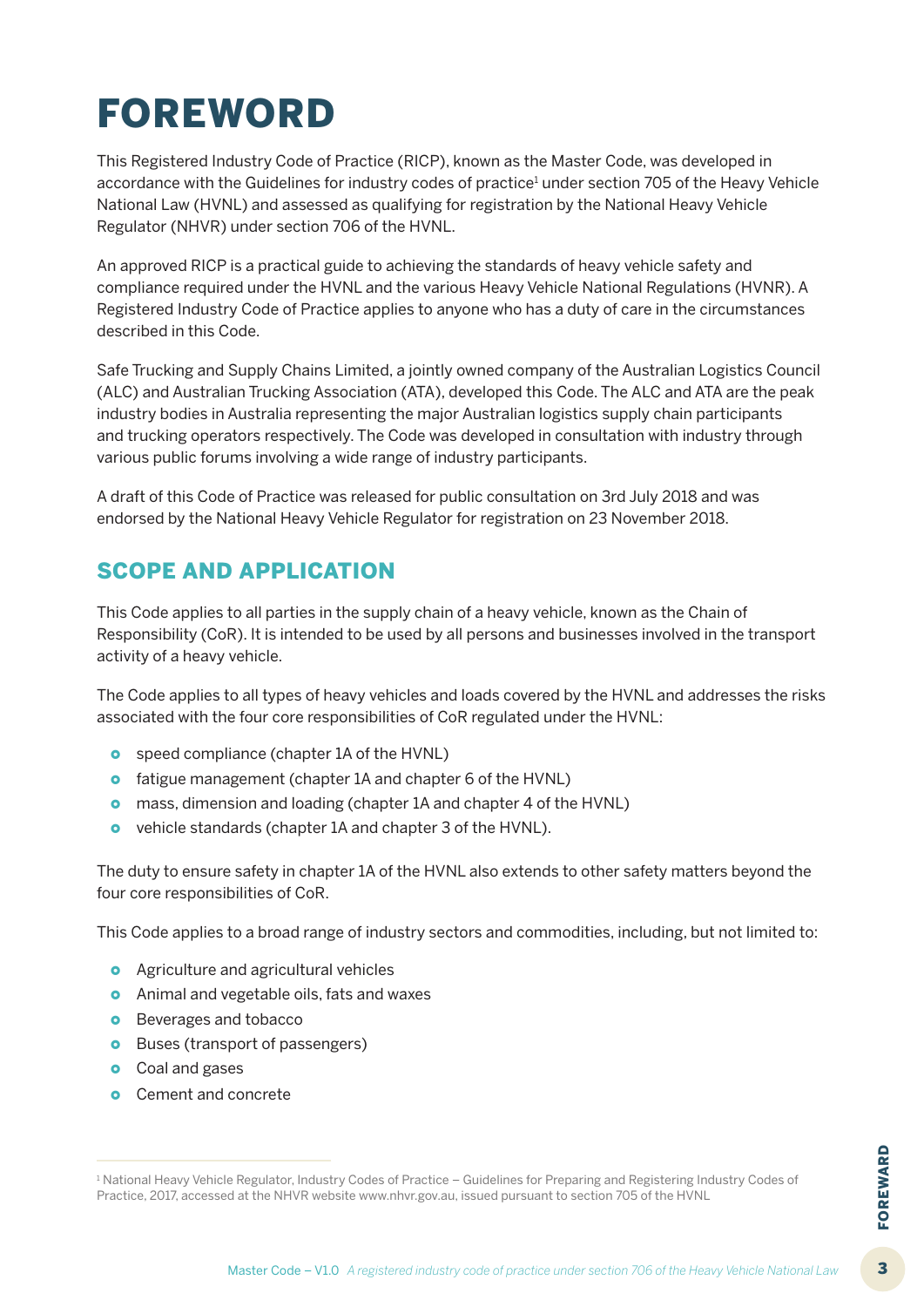# FOREWORD

This Registered Industry Code of Practice (RICP), known as the Master Code, was developed in accordance with the Guidelines for industry codes of practice[1] under section 705 of the Heavy Vehicle National Law (HVNL) and assessed as qualifying for registration by the National Heavy Vehicle Regulator (NHVR) under section 706 of the HVNL.

An approved RICP is a practical guide to achieving the standards of heavy vehicle safety and compliance required under the HVNL and the various Heavy Vehicle National Regulations (HVNR). A Registered Industry Code of Practice applies to anyone who has a duty of care in the circumstances described in this Code.

Safe Trucking and Supply Chains Limited, a jointly owned company of the Australian Logistics Council (ALC) and Australian Trucking Association (ATA), developed this Code. The ALC and ATA are the peak industry bodies in Australia representing the major Australian logistics supply chain participants and trucking operators respectively. The Code was developed in consultation with industry through various public forums involving a wide range of industry participants.

A draft of this Code of Practice was released for public consultation on 3rd July 2018 and was endorsed by the National Heavy Vehicle Regulator for registration on 23 November 2018.

## SCOPE AND APPLICATION

This Code applies to all parties in the supply chain of a heavy vehicle, known as the Chain of Responsibility (CoR). It is intended to be used by all persons and businesses involved in the transport activity of a heavy vehicle.

The Code applies to all types of heavy vehicles and loads covered by the HVNL and addresses the risks associated with the four core responsibilities of CoR regulated under the HVNL:

- speed compliance (chapter 1A of the HVNL)
- fatigue management (chapter 1A and chapter 6 of the HVNL)
- mass, dimension and loading (chapter 1A and chapter 4 of the HVNL)
- vehicle standards (chapter 1A and chapter 3 of the HVNL).

The duty to ensure safety in chapter 1A of the HVNL also extends to other safety matters beyond the four core responsibilities of CoR.

This Code applies to a broad range of industry sectors and commodities, including, but not limited to:

- Agriculture and agricultural vehicles
- Animal and vegetable oils, fats and waxes
- Beverages and tobacco
- Buses (transport of passengers)
- Coal and gases
- Cement and concrete

[1] National Heavy Vehicle Regulator, Industry Codes of Practice – Guidelines for Preparing and Registering Industry Codes of Practice, 2017, accessed at the NHVR website www.nhvr.gov.au, issued pursuant to section 705 of the HVNL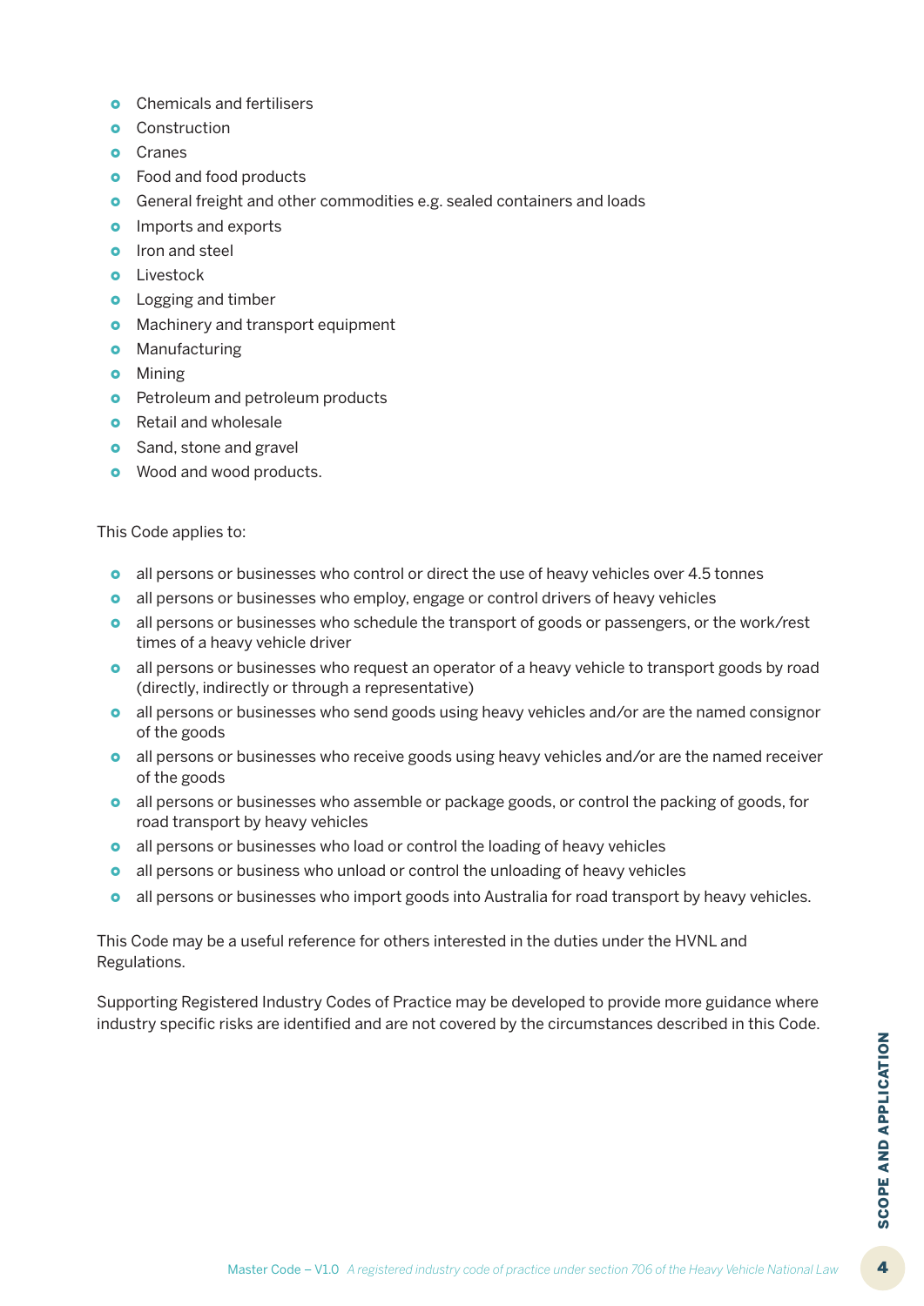- Chemicals and fertilisers
- Construction
- Cranes
- Food and food products
- General freight and other commodities e.g. sealed containers and loads
- Imports and exports
- Iron and steel
- Livestock
- Logging and timber
- Machinery and transport equipment
- Manufacturing
- Mining
- Petroleum and petroleum products
- Retail and wholesale
- Sand, stone and gravel
- Wood and wood products.

This Code applies to:

- all persons or businesses who control or direct the use of heavy vehicles over 4.5 tonnes
- all persons or businesses who employ, engage or control drivers of heavy vehicles
- all persons or businesses who schedule the transport of goods or passengers, or the work/rest times of a heavy vehicle driver
- all persons or businesses who request an operator of a heavy vehicle to transport goods by road (directly, indirectly or through a representative)
- all persons or businesses who send goods using heavy vehicles and/or are the named consignor of the goods
- all persons or businesses who receive goods using heavy vehicles and/or are the named receiver of the goods
- all persons or businesses who assemble or package goods, or control the packing of goods, for road transport by heavy vehicles
- all persons or businesses who load or control the loading of heavy vehicles
- all persons or business who unload or control the unloading of heavy vehicles
- all persons or businesses who import goods into Australia for road transport by heavy vehicles.

This Code may be a useful reference for others interested in the duties under the HVNL and Regulations.

Supporting Registered Industry Codes of Practice may be developed to provide more guidance where industry specific risks are identified and are not covered by the circumstances described in this Code.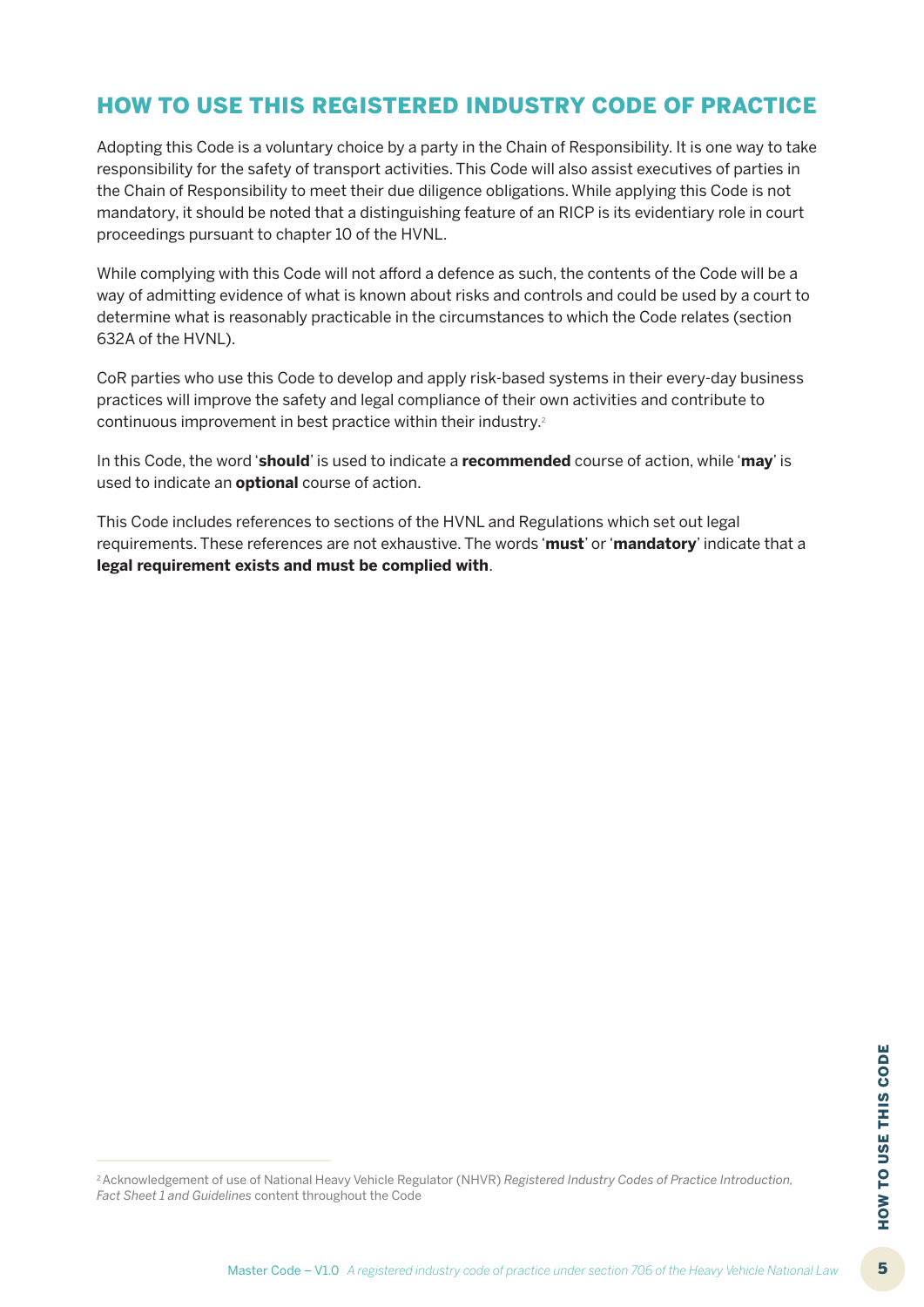# HOW TO USE THIS REGISTERED INDUSTRY CODE OF PRACTICE

Adopting this Code is a voluntary choice by a party in the Chain of Responsibility. It is one way to take responsibility for the safety of transport activities. This Code will also assist executives of parties in the Chain of Responsibility to meet their due diligence obligations. While applying this Code is not mandatory, it should be noted that a distinguishing feature of an RICP is its evidentiary role in court proceedings pursuant to chapter 10 of the HVNL.

While complying with this Code will not afford a defence as such, the contents of the Code will be a way of admitting evidence of what is known about risks and controls and could be used by a court to determine what is reasonably practicable in the circumstances to which the Code relates (section 632A of the HVNL).

CoR parties who use this Code to develop and apply risk-based systems in their every-day business practices will improve the safety and legal compliance of their own activities and contribute to continuous improvement in best practice within their industry.[2]

In this Code, the word '**should**' is used to indicate a **recommended** course of action, while '**may**' is used to indicate an **optional** course of action.

This Code includes references to sections of the HVNL and Regulations which set out legal requirements. These references are not exhaustive. The words '**must**' or '**mandatory**' indicate that a **legal requirement exists and must be complied with**.

---

[2] Acknowledgement of use of National Heavy Vehicle Regulator (NHVR) *Registered Industry Codes of Practice Introduction, Fact Sheet 1 and Guidelines* content throughout the Code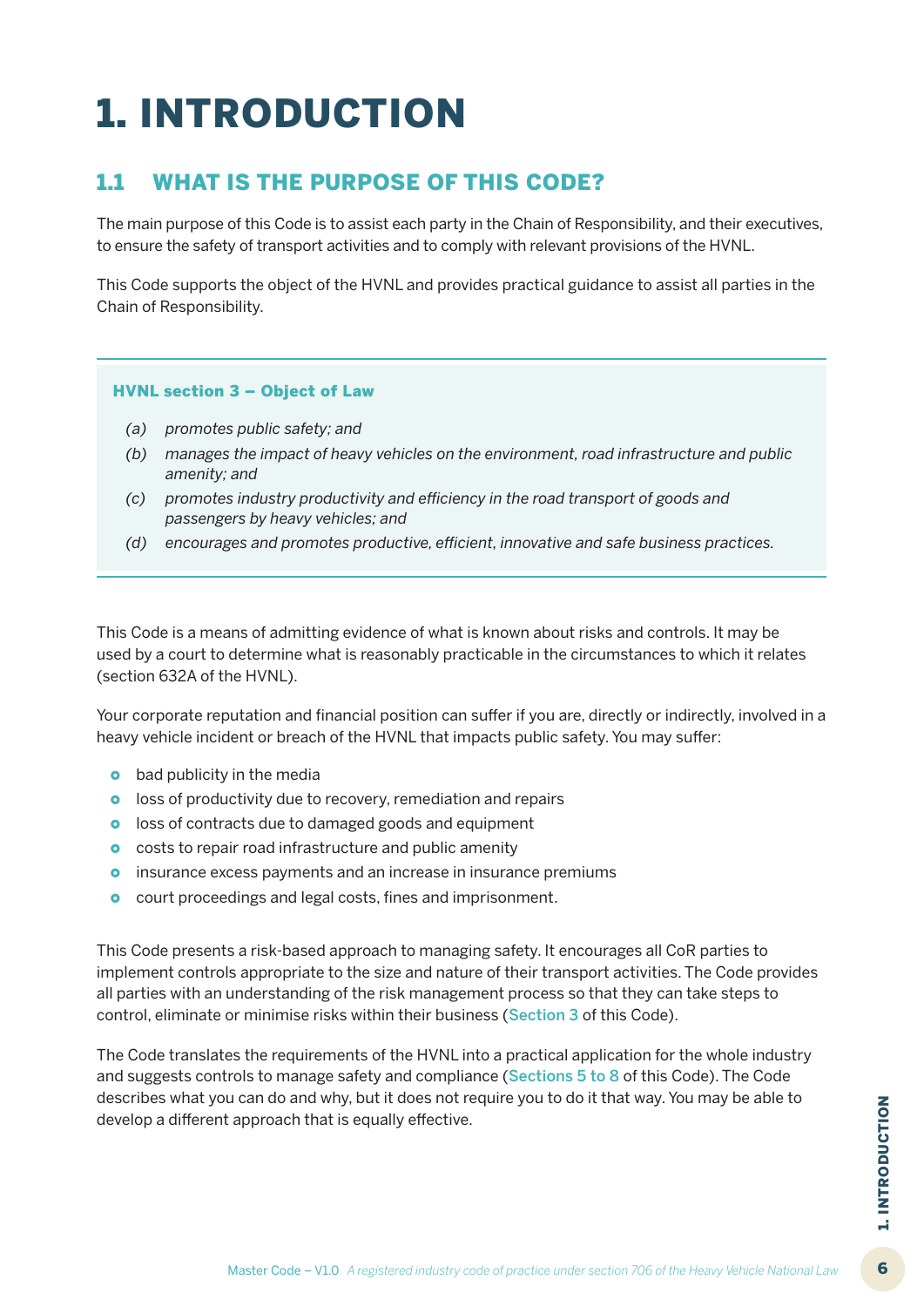# 1. INTRODUCTION

## 1.1 WHAT IS THE PURPOSE OF THIS CODE?

The main purpose of this Code is to assist each party in the Chain of Responsibility, and their executives, to ensure the safety of transport activities and to comply with relevant provisions of the HVNL.

This Code supports the object of the HVNL and provides practical guidance to assist all parties in the Chain of Responsibility.

> **HVNL section 3 – Object of Law**
>
> (a) *promotes public safety; and*
>
> (b) *manages the impact of heavy vehicles on the environment, road infrastructure and public amenity; and*
>
> (c) *promotes industry productivity and efficiency in the road transport of goods and passengers by heavy vehicles; and*
>
> (d) *encourages and promotes productive, efficient, innovative and safe business practices.*

This Code is a means of admitting evidence of what is known about risks and controls. It may be used by a court to determine what is reasonably practicable in the circumstances to which it relates (section 632A of the HVNL).

Your corporate reputation and financial position can suffer if you are, directly or indirectly, involved in a heavy vehicle incident or breach of the HVNL that impacts public safety. You may suffer:

- bad publicity in the media
- loss of productivity due to recovery, remediation and repairs
- loss of contracts due to damaged goods and equipment
- costs to repair road infrastructure and public amenity
- insurance excess payments and an increase in insurance premiums
- court proceedings and legal costs, fines and imprisonment.

This Code presents a risk-based approach to managing safety. It encourages all CoR parties to implement controls appropriate to the size and nature of their transport activities. The Code provides all parties with an understanding of the risk management process so that they can take steps to control, eliminate or minimise risks within their business (Section 3 of this Code).

The Code translates the requirements of the HVNL into a practical application for the whole industry and suggests controls to manage safety and compliance (Sections 5 to 8 of this Code). The Code describes what you can do and why, but it does not require you to do it that way. You may be able to develop a different approach that is equally effective.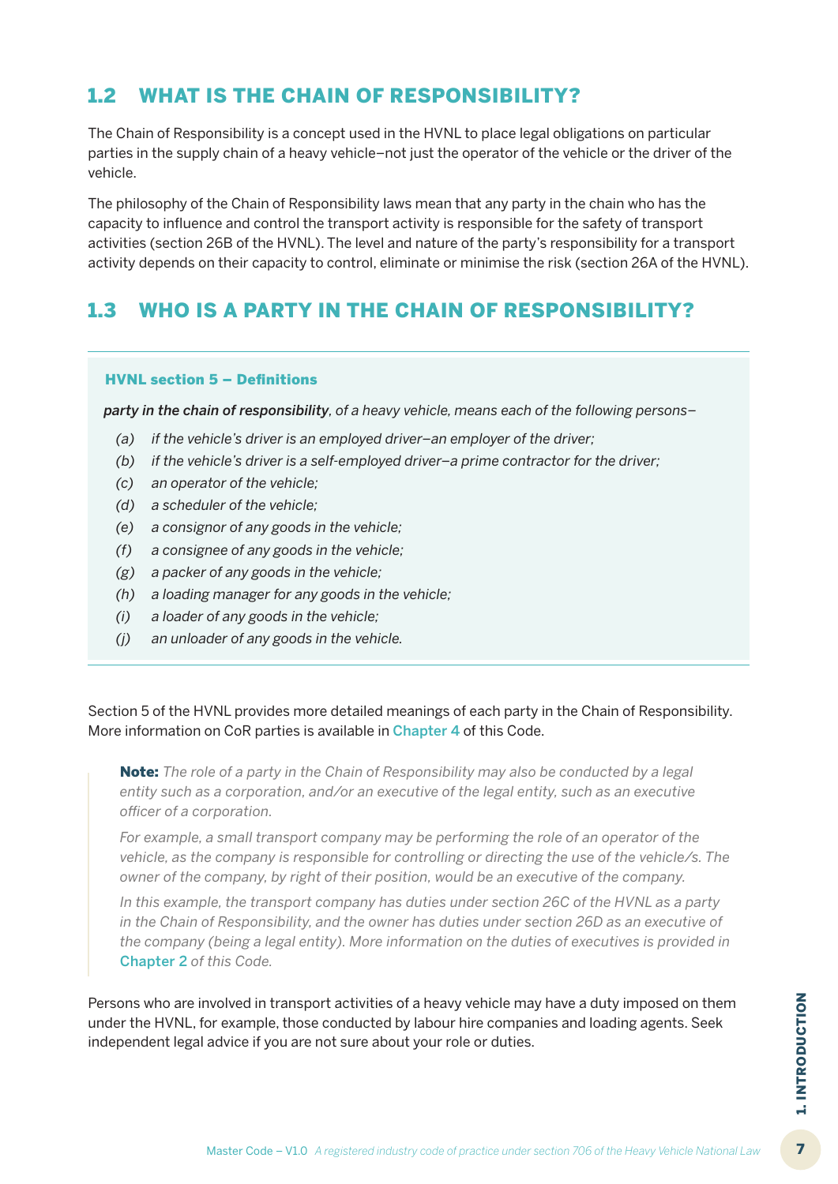## 1.2 WHAT IS THE CHAIN OF RESPONSIBILITY?

The Chain of Responsibility is a concept used in the HVNL to place legal obligations on particular parties in the supply chain of a heavy vehicle–not just the operator of the vehicle or the driver of the vehicle.

The philosophy of the Chain of Responsibility laws mean that any party in the chain who has the capacity to influence and control the transport activity is responsible for the safety of transport activities (section 26B of the HVNL). The level and nature of the party's responsibility for a transport activity depends on their capacity to control, eliminate or minimise the risk (section 26A of the HVNL).

## 1.3 WHO IS A PARTY IN THE CHAIN OF RESPONSIBILITY?

**HVNL section 5 – Definitions**

***party in the chain of responsibility****, of a heavy vehicle, means each of the following persons–*

*(a) if the vehicle's driver is an employed driver–an employer of the driver;*
*(b) if the vehicle's driver is a self-employed driver–a prime contractor for the driver;*
*(c) an operator of the vehicle;*
*(d) a scheduler of the vehicle;*
*(e) a consignor of any goods in the vehicle;*
*(f) a consignee of any goods in the vehicle;*
*(g) a packer of any goods in the vehicle;*
*(h) a loading manager for any goods in the vehicle;*
*(i) a loader of any goods in the vehicle;*
*(j) an unloader of any goods in the vehicle.*

Section 5 of the HVNL provides more detailed meanings of each party in the Chain of Responsibility. More information on CoR parties is available in Chapter 4 of this Code.

> **Note:** *The role of a party in the Chain of Responsibility may also be conducted by a legal entity such as a corporation, and/or an executive of the legal entity, such as an executive officer of a corporation.*
>
> *For example, a small transport company may be performing the role of an operator of the vehicle, as the company is responsible for controlling or directing the use of the vehicle/s. The owner of the company, by right of their position, would be an executive of the company.*
>
> *In this example, the transport company has duties under section 26C of the HVNL as a party in the Chain of Responsibility, and the owner has duties under section 26D as an executive of the company (being a legal entity). More information on the duties of executives is provided in Chapter 2 of this Code.*

Persons who are involved in transport activities of a heavy vehicle may have a duty imposed on them under the HVNL, for example, those conducted by labour hire companies and loading agents. Seek independent legal advice if you are not sure about your role or duties.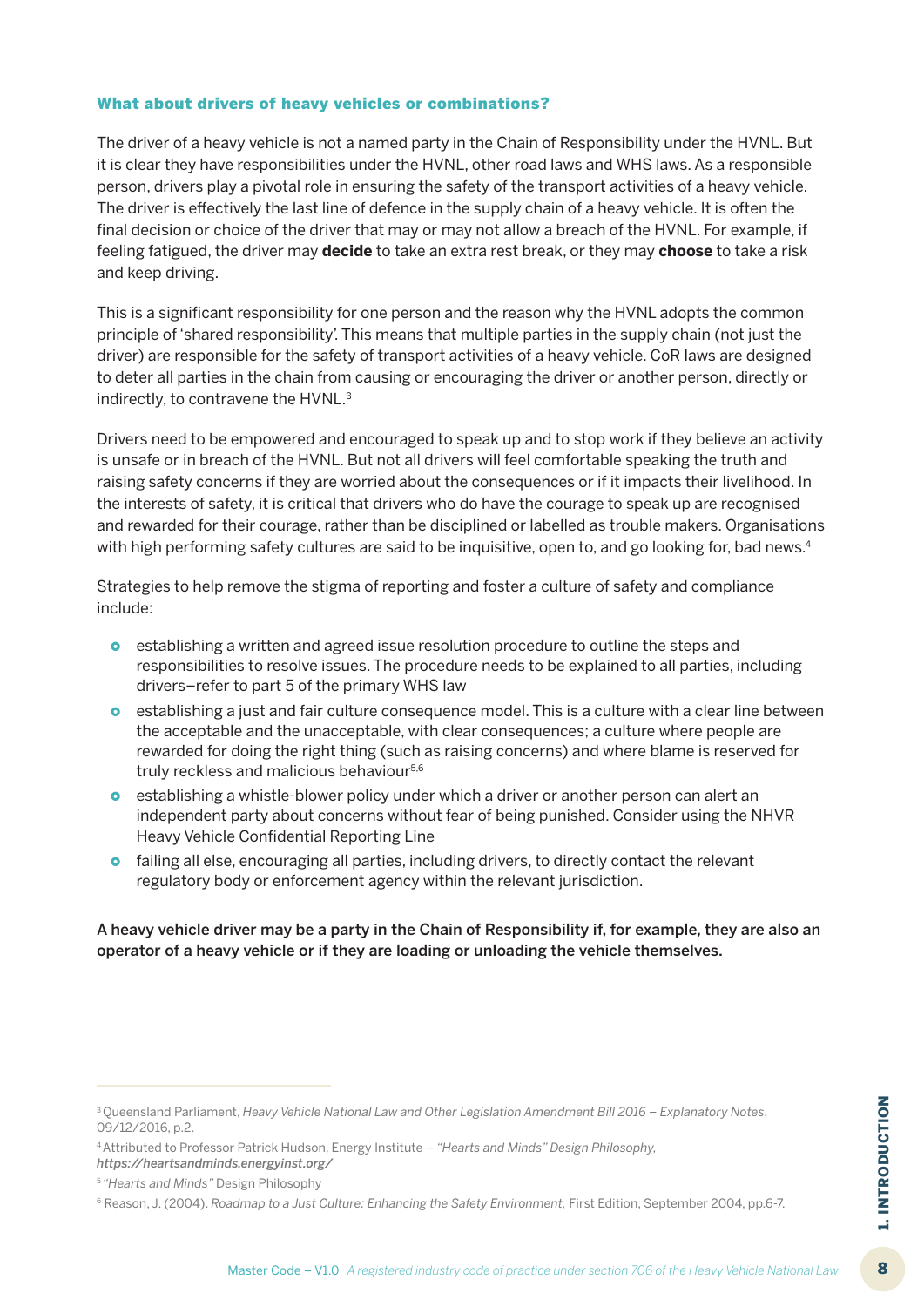### What about drivers of heavy vehicles or combinations?

The driver of a heavy vehicle is not a named party in the Chain of Responsibility under the HVNL. But it is clear they have responsibilities under the HVNL, other road laws and WHS laws. As a responsible person, drivers play a pivotal role in ensuring the safety of the transport activities of a heavy vehicle. The driver is effectively the last line of defence in the supply chain of a heavy vehicle. It is often the final decision or choice of the driver that may or may not allow a breach of the HVNL. For example, if feeling fatigued, the driver may **decide** to take an extra rest break, or they may **choose** to take a risk and keep driving.

This is a significant responsibility for one person and the reason why the HVNL adopts the common principle of 'shared responsibility'. This means that multiple parties in the supply chain (not just the driver) are responsible for the safety of transport activities of a heavy vehicle. CoR laws are designed to deter all parties in the chain from causing or encouraging the driver or another person, directly or indirectly, to contravene the HVNL.[3]

Drivers need to be empowered and encouraged to speak up and to stop work if they believe an activity is unsafe or in breach of the HVNL. But not all drivers will feel comfortable speaking the truth and raising safety concerns if they are worried about the consequences or if it impacts their livelihood. In the interests of safety, it is critical that drivers who do have the courage to speak up are recognised and rewarded for their courage, rather than be disciplined or labelled as trouble makers. Organisations with high performing safety cultures are said to be inquisitive, open to, and go looking for, bad news.[4]

Strategies to help remove the stigma of reporting and foster a culture of safety and compliance include:

- establishing a written and agreed issue resolution procedure to outline the steps and responsibilities to resolve issues. The procedure needs to be explained to all parties, including drivers–refer to part 5 of the primary WHS law
- establishing a just and fair culture consequence model. This is a culture with a clear line between the acceptable and the unacceptable, with clear consequences; a culture where people are rewarded for doing the right thing (such as raising concerns) and where blame is reserved for truly reckless and malicious behaviour[5,6]
- establishing a whistle-blower policy under which a driver or another person can alert an independent party about concerns without fear of being punished. Consider using the NHVR Heavy Vehicle Confidential Reporting Line
- failing all else, encouraging all parties, including drivers, to directly contact the relevant regulatory body or enforcement agency within the relevant jurisdiction.

**A heavy vehicle driver may be a party in the Chain of Responsibility if, for example, they are also an operator of a heavy vehicle or if they are loading or unloading the vehicle themselves.**

---

[3] Queensland Parliament, *Heavy Vehicle National Law and Other Legislation Amendment Bill 2016 – Explanatory Notes*, 09/12/2016, p.2.

[4] Attributed to Professor Patrick Hudson, Energy Institute – *"Hearts and Minds" Design Philosophy*, *https://heartsandminds.energyinst.org/*

[5] *"Hearts and Minds"* Design Philosophy

[6] Reason, J. (2004). *Roadmap to a Just Culture: Enhancing the Safety Environment,* First Edition, September 2004, pp.6-7.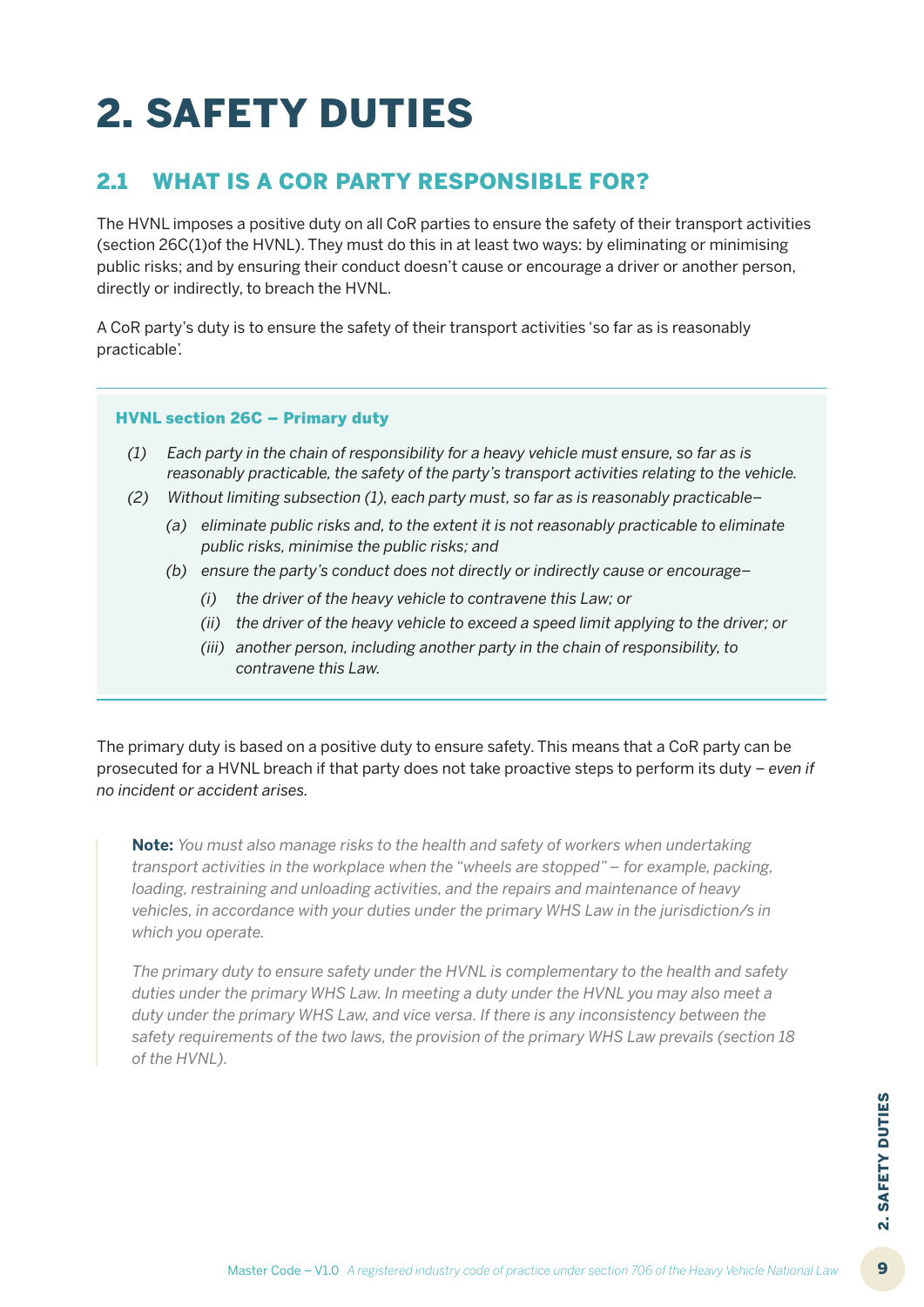# 2. SAFETY DUTIES

## 2.1 WHAT IS A COR PARTY RESPONSIBLE FOR?

The HVNL imposes a positive duty on all CoR parties to ensure the safety of their transport activities (section 26C(1)of the HVNL). They must do this in at least two ways: by eliminating or minimising public risks; and by ensuring their conduct doesn't cause or encourage a driver or another person, directly or indirectly, to breach the HVNL.

A CoR party's duty is to ensure the safety of their transport activities 'so far as is reasonably practicable'.

---

**HVNL section 26C – Primary duty**

*(1) Each party in the chain of responsibility for a heavy vehicle must ensure, so far as is reasonably practicable, the safety of the party's transport activities relating to the vehicle.*

*(2) Without limiting subsection (1), each party must, so far as is reasonably practicable–*

*(a) eliminate public risks and, to the extent it is not reasonably practicable to eliminate public risks, minimise the public risks; and*

*(b) ensure the party's conduct does not directly or indirectly cause or encourage–*

*(i) the driver of the heavy vehicle to contravene this Law; or*

*(ii) the driver of the heavy vehicle to exceed a speed limit applying to the driver; or*

*(iii) another person, including another party in the chain of responsibility, to contravene this Law.*

---

The primary duty is based on a positive duty to ensure safety. This means that a CoR party can be prosecuted for a HVNL breach if that party does not take proactive steps to perform its duty – *even if no incident or accident arises.*

> **Note:** *You must also manage risks to the health and safety of workers when undertaking transport activities in the workplace when the "wheels are stopped" – for example, packing, loading, restraining and unloading activities, and the repairs and maintenance of heavy vehicles, in accordance with your duties under the primary WHS Law in the jurisdiction/s in which you operate.*
>
> *The primary duty to ensure safety under the HVNL is complementary to the health and safety duties under the primary WHS Law. In meeting a duty under the HVNL you may also meet a duty under the primary WHS Law, and vice versa. If there is any inconsistency between the safety requirements of the two laws, the provision of the primary WHS Law prevails (section 18 of the HVNL).*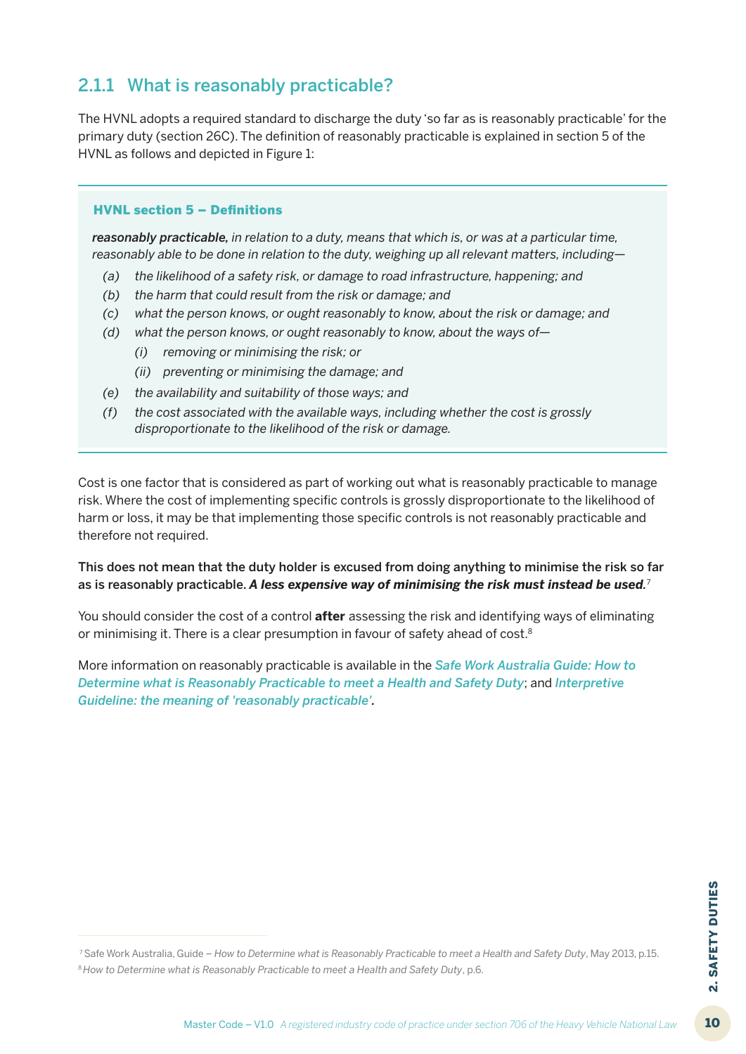### 2.1.1 What is reasonably practicable?

The HVNL adopts a required standard to discharge the duty 'so far as is reasonably practicable' for the primary duty (section 26C). The definition of reasonably practicable is explained in section 5 of the HVNL as follows and depicted in Figure 1:

> **HVNL section 5 – Definitions**
>
> ***reasonably practicable,*** *in relation to a duty, means that which is, or was at a particular time, reasonably able to be done in relation to the duty, weighing up all relevant matters, including—*
>
> *(a) the likelihood of a safety risk, or damage to road infrastructure, happening; and*
>
> *(b) the harm that could result from the risk or damage; and*
>
> *(c) what the person knows, or ought reasonably to know, about the risk or damage; and*
>
> *(d) what the person knows, or ought reasonably to know, about the ways of—*
>
> *(i) removing or minimising the risk; or*
>
> *(ii) preventing or minimising the damage; and*
>
> *(e) the availability and suitability of those ways; and*
>
> *(f) the cost associated with the available ways, including whether the cost is grossly disproportionate to the likelihood of the risk or damage.*

Cost is one factor that is considered as part of working out what is reasonably practicable to manage risk. Where the cost of implementing specific controls is grossly disproportionate to the likelihood of harm or loss, it may be that implementing those specific controls is not reasonably practicable and therefore not required.

**This does not mean that the duty holder is excused from doing anything to minimise the risk so far as is reasonably practicable. *A less expensive way of minimising the risk must instead be used.***[7]

You should consider the cost of a control **after** assessing the risk and identifying ways of eliminating or minimising it. There is a clear presumption in favour of safety ahead of cost.[8]

More information on reasonably practicable is available in the ***Safe Work Australia Guide: How to Determine what is Reasonably Practicable to meet a Health and Safety Duty***; and ***Interpretive Guideline: the meaning of 'reasonably practicable'.***

---

[7] Safe Work Australia, Guide – *How to Determine what is Reasonably Practicable to meet a Health and Safety Duty*, May 2013, p.15.

[8] *How to Determine what is Reasonably Practicable to meet a Health and Safety Duty*, p.6.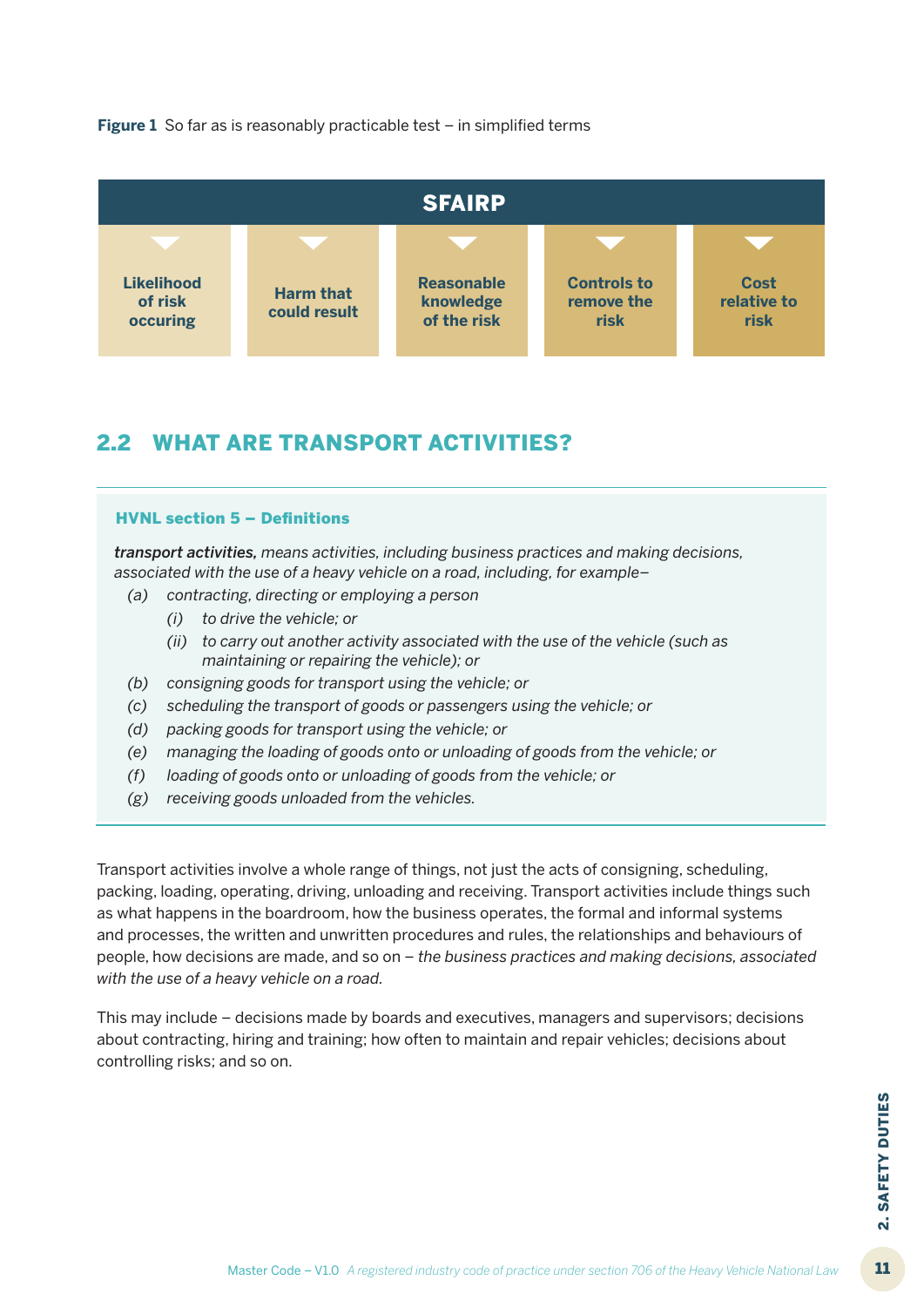**Figure 1** So far as is reasonably practicable test – in simplified terms

| SFAIRP | | | | |
|---|---|---|---|---|
| Likelihood of risk occuring | Harm that could result | Reasonable knowledge of the risk | Controls to remove the risk | Cost relative to risk |

## 2.2 WHAT ARE TRANSPORT ACTIVITIES?

**HVNL section 5 – Definitions**

***transport activities,*** *means activities, including business practices and making decisions, associated with the use of a heavy vehicle on a road, including, for example–*

- *(a) contracting, directing or employing a person*
  - *(i) to drive the vehicle; or*
  - *(ii) to carry out another activity associated with the use of the vehicle (such as maintaining or repairing the vehicle); or*
- *(b) consigning goods for transport using the vehicle; or*
- *(c) scheduling the transport of goods or passengers using the vehicle; or*
- *(d) packing goods for transport using the vehicle; or*
- *(e) managing the loading of goods onto or unloading of goods from the vehicle; or*
- *(f) loading of goods onto or unloading of goods from the vehicle; or*
- *(g) receiving goods unloaded from the vehicles.*

Transport activities involve a whole range of things, not just the acts of consigning, scheduling, packing, loading, operating, driving, unloading and receiving. Transport activities include things such as what happens in the boardroom, how the business operates, the formal and informal systems and processes, the written and unwritten procedures and rules, the relationships and behaviours of people, how decisions are made, and so on – *the business practices and making decisions, associated with the use of a heavy vehicle on a road.*

This may include – decisions made by boards and executives, managers and supervisors; decisions about contracting, hiring and training; how often to maintain and repair vehicles; decisions about controlling risks; and so on.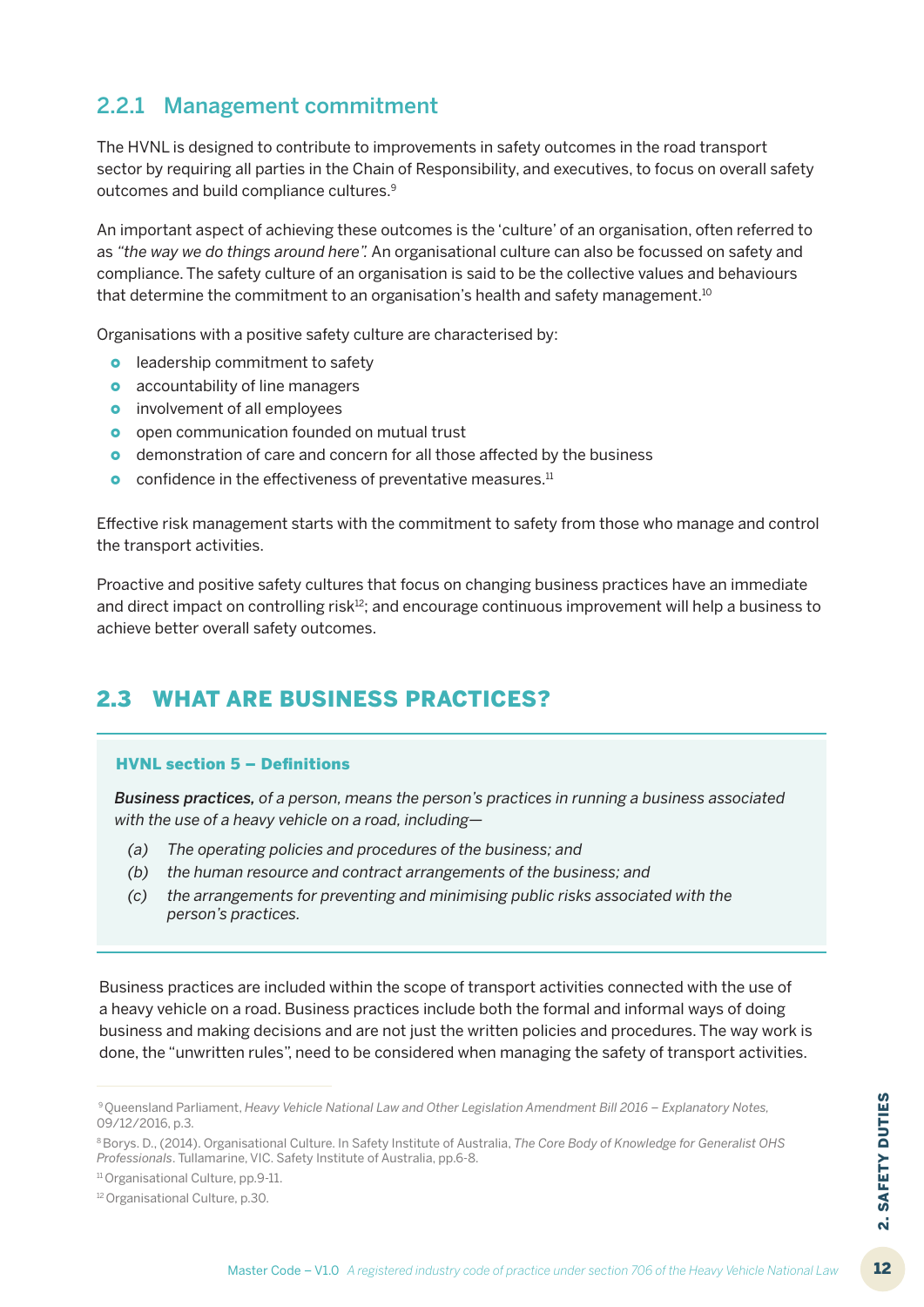### 2.2.1 Management commitment

The HVNL is designed to contribute to improvements in safety outcomes in the road transport sector by requiring all parties in the Chain of Responsibility, and executives, to focus on overall safety outcomes and build compliance cultures.[9]

An important aspect of achieving these outcomes is the 'culture' of an organisation, often referred to as *"the way we do things around here".* An organisational culture can also be focussed on safety and compliance. The safety culture of an organisation is said to be the collective values and behaviours that determine the commitment to an organisation's health and safety management.[10]

Organisations with a positive safety culture are characterised by:

- leadership commitment to safety
- accountability of line managers
- involvement of all employees
- open communication founded on mutual trust
- demonstration of care and concern for all those affected by the business
- confidence in the effectiveness of preventative measures.[11]

Effective risk management starts with the commitment to safety from those who manage and control the transport activities.

Proactive and positive safety cultures that focus on changing business practices have an immediate and direct impact on controlling risk[12]; and encourage continuous improvement will help a business to achieve better overall safety outcomes.

## 2.3 WHAT ARE BUSINESS PRACTICES?

**HVNL section 5 – Definitions**

***Business practices,*** *of a person, means the person's practices in running a business associated with the use of a heavy vehicle on a road, including—*

*(a) The operating policies and procedures of the business; and*
*(b) the human resource and contract arrangements of the business; and*
*(c) the arrangements for preventing and minimising public risks associated with the person's practices.*

Business practices are included within the scope of transport activities connected with the use of a heavy vehicle on a road. Business practices include both the formal and informal ways of doing business and making decisions and are not just the written policies and procedures. The way work is done, the "unwritten rules", need to be considered when managing the safety of transport activities.

---

[9] Queensland Parliament, *Heavy Vehicle National Law and Other Legislation Amendment Bill 2016 – Explanatory Notes,* 09/12/2016, p.3.

[8] Borys. D., (2014). Organisational Culture. In Safety Institute of Australia, *The Core Body of Knowledge for Generalist OHS Professionals*. Tullamarine, VIC. Safety Institute of Australia, pp.6-8.

[11] Organisational Culture, pp.9-11.

[12] Organisational Culture, p.30.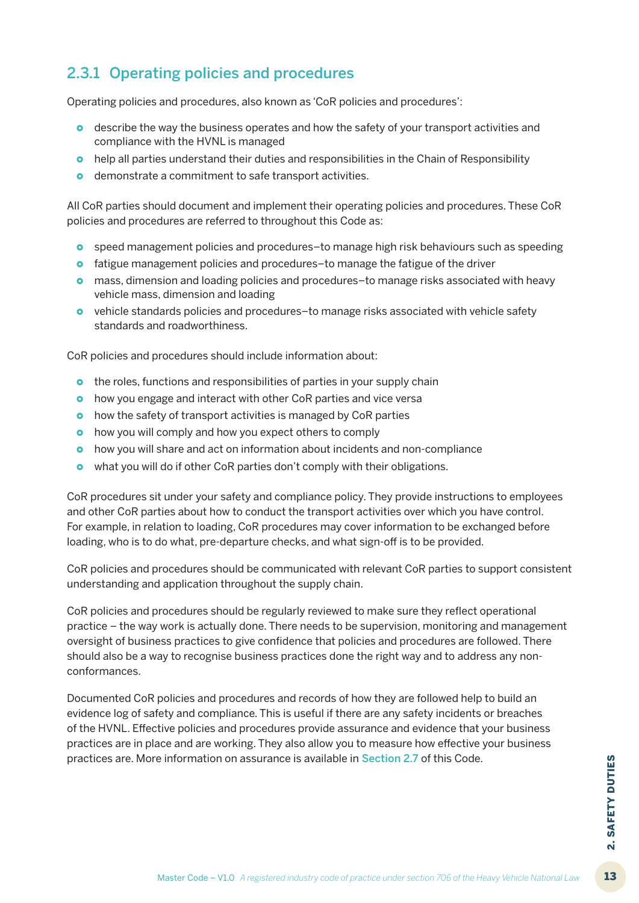### 2.3.1 Operating policies and procedures

Operating policies and procedures, also known as 'CoR policies and procedures':

- describe the way the business operates and how the safety of your transport activities and compliance with the HVNL is managed
- help all parties understand their duties and responsibilities in the Chain of Responsibility
- demonstrate a commitment to safe transport activities.

All CoR parties should document and implement their operating policies and procedures. These CoR policies and procedures are referred to throughout this Code as:

- speed management policies and procedures–to manage high risk behaviours such as speeding
- fatigue management policies and procedures–to manage the fatigue of the driver
- mass, dimension and loading policies and procedures–to manage risks associated with heavy vehicle mass, dimension and loading
- vehicle standards policies and procedures–to manage risks associated with vehicle safety standards and roadworthiness.

CoR policies and procedures should include information about:

- the roles, functions and responsibilities of parties in your supply chain
- how you engage and interact with other CoR parties and vice versa
- how the safety of transport activities is managed by CoR parties
- how you will comply and how you expect others to comply
- how you will share and act on information about incidents and non-compliance
- what you will do if other CoR parties don't comply with their obligations.

CoR procedures sit under your safety and compliance policy. They provide instructions to employees and other CoR parties about how to conduct the transport activities over which you have control. For example, in relation to loading, CoR procedures may cover information to be exchanged before loading, who is to do what, pre-departure checks, and what sign-off is to be provided.

CoR policies and procedures should be communicated with relevant CoR parties to support consistent understanding and application throughout the supply chain.

CoR policies and procedures should be regularly reviewed to make sure they reflect operational practice – the way work is actually done. There needs to be supervision, monitoring and management oversight of business practices to give confidence that policies and procedures are followed. There should also be a way to recognise business practices done the right way and to address any non-conformances.

Documented CoR policies and procedures and records of how they are followed help to build an evidence log of safety and compliance. This is useful if there are any safety incidents or breaches of the HVNL. Effective policies and procedures provide assurance and evidence that your business practices are in place and are working. They also allow you to measure how effective your business practices are. More information on assurance is available in Section 2.7 of this Code.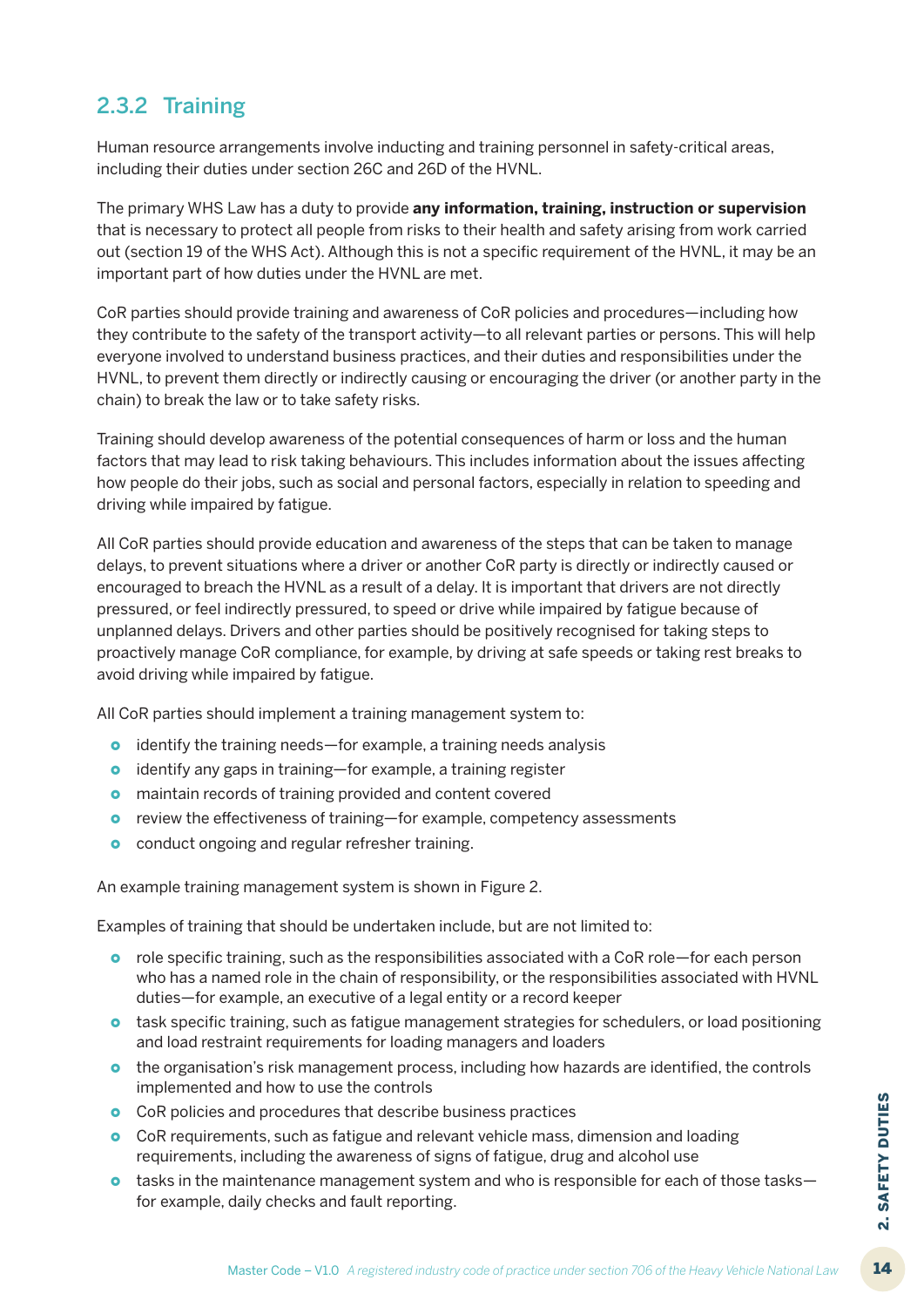### 2.3.2 Training

Human resource arrangements involve inducting and training personnel in safety-critical areas, including their duties under section 26C and 26D of the HVNL.

The primary WHS Law has a duty to provide **any information, training, instruction or supervision** that is necessary to protect all people from risks to their health and safety arising from work carried out (section 19 of the WHS Act). Although this is not a specific requirement of the HVNL, it may be an important part of how duties under the HVNL are met.

CoR parties should provide training and awareness of CoR policies and procedures—including how they contribute to the safety of the transport activity—to all relevant parties or persons. This will help everyone involved to understand business practices, and their duties and responsibilities under the HVNL, to prevent them directly or indirectly causing or encouraging the driver (or another party in the chain) to break the law or to take safety risks.

Training should develop awareness of the potential consequences of harm or loss and the human factors that may lead to risk taking behaviours. This includes information about the issues affecting how people do their jobs, such as social and personal factors, especially in relation to speeding and driving while impaired by fatigue.

All CoR parties should provide education and awareness of the steps that can be taken to manage delays, to prevent situations where a driver or another CoR party is directly or indirectly caused or encouraged to breach the HVNL as a result of a delay. It is important that drivers are not directly pressured, or feel indirectly pressured, to speed or drive while impaired by fatigue because of unplanned delays. Drivers and other parties should be positively recognised for taking steps to proactively manage CoR compliance, for example, by driving at safe speeds or taking rest breaks to avoid driving while impaired by fatigue.

All CoR parties should implement a training management system to:

- identify the training needs—for example, a training needs analysis
- identify any gaps in training—for example, a training register
- maintain records of training provided and content covered
- review the effectiveness of training—for example, competency assessments
- conduct ongoing and regular refresher training.

An example training management system is shown in Figure 2.

Examples of training that should be undertaken include, but are not limited to:

- role specific training, such as the responsibilities associated with a CoR role—for each person who has a named role in the chain of responsibility, or the responsibilities associated with HVNL duties—for example, an executive of a legal entity or a record keeper
- task specific training, such as fatigue management strategies for schedulers, or load positioning and load restraint requirements for loading managers and loaders
- the organisation's risk management process, including how hazards are identified, the controls implemented and how to use the controls
- CoR policies and procedures that describe business practices
- CoR requirements, such as fatigue and relevant vehicle mass, dimension and loading requirements, including the awareness of signs of fatigue, drug and alcohol use
- tasks in the maintenance management system and who is responsible for each of those tasks—for example, daily checks and fault reporting.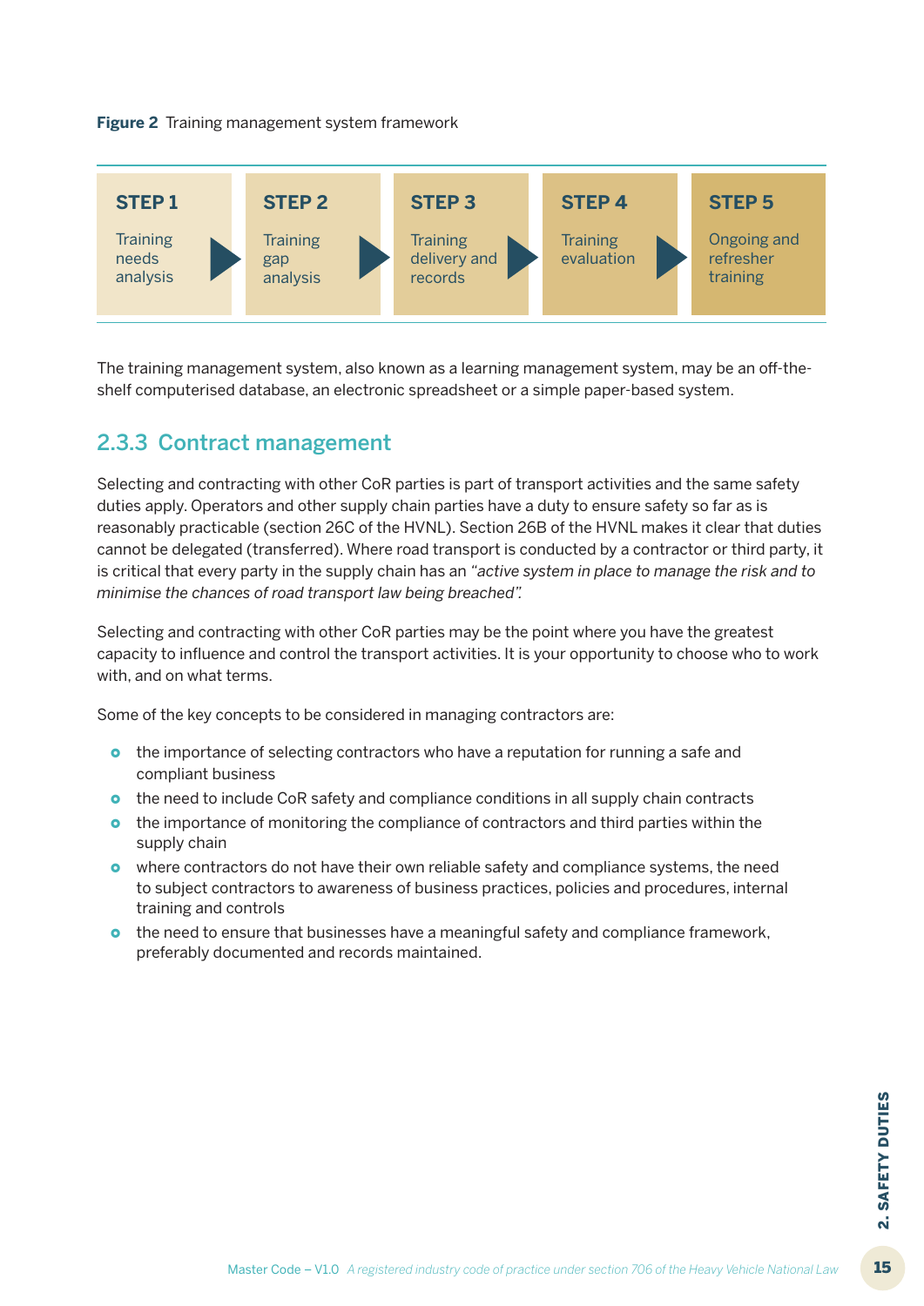**Figure 2** Training management system framework

| STEP 1 | STEP 2 | STEP 3 | STEP 4 | STEP 5 |
|---|---|---|---|---|
| Training needs analysis | Training gap analysis | Training delivery and records | Training evaluation | Ongoing and refresher training |

The training management system, also known as a learning management system, may be an off-the-shelf computerised database, an electronic spreadsheet or a simple paper-based system.

### 2.3.3 Contract management

Selecting and contracting with other CoR parties is part of transport activities and the same safety duties apply. Operators and other supply chain parties have a duty to ensure safety so far as is reasonably practicable (section 26C of the HVNL). Section 26B of the HVNL makes it clear that duties cannot be delegated (transferred). Where road transport is conducted by a contractor or third party, it is critical that every party in the supply chain has an *"active system in place to manage the risk and to minimise the chances of road transport law being breached".*

Selecting and contracting with other CoR parties may be the point where you have the greatest capacity to influence and control the transport activities. It is your opportunity to choose who to work with, and on what terms.

Some of the key concepts to be considered in managing contractors are:

- the importance of selecting contractors who have a reputation for running a safe and compliant business
- the need to include CoR safety and compliance conditions in all supply chain contracts
- the importance of monitoring the compliance of contractors and third parties within the supply chain
- where contractors do not have their own reliable safety and compliance systems, the need to subject contractors to awareness of business practices, policies and procedures, internal training and controls
- the need to ensure that businesses have a meaningful safety and compliance framework, preferably documented and records maintained.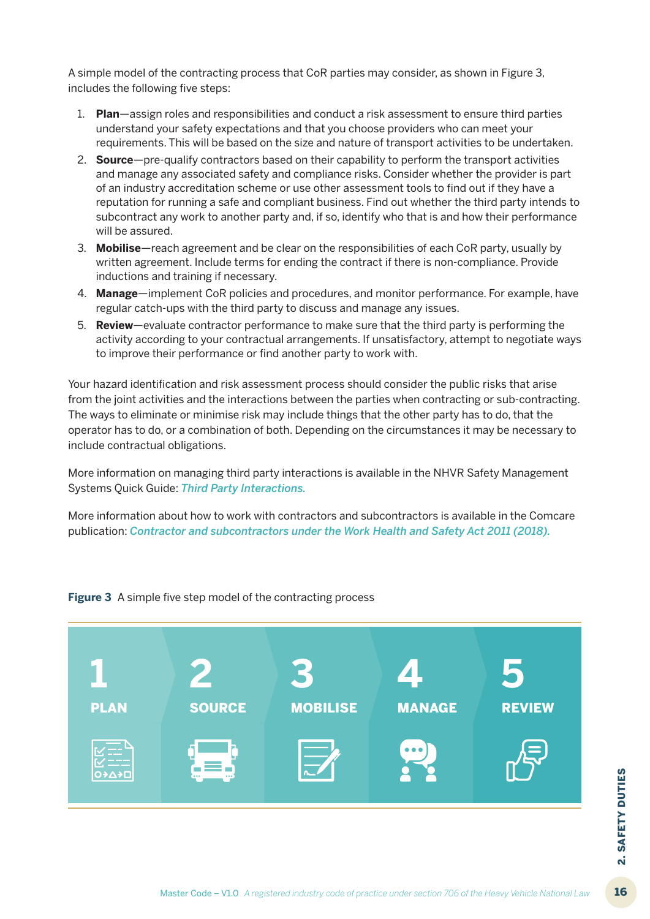A simple model of the contracting process that CoR parties may consider, as shown in Figure 3, includes the following five steps:

1. **Plan**—assign roles and responsibilities and conduct a risk assessment to ensure third parties understand your safety expectations and that you choose providers who can meet your requirements. This will be based on the size and nature of transport activities to be undertaken.
2. **Source**—pre-qualify contractors based on their capability to perform the transport activities and manage any associated safety and compliance risks. Consider whether the provider is part of an industry accreditation scheme or use other assessment tools to find out if they have a reputation for running a safe and compliant business. Find out whether the third party intends to subcontract any work to another party and, if so, identify who that is and how their performance will be assured.
3. **Mobilise**—reach agreement and be clear on the responsibilities of each CoR party, usually by written agreement. Include terms for ending the contract if there is non-compliance. Provide inductions and training if necessary.
4. **Manage**—implement CoR policies and procedures, and monitor performance. For example, have regular catch-ups with the third party to discuss and manage any issues.
5. **Review**—evaluate contractor performance to make sure that the third party is performing the activity according to your contractual arrangements. If unsatisfactory, attempt to negotiate ways to improve their performance or find another party to work with.

Your hazard identification and risk assessment process should consider the public risks that arise from the joint activities and the interactions between the parties when contracting or sub-contracting. The ways to eliminate or minimise risk may include things that the other party has to do, that the operator has to do, or a combination of both. Depending on the circumstances it may be necessary to include contractual obligations.

More information on managing third party interactions is available in the NHVR Safety Management Systems Quick Guide: *Third Party Interactions.*

More information about how to work with contractors and subcontractors is available in the Comcare publication: ***Contractor and subcontractors under the Work Health and Safety Act 2011 (2018).***

**Figure 3** A simple five step model of the contracting process

1 PLAN → 2 SOURCE → 3 MOBILISE → 4 MANAGE → 5 REVIEW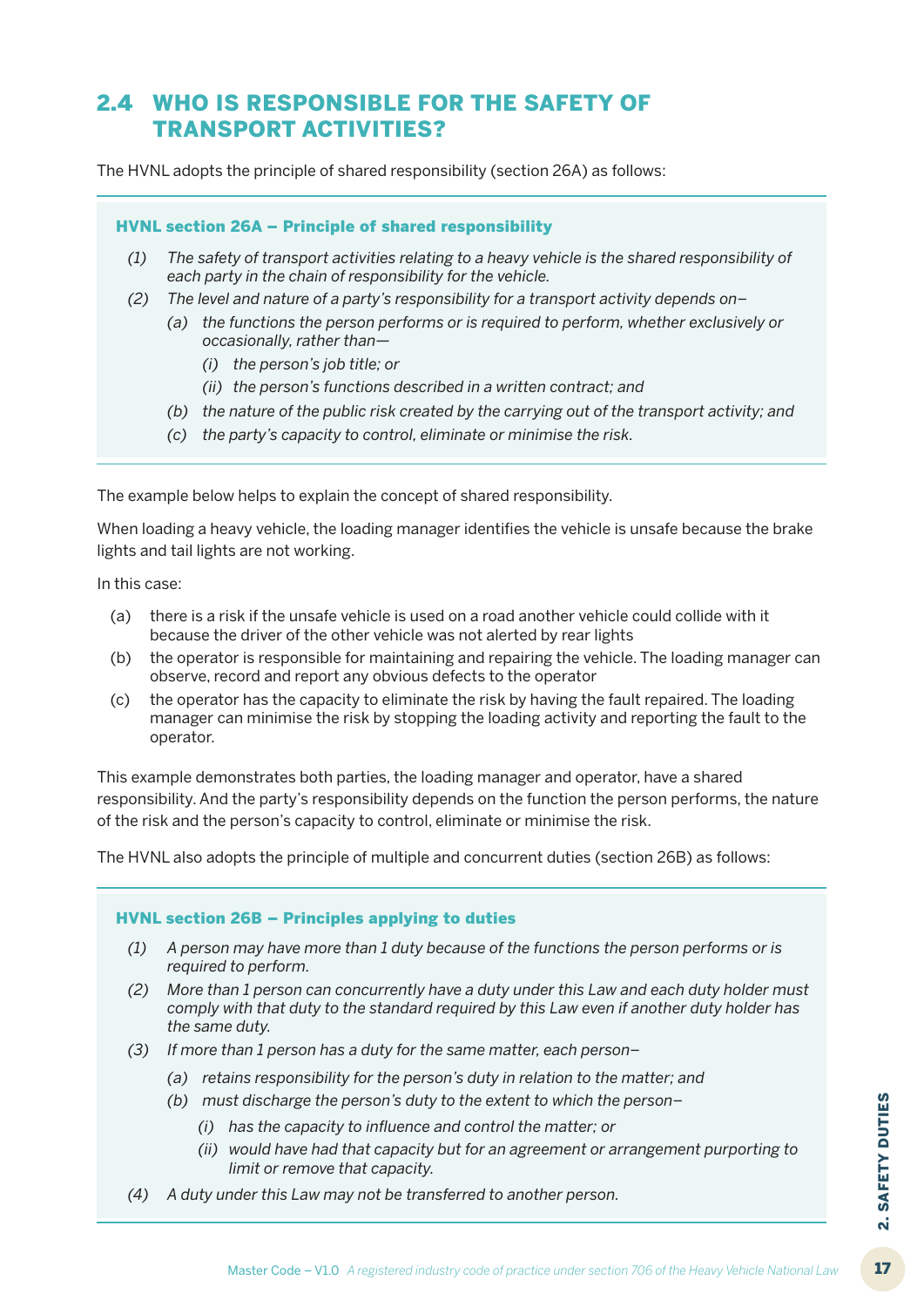## 2.4 WHO IS RESPONSIBLE FOR THE SAFETY OF TRANSPORT ACTIVITIES?

The HVNL adopts the principle of shared responsibility (section 26A) as follows:

> **HVNL section 26A – Principle of shared responsibility**
>
> *(1) The safety of transport activities relating to a heavy vehicle is the shared responsibility of each party in the chain of responsibility for the vehicle.*
>
> *(2) The level and nature of a party's responsibility for a transport activity depends on–*
>
> *(a) the functions the person performs or is required to perform, whether exclusively or occasionally, rather than—*
>
> *(i) the person's job title; or*
>
> *(ii) the person's functions described in a written contract; and*
>
> *(b) the nature of the public risk created by the carrying out of the transport activity; and*
>
> *(c) the party's capacity to control, eliminate or minimise the risk.*

The example below helps to explain the concept of shared responsibility.

When loading a heavy vehicle, the loading manager identifies the vehicle is unsafe because the brake lights and tail lights are not working.

In this case:

(a) there is a risk if the unsafe vehicle is used on a road another vehicle could collide with it because the driver of the other vehicle was not alerted by rear lights

(b) the operator is responsible for maintaining and repairing the vehicle. The loading manager can observe, record and report any obvious defects to the operator

(c) the operator has the capacity to eliminate the risk by having the fault repaired. The loading manager can minimise the risk by stopping the loading activity and reporting the fault to the operator.

This example demonstrates both parties, the loading manager and operator, have a shared responsibility. And the party's responsibility depends on the function the person performs, the nature of the risk and the person's capacity to control, eliminate or minimise the risk.

The HVNL also adopts the principle of multiple and concurrent duties (section 26B) as follows:

> **HVNL section 26B – Principles applying to duties**
>
> *(1) A person may have more than 1 duty because of the functions the person performs or is required to perform.*
>
> *(2) More than 1 person can concurrently have a duty under this Law and each duty holder must comply with that duty to the standard required by this Law even if another duty holder has the same duty.*
>
> *(3) If more than 1 person has a duty for the same matter, each person–*
>
> *(a) retains responsibility for the person's duty in relation to the matter; and*
>
> *(b) must discharge the person's duty to the extent to which the person–*
>
> *(i) has the capacity to influence and control the matter; or*
>
> *(ii) would have had that capacity but for an agreement or arrangement purporting to limit or remove that capacity.*
>
> *(4) A duty under this Law may not be transferred to another person.*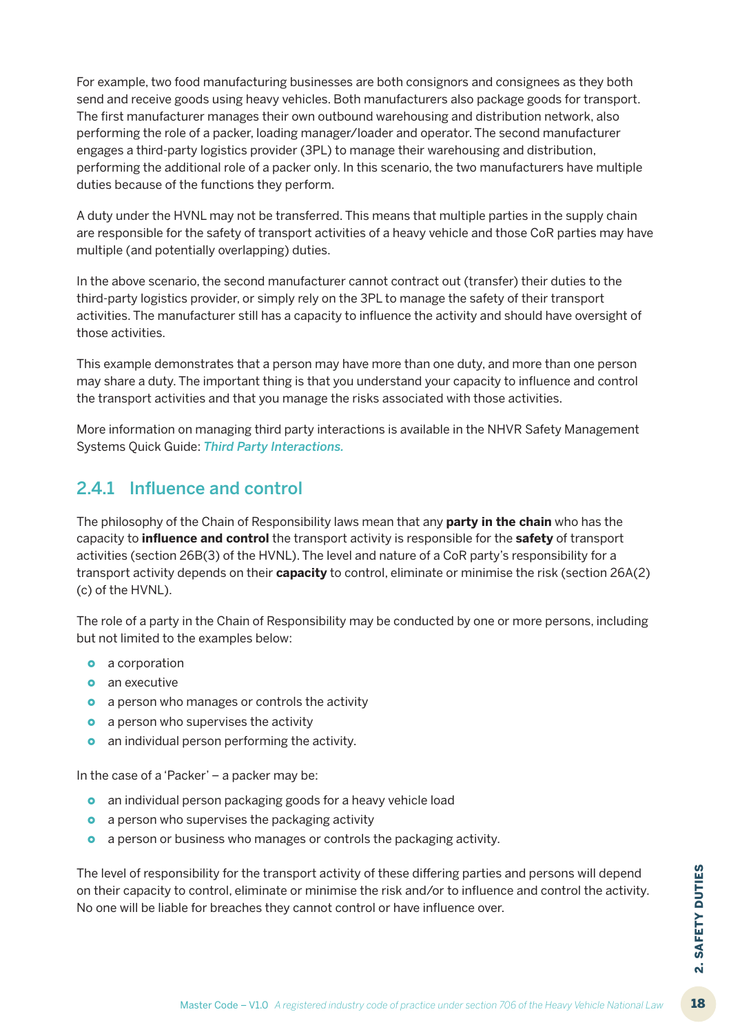For example, two food manufacturing businesses are both consignors and consignees as they both send and receive goods using heavy vehicles. Both manufacturers also package goods for transport. The first manufacturer manages their own outbound warehousing and distribution network, also performing the role of a packer, loading manager/loader and operator. The second manufacturer engages a third-party logistics provider (3PL) to manage their warehousing and distribution, performing the additional role of a packer only. In this scenario, the two manufacturers have multiple duties because of the functions they perform.

A duty under the HVNL may not be transferred. This means that multiple parties in the supply chain are responsible for the safety of transport activities of a heavy vehicle and those CoR parties may have multiple (and potentially overlapping) duties.

In the above scenario, the second manufacturer cannot contract out (transfer) their duties to the third-party logistics provider, or simply rely on the 3PL to manage the safety of their transport activities. The manufacturer still has a capacity to influence the activity and should have oversight of those activities.

This example demonstrates that a person may have more than one duty, and more than one person may share a duty. The important thing is that you understand your capacity to influence and control the transport activities and that you manage the risks associated with those activities.

More information on managing third party interactions is available in the NHVR Safety Management Systems Quick Guide: *Third Party Interactions.*

### 2.4.1 Influence and control

The philosophy of the Chain of Responsibility laws mean that any **party in the chain** who has the capacity to **influence and control** the transport activity is responsible for the **safety** of transport activities (section 26B(3) of the HVNL). The level and nature of a CoR party's responsibility for a transport activity depends on their **capacity** to control, eliminate or minimise the risk (section 26A(2)(c) of the HVNL).

The role of a party in the Chain of Responsibility may be conducted by one or more persons, including but not limited to the examples below:

- a corporation
- an executive
- a person who manages or controls the activity
- a person who supervises the activity
- an individual person performing the activity.

In the case of a 'Packer' – a packer may be:

- an individual person packaging goods for a heavy vehicle load
- a person who supervises the packaging activity
- a person or business who manages or controls the packaging activity.

The level of responsibility for the transport activity of these differing parties and persons will depend on their capacity to control, eliminate or minimise the risk and/or to influence and control the activity. No one will be liable for breaches they cannot control or have influence over.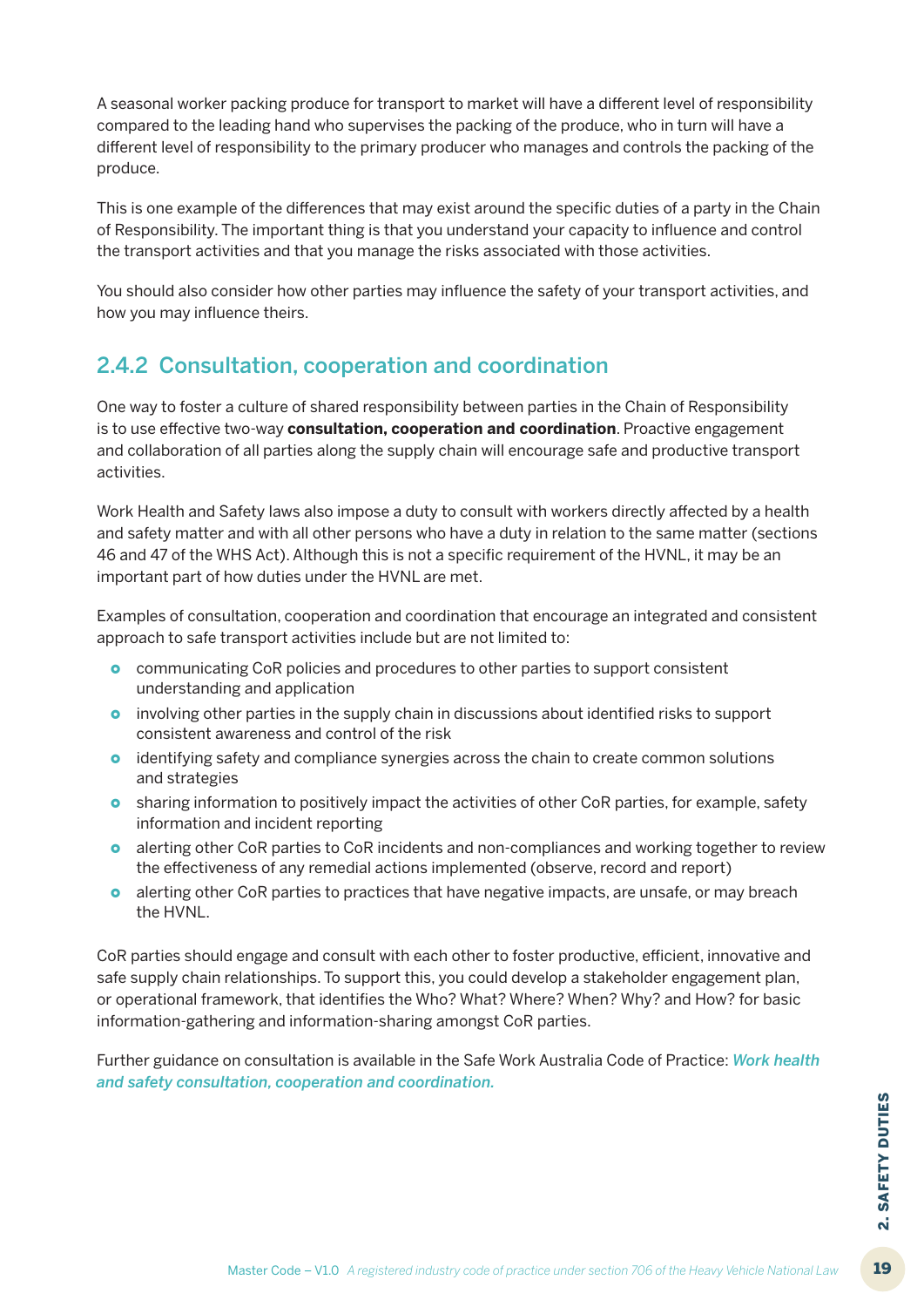A seasonal worker packing produce for transport to market will have a different level of responsibility compared to the leading hand who supervises the packing of the produce, who in turn will have a different level of responsibility to the primary producer who manages and controls the packing of the produce.

This is one example of the differences that may exist around the specific duties of a party in the Chain of Responsibility. The important thing is that you understand your capacity to influence and control the transport activities and that you manage the risks associated with those activities.

You should also consider how other parties may influence the safety of your transport activities, and how you may influence theirs.

### 2.4.2 Consultation, cooperation and coordination

One way to foster a culture of shared responsibility between parties in the Chain of Responsibility is to use effective two-way **consultation, cooperation and coordination**. Proactive engagement and collaboration of all parties along the supply chain will encourage safe and productive transport activities.

Work Health and Safety laws also impose a duty to consult with workers directly affected by a health and safety matter and with all other persons who have a duty in relation to the same matter (sections 46 and 47 of the WHS Act). Although this is not a specific requirement of the HVNL, it may be an important part of how duties under the HVNL are met.

Examples of consultation, cooperation and coordination that encourage an integrated and consistent approach to safe transport activities include but are not limited to:

- communicating CoR policies and procedures to other parties to support consistent understanding and application
- involving other parties in the supply chain in discussions about identified risks to support consistent awareness and control of the risk
- identifying safety and compliance synergies across the chain to create common solutions and strategies
- sharing information to positively impact the activities of other CoR parties, for example, safety information and incident reporting
- alerting other CoR parties to CoR incidents and non-compliances and working together to review the effectiveness of any remedial actions implemented (observe, record and report)
- alerting other CoR parties to practices that have negative impacts, are unsafe, or may breach the HVNL.

CoR parties should engage and consult with each other to foster productive, efficient, innovative and safe supply chain relationships. To support this, you could develop a stakeholder engagement plan, or operational framework, that identifies the Who? What? Where? When? Why? and How? for basic information-gathering and information-sharing amongst CoR parties.

Further guidance on consultation is available in the Safe Work Australia Code of Practice: ***Work health and safety consultation, cooperation and coordination.***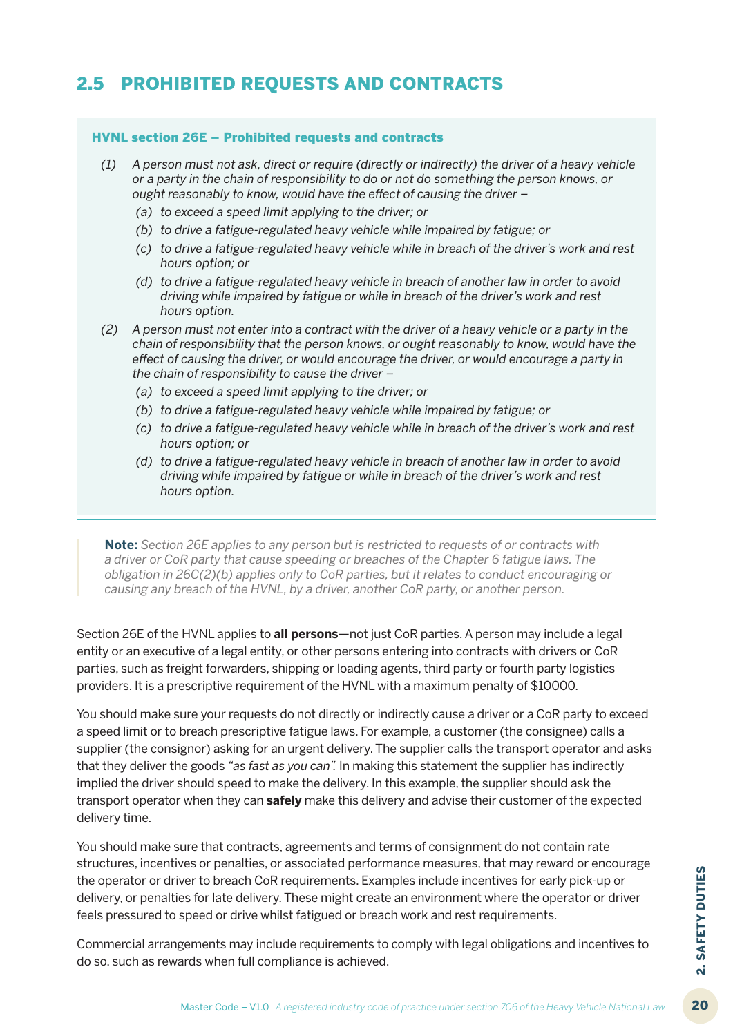## 2.5 PROHIBITED REQUESTS AND CONTRACTS

**HVNL section 26E – Prohibited requests and contracts**

(1) *A person must not ask, direct or require (directly or indirectly) the driver of a heavy vehicle or a party in the chain of responsibility to do or not do something the person knows, or ought reasonably to know, would have the effect of causing the driver –*

   (a) *to exceed a speed limit applying to the driver; or*

   (b) *to drive a fatigue-regulated heavy vehicle while impaired by fatigue; or*

   (c) *to drive a fatigue-regulated heavy vehicle while in breach of the driver's work and rest hours option; or*

   (d) *to drive a fatigue-regulated heavy vehicle in breach of another law in order to avoid driving while impaired by fatigue or while in breach of the driver's work and rest hours option.*

(2) *A person must not enter into a contract with the driver of a heavy vehicle or a party in the chain of responsibility that the person knows, or ought reasonably to know, would have the effect of causing the driver, or would encourage the driver, or would encourage a party in the chain of responsibility to cause the driver –*

   (a) *to exceed a speed limit applying to the driver; or*

   (b) *to drive a fatigue-regulated heavy vehicle while impaired by fatigue; or*

   (c) *to drive a fatigue-regulated heavy vehicle while in breach of the driver's work and rest hours option; or*

   (d) *to drive a fatigue-regulated heavy vehicle in breach of another law in order to avoid driving while impaired by fatigue or while in breach of the driver's work and rest hours option.*

> **Note:** *Section 26E applies to any person but is restricted to requests of or contracts with a driver or CoR party that cause speeding or breaches of the Chapter 6 fatigue laws. The obligation in 26C(2)(b) applies only to CoR parties, but it relates to conduct encouraging or causing any breach of the HVNL, by a driver, another CoR party, or another person.*

Section 26E of the HVNL applies to **all persons**—not just CoR parties. A person may include a legal entity or an executive of a legal entity, or other persons entering into contracts with drivers or CoR parties, such as freight forwarders, shipping or loading agents, third party or fourth party logistics providers. It is a prescriptive requirement of the HVNL with a maximum penalty of $10000.

You should make sure your requests do not directly or indirectly cause a driver or a CoR party to exceed a speed limit or to breach prescriptive fatigue laws. For example, a customer (the consignee) calls a supplier (the consignor) asking for an urgent delivery. The supplier calls the transport operator and asks that they deliver the goods *"as fast as you can"*. In making this statement the supplier has indirectly implied the driver should speed to make the delivery. In this example, the supplier should ask the transport operator when they can **safely** make this delivery and advise their customer of the expected delivery time.

You should make sure that contracts, agreements and terms of consignment do not contain rate structures, incentives or penalties, or associated performance measures, that may reward or encourage the operator or driver to breach CoR requirements. Examples include incentives for early pick-up or delivery, or penalties for late delivery. These might create an environment where the operator or driver feels pressured to speed or drive whilst fatigued or breach work and rest requirements.

Commercial arrangements may include requirements to comply with legal obligations and incentives to do so, such as rewards when full compliance is achieved.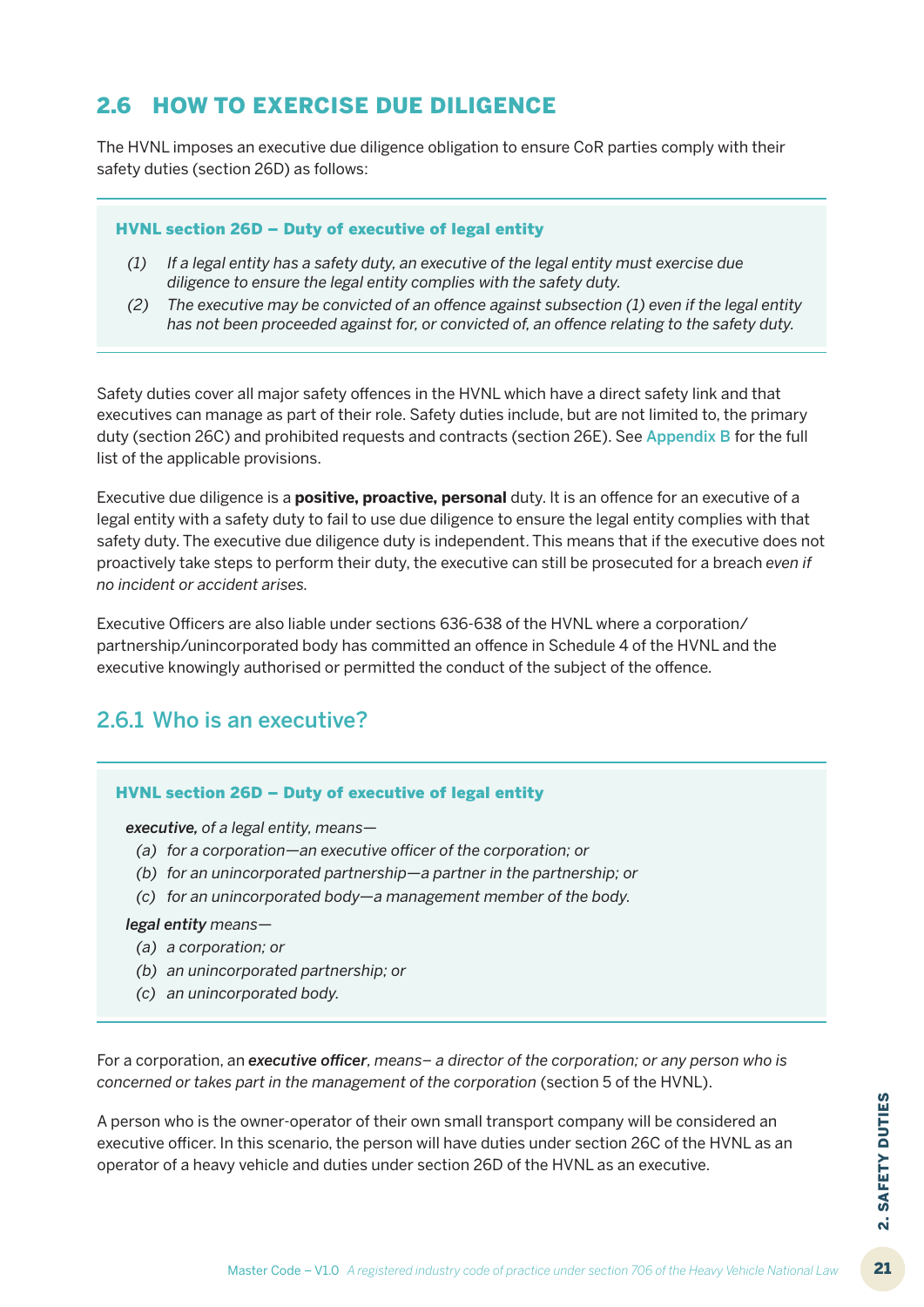## 2.6 HOW TO EXERCISE DUE DILIGENCE

The HVNL imposes an executive due diligence obligation to ensure CoR parties comply with their safety duties (section 26D) as follows:

> **HVNL section 26D – Duty of executive of legal entity**
>
> *(1) If a legal entity has a safety duty, an executive of the legal entity must exercise due diligence to ensure the legal entity complies with the safety duty.*
>
> *(2) The executive may be convicted of an offence against subsection (1) even if the legal entity has not been proceeded against for, or convicted of, an offence relating to the safety duty.*

Safety duties cover all major safety offences in the HVNL which have a direct safety link and that executives can manage as part of their role. Safety duties include, but are not limited to, the primary duty (section 26C) and prohibited requests and contracts (section 26E). See Appendix B for the full list of the applicable provisions.

Executive due diligence is a **positive, proactive, personal** duty. It is an offence for an executive of a legal entity with a safety duty to fail to use due diligence to ensure the legal entity complies with that safety duty. The executive due diligence duty is independent. This means that if the executive does not proactively take steps to perform their duty, the executive can still be prosecuted for a breach *even if no incident or accident arises.*

Executive Officers are also liable under sections 636-638 of the HVNL where a corporation/partnership/unincorporated body has committed an offence in Schedule 4 of the HVNL and the executive knowingly authorised or permitted the conduct of the subject of the offence.

### 2.6.1 Who is an executive?

> **HVNL section 26D – Duty of executive of legal entity**
>
> ***executive,*** *of a legal entity, means—*
>
> *(a) for a corporation—an executive officer of the corporation; or*
>
> *(b) for an unincorporated partnership—a partner in the partnership; or*
>
> *(c) for an unincorporated body—a management member of the body.*
>
> ***legal entity*** *means—*
>
> *(a) a corporation; or*
>
> *(b) an unincorporated partnership; or*
>
> *(c) an unincorporated body.*

For a corporation, an ***executive officer***, *means– a director of the corporation; or any person who is concerned or takes part in the management of the corporation* (section 5 of the HVNL).

A person who is the owner-operator of their own small transport company will be considered an executive officer. In this scenario, the person will have duties under section 26C of the HVNL as an operator of a heavy vehicle and duties under section 26D of the HVNL as an executive.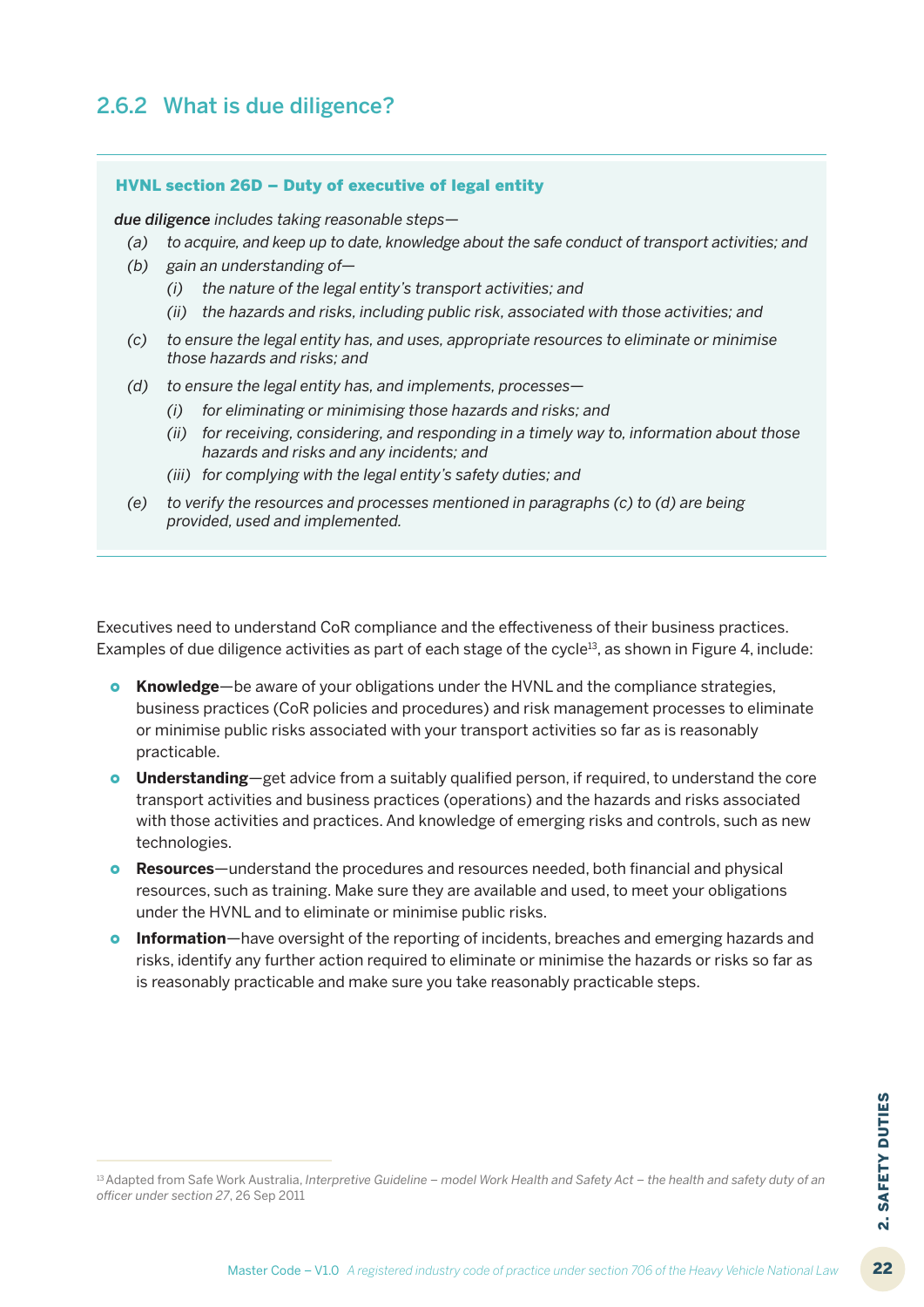### 2.6.2 What is due diligence?

**HVNL section 26D – Duty of executive of legal entity**

***due diligence*** *includes taking reasonable steps—*

*(a) to acquire, and keep up to date, knowledge about the safe conduct of transport activities; and*

*(b) gain an understanding of—*

*(i) the nature of the legal entity's transport activities; and*

*(ii) the hazards and risks, including public risk, associated with those activities; and*

*(c) to ensure the legal entity has, and uses, appropriate resources to eliminate or minimise those hazards and risks; and*

*(d) to ensure the legal entity has, and implements, processes—*

*(i) for eliminating or minimising those hazards and risks; and*

*(ii) for receiving, considering, and responding in a timely way to, information about those hazards and risks and any incidents; and*

*(iii) for complying with the legal entity's safety duties; and*

*(e) to verify the resources and processes mentioned in paragraphs (c) to (d) are being provided, used and implemented.*

Executives need to understand CoR compliance and the effectiveness of their business practices. Examples of due diligence activities as part of each stage of the cycle[13], as shown in Figure 4, include:

- **Knowledge**—be aware of your obligations under the HVNL and the compliance strategies, business practices (CoR policies and procedures) and risk management processes to eliminate or minimise public risks associated with your transport activities so far as is reasonably practicable.
- **Understanding**—get advice from a suitably qualified person, if required, to understand the core transport activities and business practices (operations) and the hazards and risks associated with those activities and practices. And knowledge of emerging risks and controls, such as new technologies.
- **Resources**—understand the procedures and resources needed, both financial and physical resources, such as training. Make sure they are available and used, to meet your obligations under the HVNL and to eliminate or minimise public risks.
- **Information**—have oversight of the reporting of incidents, breaches and emerging hazards and risks, identify any further action required to eliminate or minimise the hazards or risks so far as is reasonably practicable and make sure you take reasonably practicable steps.

[13] Adapted from Safe Work Australia, *Interpretive Guideline – model Work Health and Safety Act – the health and safety duty of an officer under section 27*, 26 Sep 2011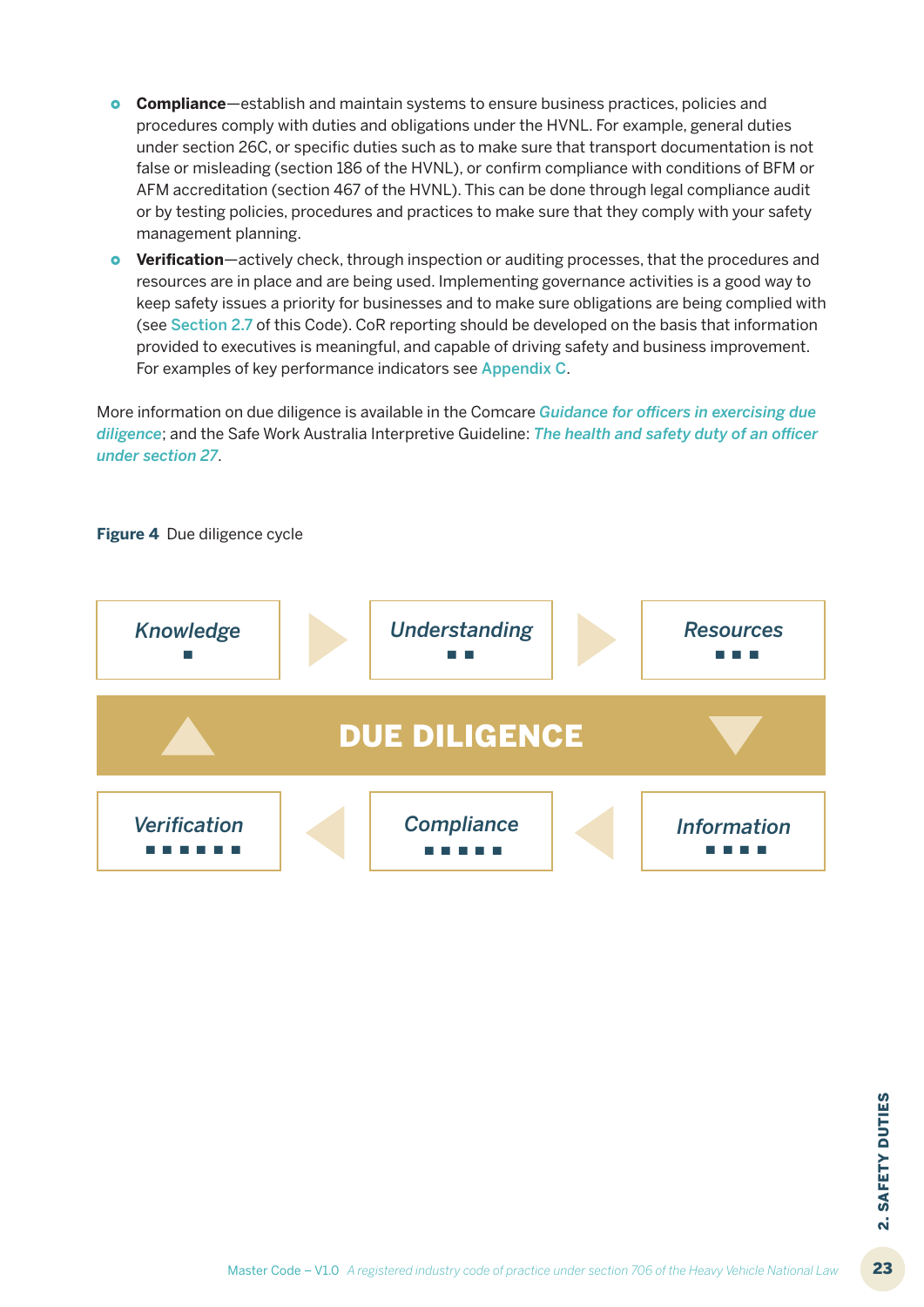- **Compliance**—establish and maintain systems to ensure business practices, policies and procedures comply with duties and obligations under the HVNL. For example, general duties under section 26C, or specific duties such as to make sure that transport documentation is not false or misleading (section 186 of the HVNL), or confirm compliance with conditions of BFM or AFM accreditation (section 467 of the HVNL). This can be done through legal compliance audit or by testing policies, procedures and practices to make sure that they comply with your safety management planning.
- **Verification**—actively check, through inspection or auditing processes, that the procedures and resources are in place and are being used. Implementing governance activities is a good way to keep safety issues a priority for businesses and to make sure obligations are being complied with (see Section 2.7 of this Code). CoR reporting should be developed on the basis that information provided to executives is meaningful, and capable of driving safety and business improvement. For examples of key performance indicators see Appendix C.

More information on due diligence is available in the Comcare *Guidance for officers in exercising due diligence*; and the Safe Work Australia Interpretive Guideline: *The health and safety duty of an officer under section 27*.

**Figure 4** Due diligence cycle

*Knowledge* → *Understanding* → *Resources* → *Information* → *Compliance* → *Verification* → *Knowledge*

**DUE DILIGENCE**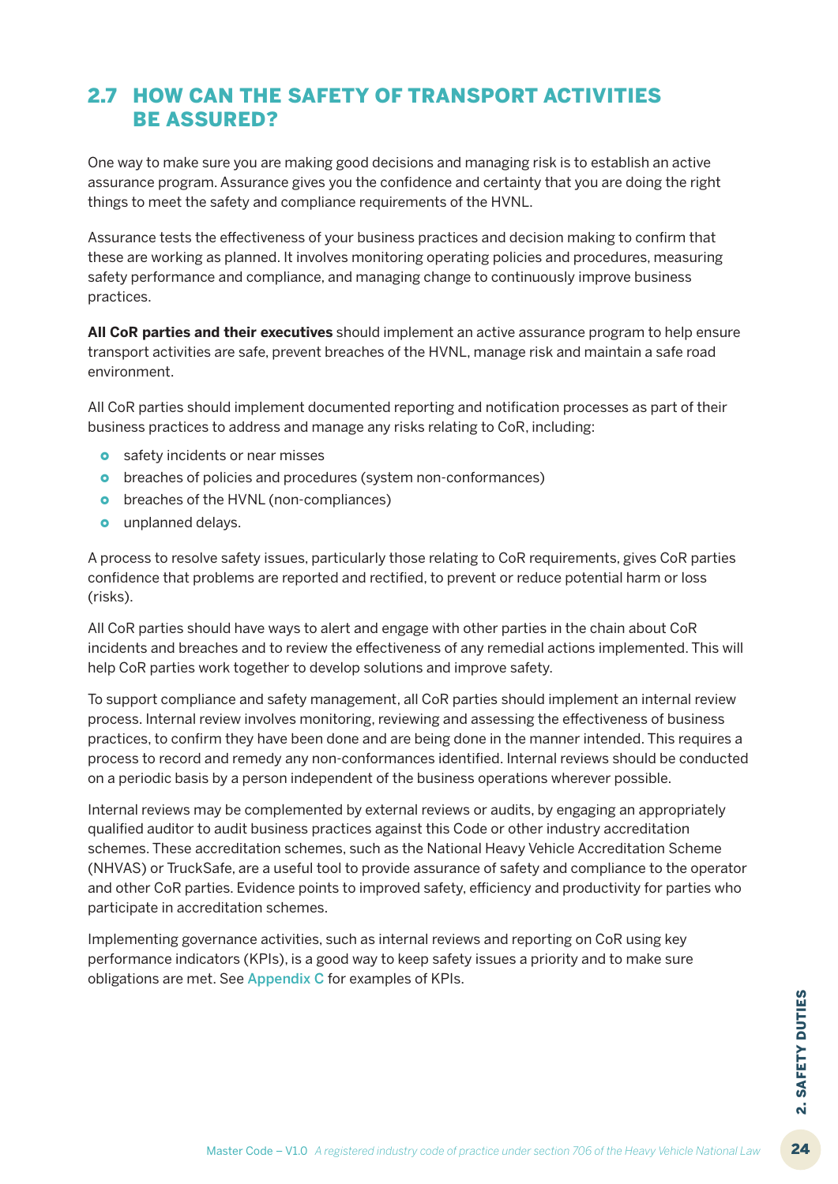## 2.7 HOW CAN THE SAFETY OF TRANSPORT ACTIVITIES BE ASSURED?

One way to make sure you are making good decisions and managing risk is to establish an active assurance program. Assurance gives you the confidence and certainty that you are doing the right things to meet the safety and compliance requirements of the HVNL.

Assurance tests the effectiveness of your business practices and decision making to confirm that these are working as planned. It involves monitoring operating policies and procedures, measuring safety performance and compliance, and managing change to continuously improve business practices.

**All CoR parties and their executives** should implement an active assurance program to help ensure transport activities are safe, prevent breaches of the HVNL, manage risk and maintain a safe road environment.

All CoR parties should implement documented reporting and notification processes as part of their business practices to address and manage any risks relating to CoR, including:

- safety incidents or near misses
- breaches of policies and procedures (system non-conformances)
- breaches of the HVNL (non-compliances)
- unplanned delays.

A process to resolve safety issues, particularly those relating to CoR requirements, gives CoR parties confidence that problems are reported and rectified, to prevent or reduce potential harm or loss (risks).

All CoR parties should have ways to alert and engage with other parties in the chain about CoR incidents and breaches and to review the effectiveness of any remedial actions implemented. This will help CoR parties work together to develop solutions and improve safety.

To support compliance and safety management, all CoR parties should implement an internal review process. Internal review involves monitoring, reviewing and assessing the effectiveness of business practices, to confirm they have been done and are being done in the manner intended. This requires a process to record and remedy any non-conformances identified. Internal reviews should be conducted on a periodic basis by a person independent of the business operations wherever possible.

Internal reviews may be complemented by external reviews or audits, by engaging an appropriately qualified auditor to audit business practices against this Code or other industry accreditation schemes. These accreditation schemes, such as the National Heavy Vehicle Accreditation Scheme (NHVAS) or TruckSafe, are a useful tool to provide assurance of safety and compliance to the operator and other CoR parties. Evidence points to improved safety, efficiency and productivity for parties who participate in accreditation schemes.

Implementing governance activities, such as internal reviews and reporting on CoR using key performance indicators (KPIs), is a good way to keep safety issues a priority and to make sure obligations are met. See Appendix C for examples of KPIs.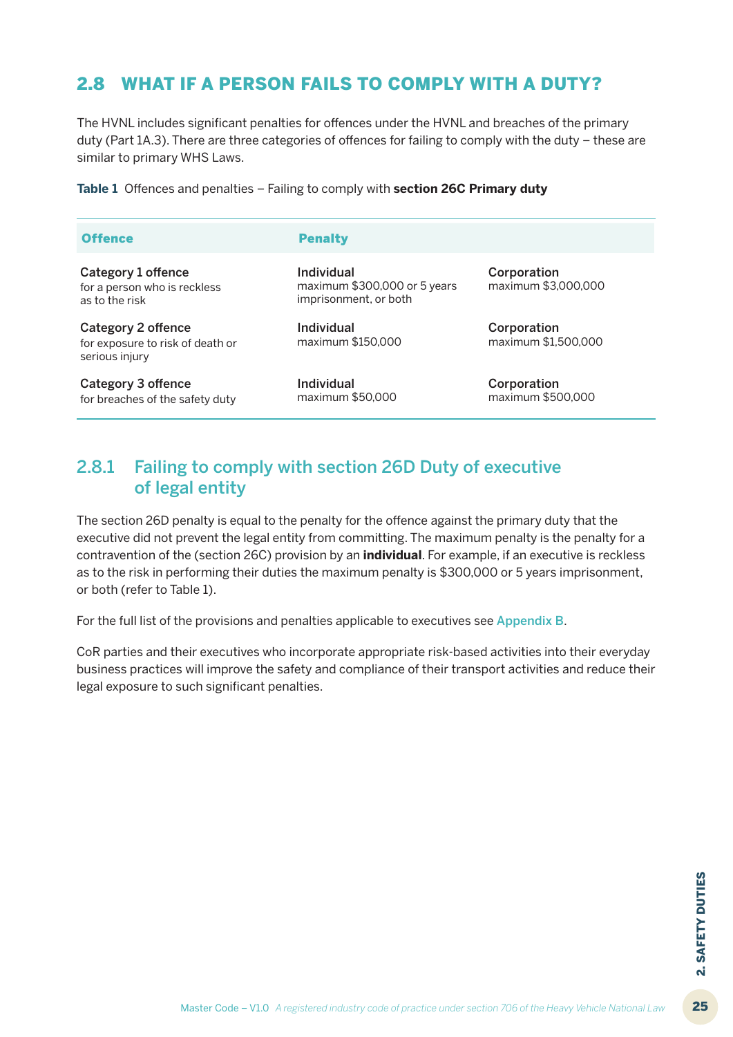## 2.8 WHAT IF A PERSON FAILS TO COMPLY WITH A DUTY?

The HVNL includes significant penalties for offences under the HVNL and breaches of the primary duty (Part 1A.3). There are three categories of offences for failing to comply with the duty – these are similar to primary WHS Laws.

**Table 1** Offences and penalties – Failing to comply with **section 26C Primary duty**

| Offence | Penalty | |
|---|---|---|
| **Category 1 offence** for a person who is reckless as to the risk | **Individual** maximum $300,000 or 5 years imprisonment, or both | **Corporation** maximum $3,000,000 |
| **Category 2 offence** for exposure to risk of death or serious injury | **Individual** maximum $150,000 | **Corporation** maximum $1,500,000 |
| **Category 3 offence** for breaches of the safety duty | **Individual** maximum $50,000 | **Corporation** maximum $500,000 |

### 2.8.1 Failing to comply with section 26D Duty of executive of legal entity

The section 26D penalty is equal to the penalty for the offence against the primary duty that the executive did not prevent the legal entity from committing. The maximum penalty is the penalty for a contravention of the (section 26C) provision by an **individual**. For example, if an executive is reckless as to the risk in performing their duties the maximum penalty is $300,000 or 5 years imprisonment, or both (refer to Table 1).

For the full list of the provisions and penalties applicable to executives see Appendix B.

CoR parties and their executives who incorporate appropriate risk-based activities into their everyday business practices will improve the safety and compliance of their transport activities and reduce their legal exposure to such significant penalties.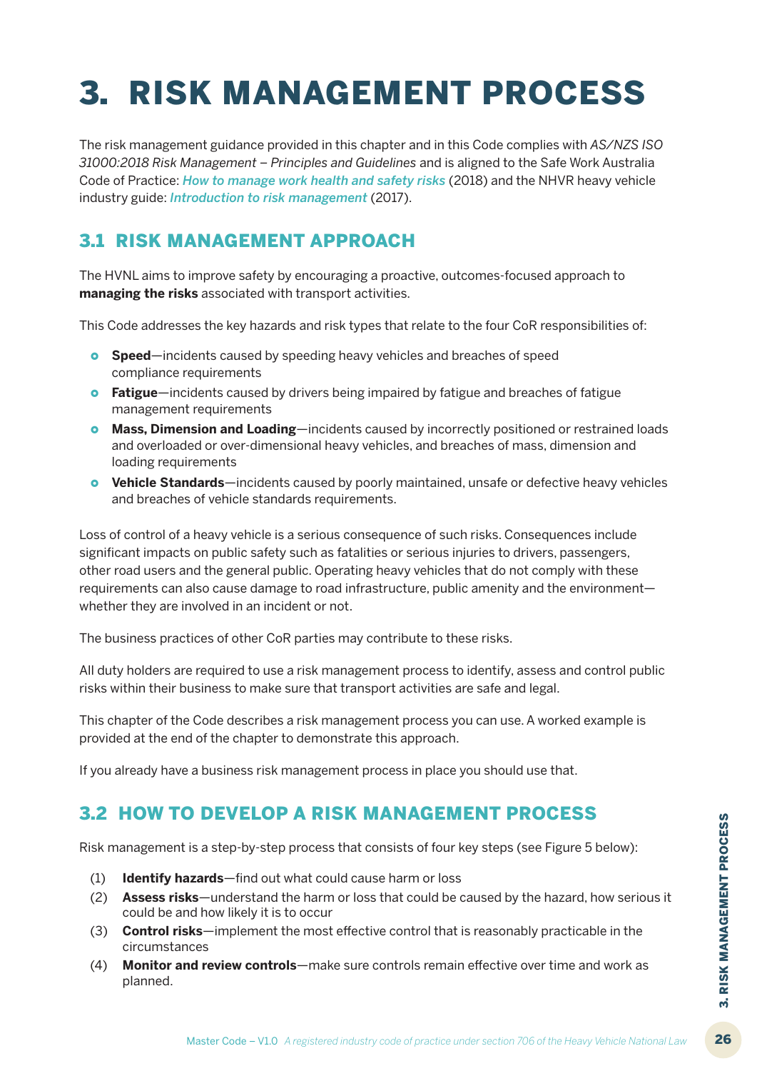# 3. RISK MANAGEMENT PROCESS

The risk management guidance provided in this chapter and in this Code complies with *AS/NZS ISO 31000:2018 Risk Management – Principles and Guidelines* and is aligned to the Safe Work Australia Code of Practice: ***How to manage work health and safety risks*** (2018) and the NHVR heavy vehicle industry guide: ***Introduction to risk management*** (2017).

## 3.1 RISK MANAGEMENT APPROACH

The HVNL aims to improve safety by encouraging a proactive, outcomes-focused approach to **managing the risks** associated with transport activities.

This Code addresses the key hazards and risk types that relate to the four CoR responsibilities of:

- **Speed**—incidents caused by speeding heavy vehicles and breaches of speed compliance requirements
- **Fatigue**—incidents caused by drivers being impaired by fatigue and breaches of fatigue management requirements
- **Mass, Dimension and Loading**—incidents caused by incorrectly positioned or restrained loads and overloaded or over-dimensional heavy vehicles, and breaches of mass, dimension and loading requirements
- **Vehicle Standards**—incidents caused by poorly maintained, unsafe or defective heavy vehicles and breaches of vehicle standards requirements.

Loss of control of a heavy vehicle is a serious consequence of such risks. Consequences include significant impacts on public safety such as fatalities or serious injuries to drivers, passengers, other road users and the general public. Operating heavy vehicles that do not comply with these requirements can also cause damage to road infrastructure, public amenity and the environment—whether they are involved in an incident or not.

The business practices of other CoR parties may contribute to these risks.

All duty holders are required to use a risk management process to identify, assess and control public risks within their business to make sure that transport activities are safe and legal.

This chapter of the Code describes a risk management process you can use. A worked example is provided at the end of the chapter to demonstrate this approach.

If you already have a business risk management process in place you should use that.

## 3.2 HOW TO DEVELOP A RISK MANAGEMENT PROCESS

Risk management is a step-by-step process that consists of four key steps (see Figure 5 below):

(1) **Identify hazards**—find out what could cause harm or loss

(2) **Assess risks**—understand the harm or loss that could be caused by the hazard, how serious it could be and how likely it is to occur

(3) **Control risks**—implement the most effective control that is reasonably practicable in the circumstances

(4) **Monitor and review controls**—make sure controls remain effective over time and work as planned.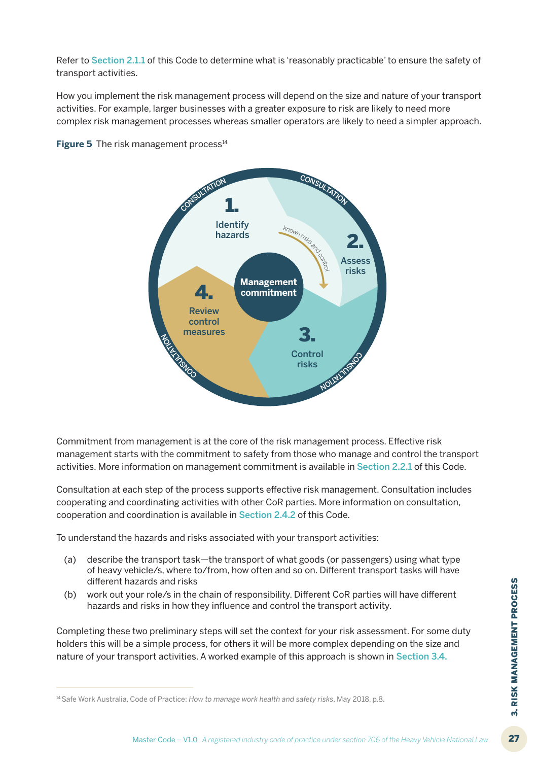Refer to Section 2.1.1 of this Code to determine what is 'reasonably practicable' to ensure the safety of transport activities.

How you implement the risk management process will depend on the size and nature of your transport activities. For example, larger businesses with a greater exposure to risk are likely to need more complex risk management processes whereas smaller operators are likely to need a simpler approach.

**Figure 5** The risk management process[14]

CONSULTATION

1. Identify hazards

2. Assess risks

known risks and control

Management commitment

3. Control risks

4. Review control measures

Commitment from management is at the core of the risk management process. Effective risk management starts with the commitment to safety from those who manage and control the transport activities. More information on management commitment is available in Section 2.2.1 of this Code.

Consultation at each step of the process supports effective risk management. Consultation includes cooperating and coordinating activities with other CoR parties. More information on consultation, cooperation and coordination is available in Section 2.4.2 of this Code.

To understand the hazards and risks associated with your transport activities:

(a) describe the transport task—the transport of what goods (or passengers) using what type of heavy vehicle/s, where to/from, how often and so on. Different transport tasks will have different hazards and risks

(b) work out your role/s in the chain of responsibility. Different CoR parties will have different hazards and risks in how they influence and control the transport activity.

Completing these two preliminary steps will set the context for your risk assessment. For some duty holders this will be a simple process, for others it will be more complex depending on the size and nature of your transport activities. A worked example of this approach is shown in Section 3.4.

[14] Safe Work Australia, Code of Practice: *How to manage work health and safety risks*, May 2018, p.8.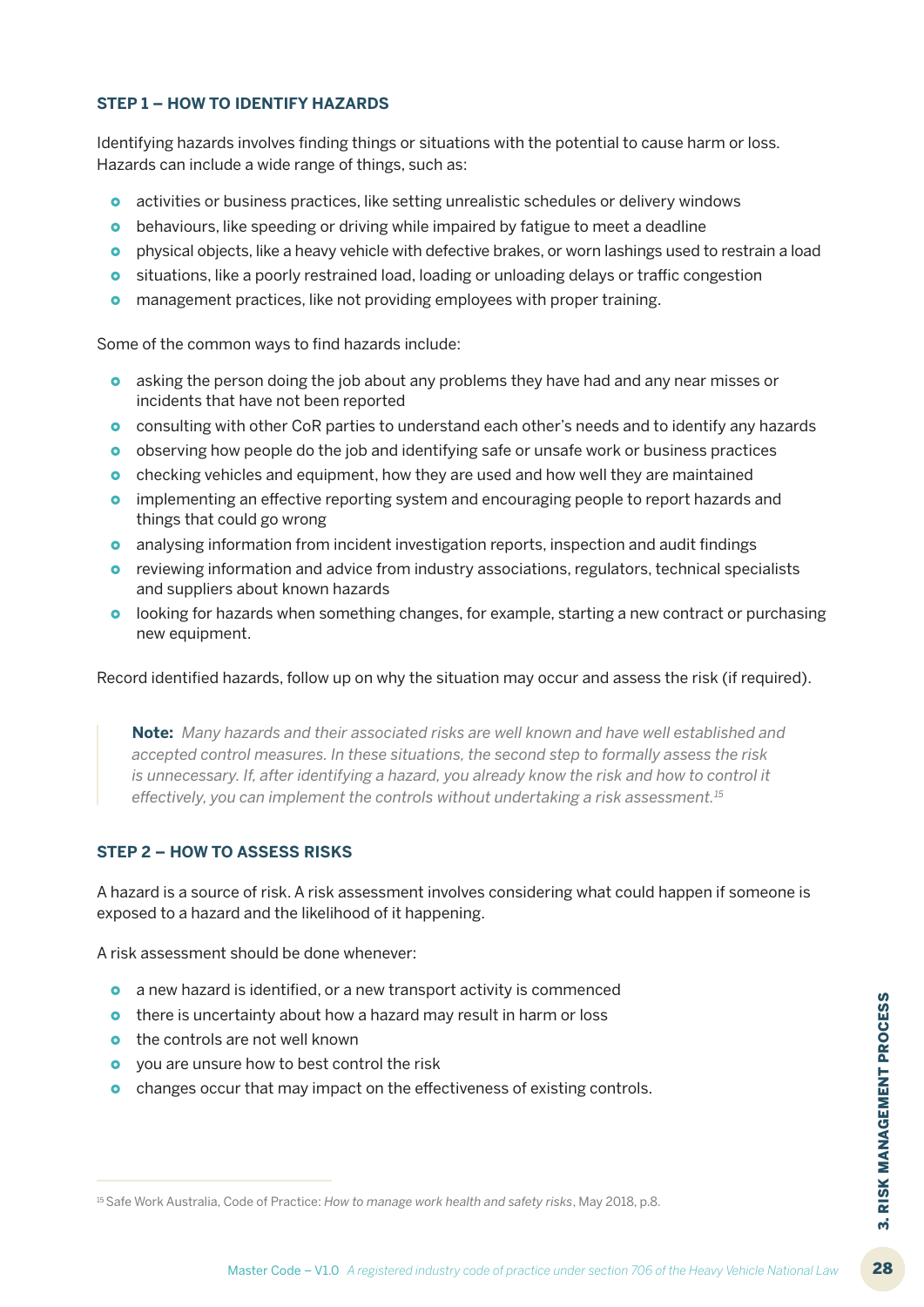### STEP 1 – HOW TO IDENTIFY HAZARDS

Identifying hazards involves finding things or situations with the potential to cause harm or loss. Hazards can include a wide range of things, such as:

- activities or business practices, like setting unrealistic schedules or delivery windows
- behaviours, like speeding or driving while impaired by fatigue to meet a deadline
- physical objects, like a heavy vehicle with defective brakes, or worn lashings used to restrain a load
- situations, like a poorly restrained load, loading or unloading delays or traffic congestion
- management practices, like not providing employees with proper training.

Some of the common ways to find hazards include:

- asking the person doing the job about any problems they have had and any near misses or incidents that have not been reported
- consulting with other CoR parties to understand each other's needs and to identify any hazards
- observing how people do the job and identifying safe or unsafe work or business practices
- checking vehicles and equipment, how they are used and how well they are maintained
- implementing an effective reporting system and encouraging people to report hazards and things that could go wrong
- analysing information from incident investigation reports, inspection and audit findings
- reviewing information and advice from industry associations, regulators, technical specialists and suppliers about known hazards
- looking for hazards when something changes, for example, starting a new contract or purchasing new equipment.

Record identified hazards, follow up on why the situation may occur and assess the risk (if required).

> **Note:** *Many hazards and their associated risks are well known and have well established and accepted control measures. In these situations, the second step to formally assess the risk is unnecessary. If, after identifying a hazard, you already know the risk and how to control it effectively, you can implement the controls without undertaking a risk assessment.*[15]

### STEP 2 – HOW TO ASSESS RISKS

A hazard is a source of risk. A risk assessment involves considering what could happen if someone is exposed to a hazard and the likelihood of it happening.

A risk assessment should be done whenever:

- a new hazard is identified, or a new transport activity is commenced
- there is uncertainty about how a hazard may result in harm or loss
- the controls are not well known
- you are unsure how to best control the risk
- changes occur that may impact on the effectiveness of existing controls.

---

[15] Safe Work Australia, Code of Practice: *How to manage work health and safety risks*, May 2018, p.8.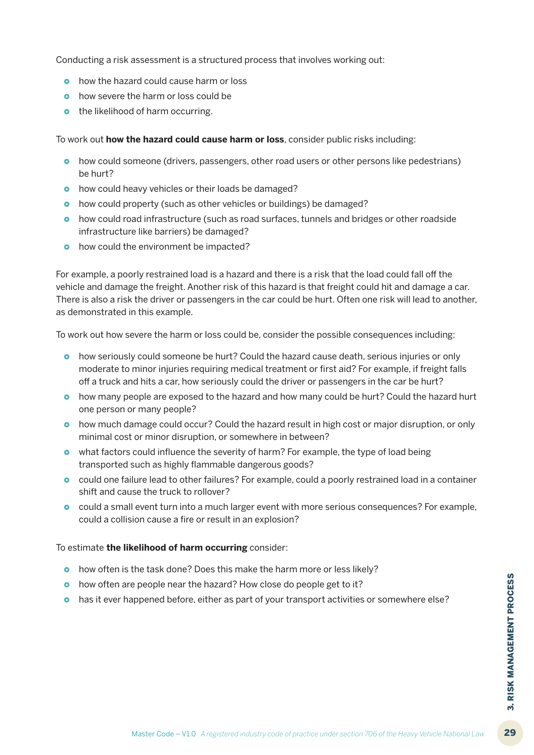Conducting a risk assessment is a structured process that involves working out:

- how the hazard could cause harm or loss
- how severe the harm or loss could be
- the likelihood of harm occurring.

To work out **how the hazard could cause harm or loss**, consider public risks including:

- how could someone (drivers, passengers, other road users or other persons like pedestrians) be hurt?
- how could heavy vehicles or their loads be damaged?
- how could property (such as other vehicles or buildings) be damaged?
- how could road infrastructure (such as road surfaces, tunnels and bridges or other roadside infrastructure like barriers) be damaged?
- how could the environment be impacted?

For example, a poorly restrained load is a hazard and there is a risk that the load could fall off the vehicle and damage the freight. Another risk of this hazard is that freight could hit and damage a car. There is also a risk the driver or passengers in the car could be hurt. Often one risk will lead to another, as demonstrated in this example.

To work out how severe the harm or loss could be, consider the possible consequences including:

- how seriously could someone be hurt? Could the hazard cause death, serious injuries or only moderate to minor injuries requiring medical treatment or first aid? For example, if freight falls off a truck and hits a car, how seriously could the driver or passengers in the car be hurt?
- how many people are exposed to the hazard and how many could be hurt? Could the hazard hurt one person or many people?
- how much damage could occur? Could the hazard result in high cost or major disruption, or only minimal cost or minor disruption, or somewhere in between?
- what factors could influence the severity of harm? For example, the type of load being transported such as highly flammable dangerous goods?
- could one failure lead to other failures? For example, could a poorly restrained load in a container shift and cause the truck to rollover?
- could a small event turn into a much larger event with more serious consequences? For example, could a collision cause a fire or result in an explosion?

To estimate **the likelihood of harm occurring** consider:

- how often is the task done? Does this make the harm more or less likely?
- how often are people near the hazard? How close do people get to it?
- has it ever happened before, either as part of your transport activities or somewhere else?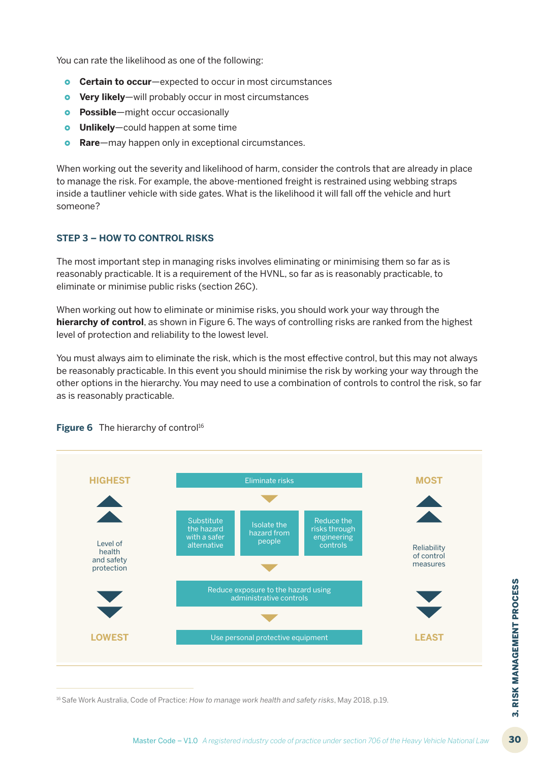You can rate the likelihood as one of the following:

- **Certain to occur**—expected to occur in most circumstances
- **Very likely**—will probably occur in most circumstances
- **Possible**—might occur occasionally
- **Unlikely**—could happen at some time
- **Rare**—may happen only in exceptional circumstances.

When working out the severity and likelihood of harm, consider the controls that are already in place to manage the risk. For example, the above-mentioned freight is restrained using webbing straps inside a tautliner vehicle with side gates. What is the likelihood it will fall off the vehicle and hurt someone?

### STEP 3 – HOW TO CONTROL RISKS

The most important step in managing risks involves eliminating or minimising them so far as is reasonably practicable. It is a requirement of the HVNL, so far as is reasonably practicable, to eliminate or minimise public risks (section 26C).

When working out how to eliminate or minimise risks, you should work your way through the **hierarchy of control**, as shown in Figure 6. The ways of controlling risks are ranked from the highest level of protection and reliability to the lowest level.

You must always aim to eliminate the risk, which is the most effective control, but this may not always be reasonably practicable. In this event you should minimise the risk by working your way through the other options in the hierarchy. You may need to use a combination of controls to control the risk, so far as is reasonably practicable.

**Figure 6** The hierarchy of control[16]

HIGHEST — Level of health and safety protection — LOWEST

MOST — Reliability of control measures — LEAST

- Eliminate risks
- Substitute the hazard with a safer alternative | Isolate the hazard from people | Reduce the risks through engineering controls
- Reduce exposure to the hazard using administrative controls
- Use personal protective equipment

---

[16] Safe Work Australia, Code of Practice: *How to manage work health and safety risks*, May 2018, p.19.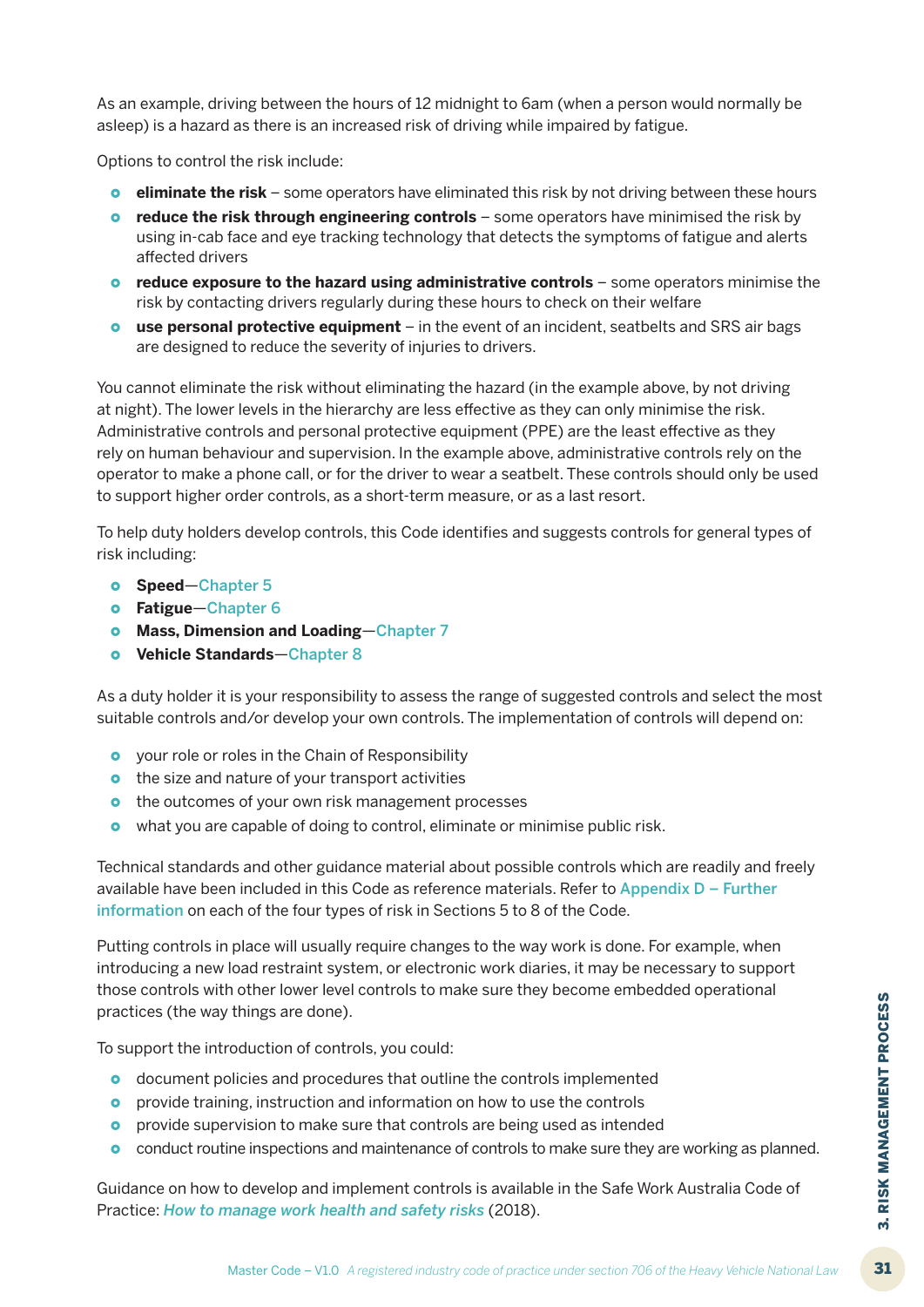As an example, driving between the hours of 12 midnight to 6am (when a person would normally be asleep) is a hazard as there is an increased risk of driving while impaired by fatigue.

Options to control the risk include:

- **eliminate the risk** – some operators have eliminated this risk by not driving between these hours
- **reduce the risk through engineering controls** – some operators have minimised the risk by using in-cab face and eye tracking technology that detects the symptoms of fatigue and alerts affected drivers
- **reduce exposure to the hazard using administrative controls** – some operators minimise the risk by contacting drivers regularly during these hours to check on their welfare
- **use personal protective equipment** – in the event of an incident, seatbelts and SRS air bags are designed to reduce the severity of injuries to drivers.

You cannot eliminate the risk without eliminating the hazard (in the example above, by not driving at night). The lower levels in the hierarchy are less effective as they can only minimise the risk. Administrative controls and personal protective equipment (PPE) are the least effective as they rely on human behaviour and supervision. In the example above, administrative controls rely on the operator to make a phone call, or for the driver to wear a seatbelt. These controls should only be used to support higher order controls, as a short-term measure, or as a last resort.

To help duty holders develop controls, this Code identifies and suggests controls for general types of risk including:

- **Speed**—Chapter 5
- **Fatigue**—Chapter 6
- **Mass, Dimension and Loading**—Chapter 7
- **Vehicle Standards**—Chapter 8

As a duty holder it is your responsibility to assess the range of suggested controls and select the most suitable controls and/or develop your own controls. The implementation of controls will depend on:

- your role or roles in the Chain of Responsibility
- the size and nature of your transport activities
- the outcomes of your own risk management processes
- what you are capable of doing to control, eliminate or minimise public risk.

Technical standards and other guidance material about possible controls which are readily and freely available have been included in this Code as reference materials. Refer to Appendix D – Further information on each of the four types of risk in Sections 5 to 8 of the Code.

Putting controls in place will usually require changes to the way work is done. For example, when introducing a new load restraint system, or electronic work diaries, it may be necessary to support those controls with other lower level controls to make sure they become embedded operational practices (the way things are done).

To support the introduction of controls, you could:

- document policies and procedures that outline the controls implemented
- provide training, instruction and information on how to use the controls
- provide supervision to make sure that controls are being used as intended
- conduct routine inspections and maintenance of controls to make sure they are working as planned.

Guidance on how to develop and implement controls is available in the Safe Work Australia Code of Practice: *How to manage work health and safety risks* (2018).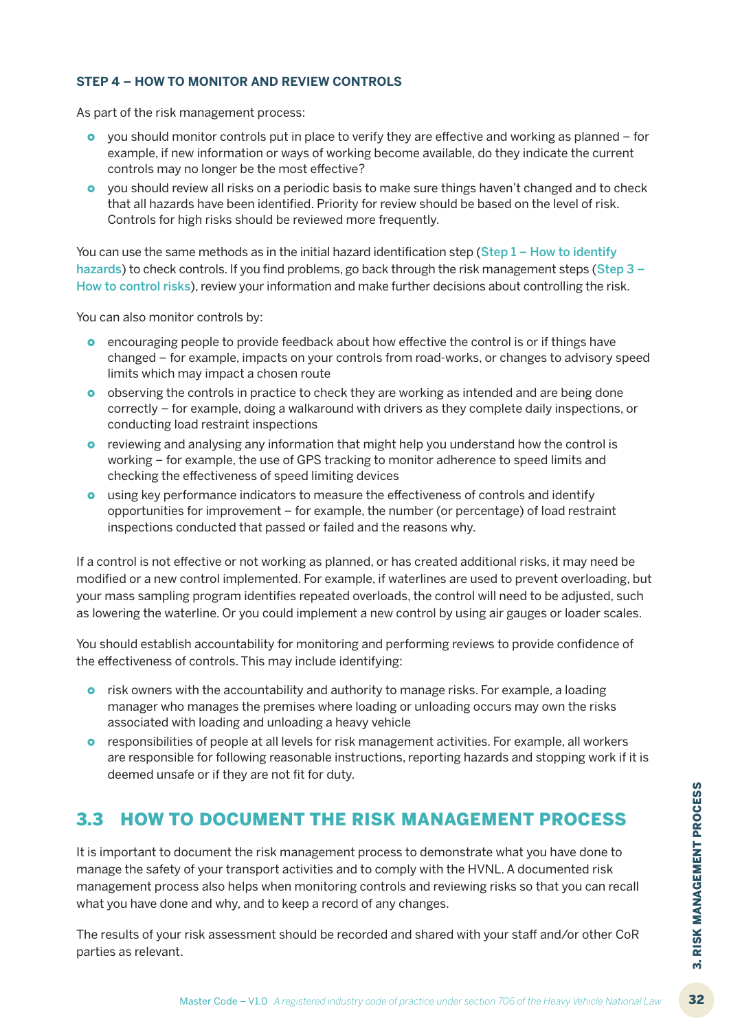### STEP 4 – HOW TO MONITOR AND REVIEW CONTROLS

As part of the risk management process:

- you should monitor controls put in place to verify they are effective and working as planned – for example, if new information or ways of working become available, do they indicate the current controls may no longer be the most effective?
- you should review all risks on a periodic basis to make sure things haven't changed and to check that all hazards have been identified. Priority for review should be based on the level of risk. Controls for high risks should be reviewed more frequently.

You can use the same methods as in the initial hazard identification step (Step 1 – How to identify hazards) to check controls. If you find problems, go back through the risk management steps (Step 3 – How to control risks), review your information and make further decisions about controlling the risk.

You can also monitor controls by:

- encouraging people to provide feedback about how effective the control is or if things have changed – for example, impacts on your controls from road-works, or changes to advisory speed limits which may impact a chosen route
- observing the controls in practice to check they are working as intended and are being done correctly – for example, doing a walkaround with drivers as they complete daily inspections, or conducting load restraint inspections
- reviewing and analysing any information that might help you understand how the control is working – for example, the use of GPS tracking to monitor adherence to speed limits and checking the effectiveness of speed limiting devices
- using key performance indicators to measure the effectiveness of controls and identify opportunities for improvement – for example, the number (or percentage) of load restraint inspections conducted that passed or failed and the reasons why.

If a control is not effective or not working as planned, or has created additional risks, it may need be modified or a new control implemented. For example, if waterlines are used to prevent overloading, but your mass sampling program identifies repeated overloads, the control will need to be adjusted, such as lowering the waterline. Or you could implement a new control by using air gauges or loader scales.

You should establish accountability for monitoring and performing reviews to provide confidence of the effectiveness of controls. This may include identifying:

- risk owners with the accountability and authority to manage risks. For example, a loading manager who manages the premises where loading or unloading occurs may own the risks associated with loading and unloading a heavy vehicle
- responsibilities of people at all levels for risk management activities. For example, all workers are responsible for following reasonable instructions, reporting hazards and stopping work if it is deemed unsafe or if they are not fit for duty.

## 3.3 HOW TO DOCUMENT THE RISK MANAGEMENT PROCESS

It is important to document the risk management process to demonstrate what you have done to manage the safety of your transport activities and to comply with the HVNL. A documented risk management process also helps when monitoring controls and reviewing risks so that you can recall what you have done and why, and to keep a record of any changes.

The results of your risk assessment should be recorded and shared with your staff and/or other CoR parties as relevant.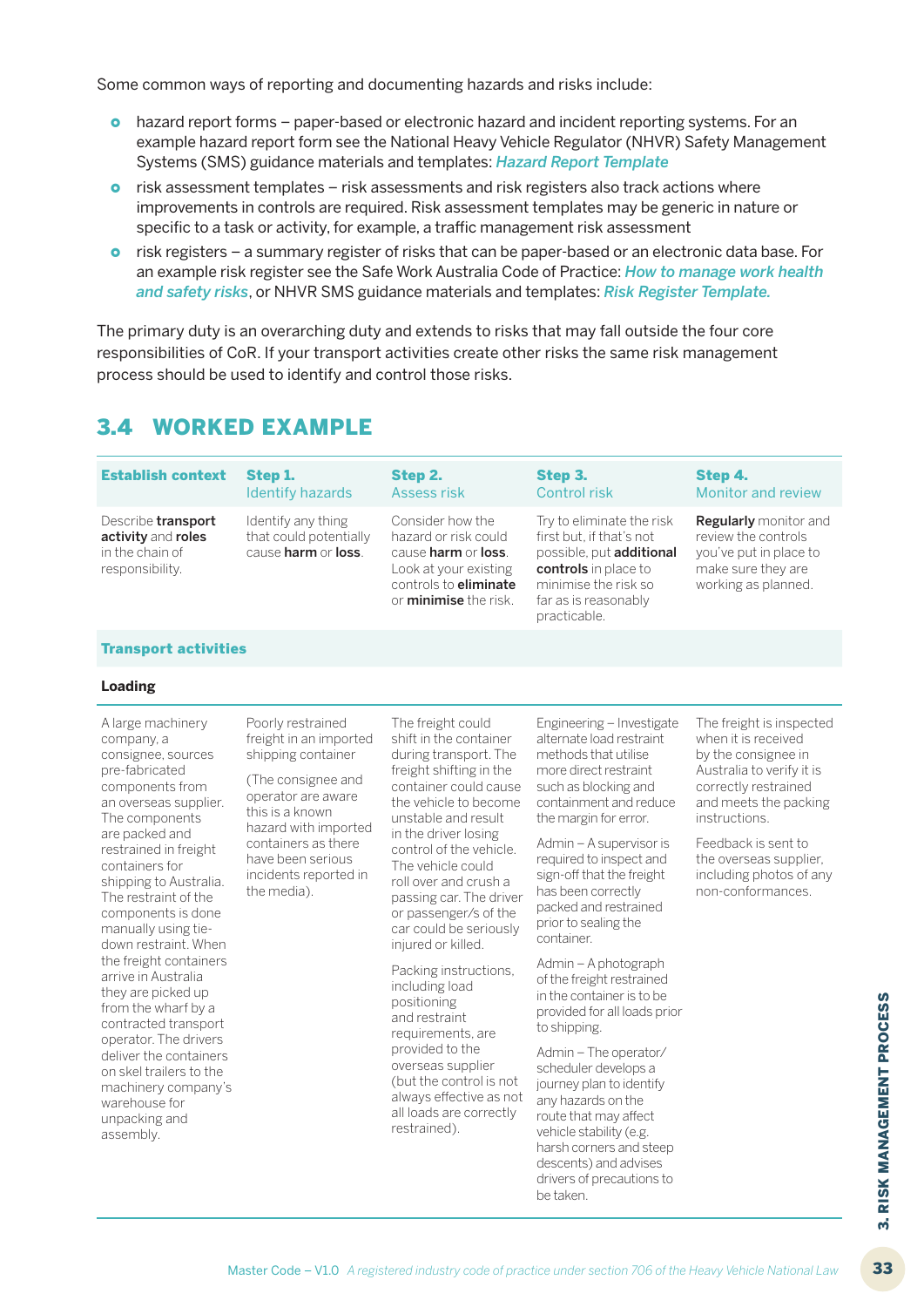Some common ways of reporting and documenting hazards and risks include:

- hazard report forms – paper-based or electronic hazard and incident reporting systems. For an example hazard report form see the National Heavy Vehicle Regulator (NHVR) Safety Management Systems (SMS) guidance materials and templates: *Hazard Report Template*
- risk assessment templates – risk assessments and risk registers also track actions where improvements in controls are required. Risk assessment templates may be generic in nature or specific to a task or activity, for example, a traffic management risk assessment
- risk registers – a summary register of risks that can be paper-based or an electronic data base. For an example risk register see the Safe Work Australia Code of Practice: *How to manage work health and safety risks*, or NHVR SMS guidance materials and templates: *Risk Register Template.*

The primary duty is an overarching duty and extends to risks that may fall outside the four core responsibilities of CoR. If your transport activities create other risks the same risk management process should be used to identify and control those risks.

## 3.4 WORKED EXAMPLE

| **Establish context** | **Step 1.** Identify hazards | **Step 2.** Assess risk | **Step 3.** Control risk | **Step 4.** Monitor and review |
|---|---|---|---|---|
| Describe **transport activity** and **roles** in the chain of responsibility. | Identify any thing that could potentially cause **harm** or **loss**. | Consider how the hazard or risk could cause **harm** or **loss**. Look at your existing controls to **eliminate** or **minimise** the risk. | Try to eliminate the risk first but, if that's not possible, put **additional controls** in place to minimise the risk so far as is reasonably practicable. | **Regularly** monitor and review the controls you've put in place to make sure they are working as planned. |
| **Transport activities** | | | | |
| **Loading** | | | | |
| A large machinery company, a consignee, sources pre-fabricated components from an overseas supplier. The components are packed and restrained in freight containers for shipping to Australia. The restraint of the components is done manually using tie-down restraint. When the freight containers arrive in Australia they are picked up from the wharf by a contracted transport operator. The drivers deliver the containers on skel trailers to the machinery company's warehouse for unpacking and assembly. | Poorly restrained freight in an imported shipping container<br><br>(The consignee and operator are aware this is a known hazard with imported containers as there have been serious incidents reported in the media). | The freight could shift in the container during transport. The freight shifting in the container could cause the vehicle to become unstable and result in the driver losing control of the vehicle. The vehicle could roll over and crush a passing car. The driver or passenger/s of the car could be seriously injured or killed.<br><br>Packing instructions, including load positioning and restraint requirements, are provided to the overseas supplier (but the control is not always effective as not all loads are correctly restrained). | Engineering – Investigate alternate load restraint methods that utilise more direct restraint such as blocking and containment and reduce the margin for error.<br><br>Admin – A supervisor is required to inspect and sign-off that the freight has been correctly packed and restrained prior to sealing the container.<br><br>Admin – A photograph of the freight restrained in the container is to be provided for all loads prior to shipping.<br><br>Admin – The operator/scheduler develops a journey plan to identify any hazards on the route that may affect vehicle stability (e.g. harsh corners and steep descents) and advises drivers of precautions to be taken. | The freight is inspected when it is received by the consignee in Australia to verify it is correctly restrained and meets the packing instructions.<br><br>Feedback is sent to the overseas supplier, including photos of any non-conformances. |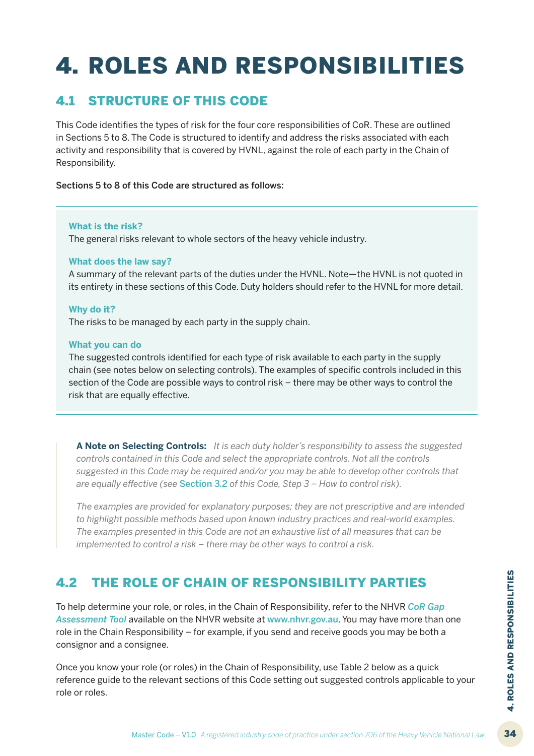# 4. ROLES AND RESPONSIBILITIES

## 4.1 STRUCTURE OF THIS CODE

This Code identifies the types of risk for the four core responsibilities of CoR. These are outlined in Sections 5 to 8. The Code is structured to identify and address the risks associated with each activity and responsibility that is covered by HVNL, against the role of each party in the Chain of Responsibility.

Sections 5 to 8 of this Code are structured as follows:

**What is the risk?**
The general risks relevant to whole sectors of the heavy vehicle industry.

**What does the law say?**
A summary of the relevant parts of the duties under the HVNL. Note—the HVNL is not quoted in its entirety in these sections of this Code. Duty holders should refer to the HVNL for more detail.

**Why do it?**
The risks to be managed by each party in the supply chain.

**What you can do**
The suggested controls identified for each type of risk available to each party in the supply chain (see notes below on selecting controls). The examples of specific controls included in this section of the Code are possible ways to control risk – there may be other ways to control the risk that are equally effective.

**A Note on Selecting Controls:** *It is each duty holder's responsibility to assess the suggested controls contained in this Code and select the appropriate controls. Not all the controls suggested in this Code may be required and/or you may be able to develop other controls that are equally effective (see* Section 3.2 *of this Code, Step 3 – How to control risk).*

*The examples are provided for explanatory purposes; they are not prescriptive and are intended to highlight possible methods based upon known industry practices and real-world examples. The examples presented in this Code are not an exhaustive list of all measures that can be implemented to control a risk – there may be other ways to control a risk.*

## 4.2 THE ROLE OF CHAIN OF RESPONSIBILITY PARTIES

To help determine your role, or roles, in the Chain of Responsibility, refer to the NHVR *CoR Gap Assessment Tool* available on the NHVR website at www.nhvr.gov.au. You may have more than one role in the Chain Responsibility – for example, if you send and receive goods you may be both a consignor and a consignee.

Once you know your role (or roles) in the Chain of Responsibility, use Table 2 below as a quick reference guide to the relevant sections of this Code setting out suggested controls applicable to your role or roles.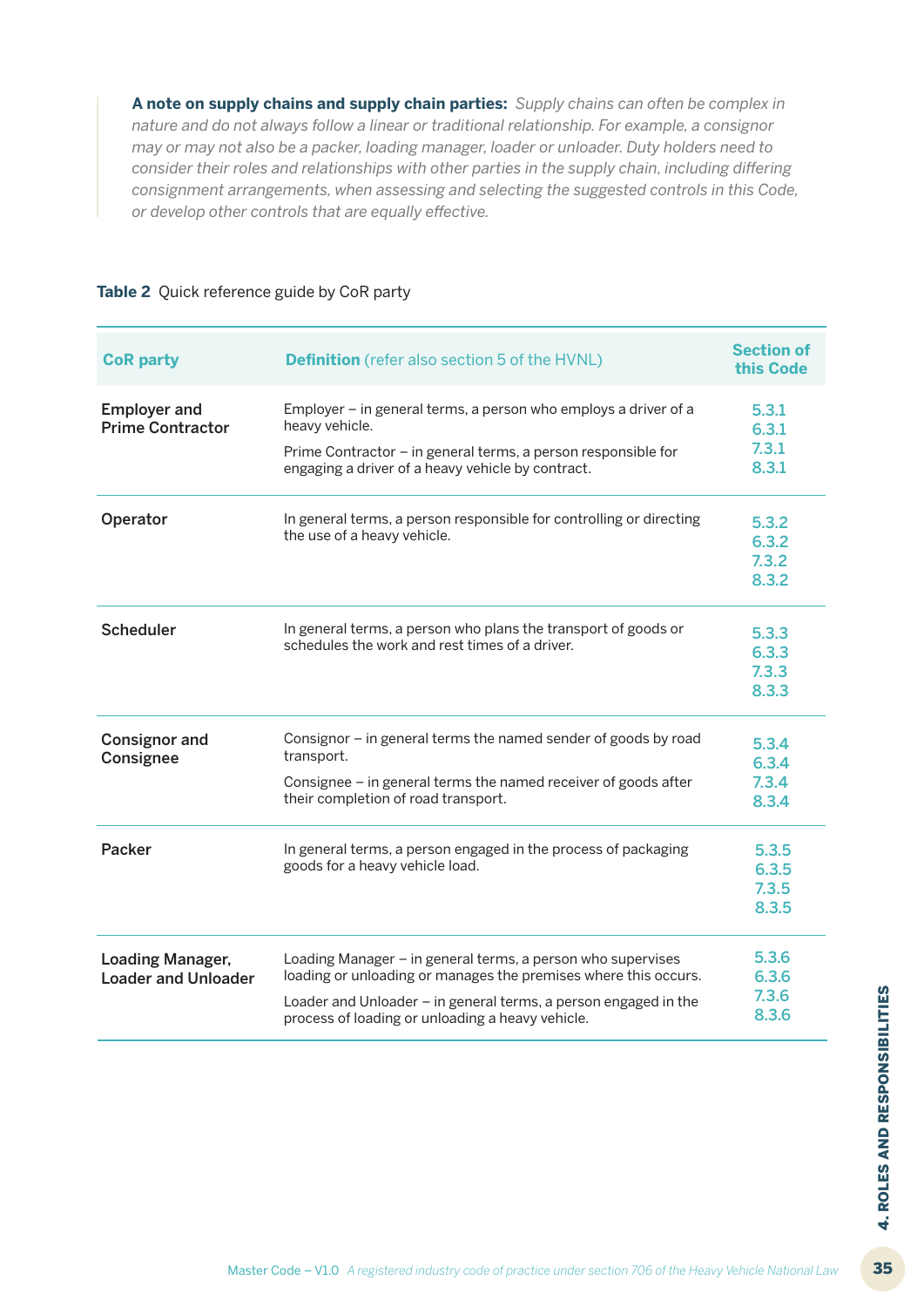**A note on supply chains and supply chain parties:** *Supply chains can often be complex in nature and do not always follow a linear or traditional relationship. For example, a consignor may or may not also be a packer, loading manager, loader or unloader. Duty holders need to consider their roles and relationships with other parties in the supply chain, including differing consignment arrangements, when assessing and selecting the suggested controls in this Code, or develop other controls that are equally effective.*

**Table 2** Quick reference guide by CoR party

| CoR party | Definition (refer also section 5 of the HVNL) | Section of this Code |
|---|---|---|
| **Employer and Prime Contractor** | Employer – in general terms, a person who employs a driver of a heavy vehicle.<br>Prime Contractor – in general terms, a person responsible for engaging a driver of a heavy vehicle by contract. | 5.3.1<br>6.3.1<br>7.3.1<br>8.3.1 |
| **Operator** | In general terms, a person responsible for controlling or directing the use of a heavy vehicle. | 5.3.2<br>6.3.2<br>7.3.2<br>8.3.2 |
| **Scheduler** | In general terms, a person who plans the transport of goods or schedules the work and rest times of a driver. | 5.3.3<br>6.3.3<br>7.3.3<br>8.3.3 |
| **Consignor and Consignee** | Consignor – in general terms the named sender of goods by road transport.<br>Consignee – in general terms the named receiver of goods after their completion of road transport. | 5.3.4<br>6.3.4<br>7.3.4<br>8.3.4 |
| **Packer** | In general terms, a person engaged in the process of packaging goods for a heavy vehicle load. | 5.3.5<br>6.3.5<br>7.3.5<br>8.3.5 |
| **Loading Manager, Loader and Unloader** | Loading Manager – in general terms, a person who supervises loading or unloading or manages the premises where this occurs.<br>Loader and Unloader – in general terms, a person engaged in the process of loading or unloading a heavy vehicle. | 5.3.6<br>6.3.6<br>7.3.6<br>8.3.6 |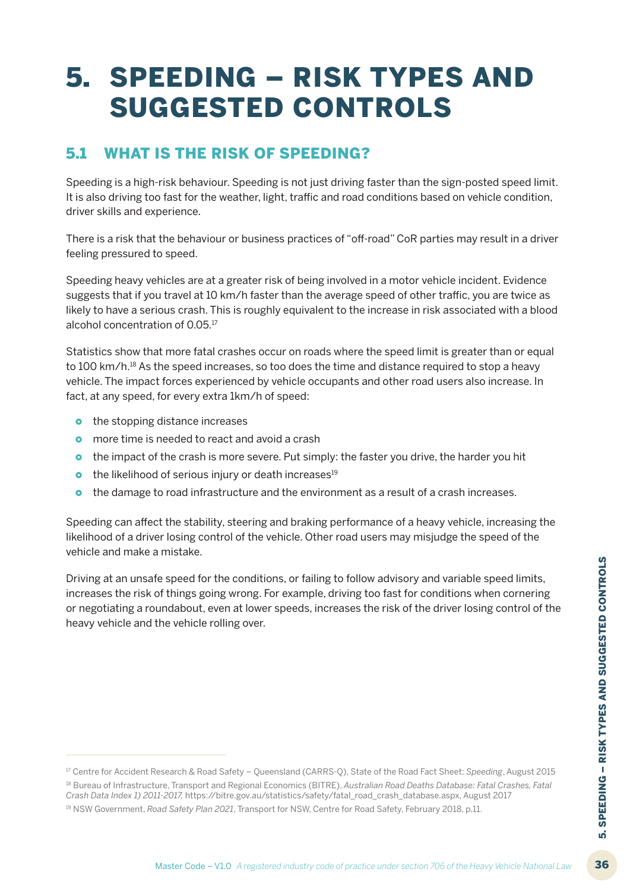# 5. SPEEDING – RISK TYPES AND SUGGESTED CONTROLS

## 5.1 WHAT IS THE RISK OF SPEEDING?

Speeding is a high-risk behaviour. Speeding is not just driving faster than the sign-posted speed limit. It is also driving too fast for the weather, light, traffic and road conditions based on vehicle condition, driver skills and experience.

There is a risk that the behaviour or business practices of "off-road" CoR parties may result in a driver feeling pressured to speed.

Speeding heavy vehicles are at a greater risk of being involved in a motor vehicle incident. Evidence suggests that if you travel at 10 km/h faster than the average speed of other traffic, you are twice as likely to have a serious crash. This is roughly equivalent to the increase in risk associated with a blood alcohol concentration of 0.05.[17]

Statistics show that more fatal crashes occur on roads where the speed limit is greater than or equal to 100 km/h.[18] As the speed increases, so too does the time and distance required to stop a heavy vehicle. The impact forces experienced by vehicle occupants and other road users also increase. In fact, at any speed, for every extra 1km/h of speed:

- the stopping distance increases
- more time is needed to react and avoid a crash
- the impact of the crash is more severe. Put simply: the faster you drive, the harder you hit
- the likelihood of serious injury or death increases[19]
- the damage to road infrastructure and the environment as a result of a crash increases.

Speeding can affect the stability, steering and braking performance of a heavy vehicle, increasing the likelihood of a driver losing control of the vehicle. Other road users may misjudge the speed of the vehicle and make a mistake.

Driving at an unsafe speed for the conditions, or failing to follow advisory and variable speed limits, increases the risk of things going wrong. For example, driving too fast for conditions when cornering or negotiating a roundabout, even at lower speeds, increases the risk of the driver losing control of the heavy vehicle and the vehicle rolling over.

---

[17] Centre for Accident Research & Road Safety – Queensland (CARRS-Q), State of the Road Fact Sheet: *Speeding*, August 2015

[18] Bureau of Infrastructure, Transport and Regional Economics (BITRE), *Australian Road Deaths Database: Fatal Crashes, Fatal Crash Data Index 1) 2011-2017*, https://bitre.gov.au/statistics/safety/fatal_road_crash_database.aspx, August 2017

[19] NSW Government, *Road Safety Plan 2021*, Transport for NSW, Centre for Road Safety, February 2018, p.11.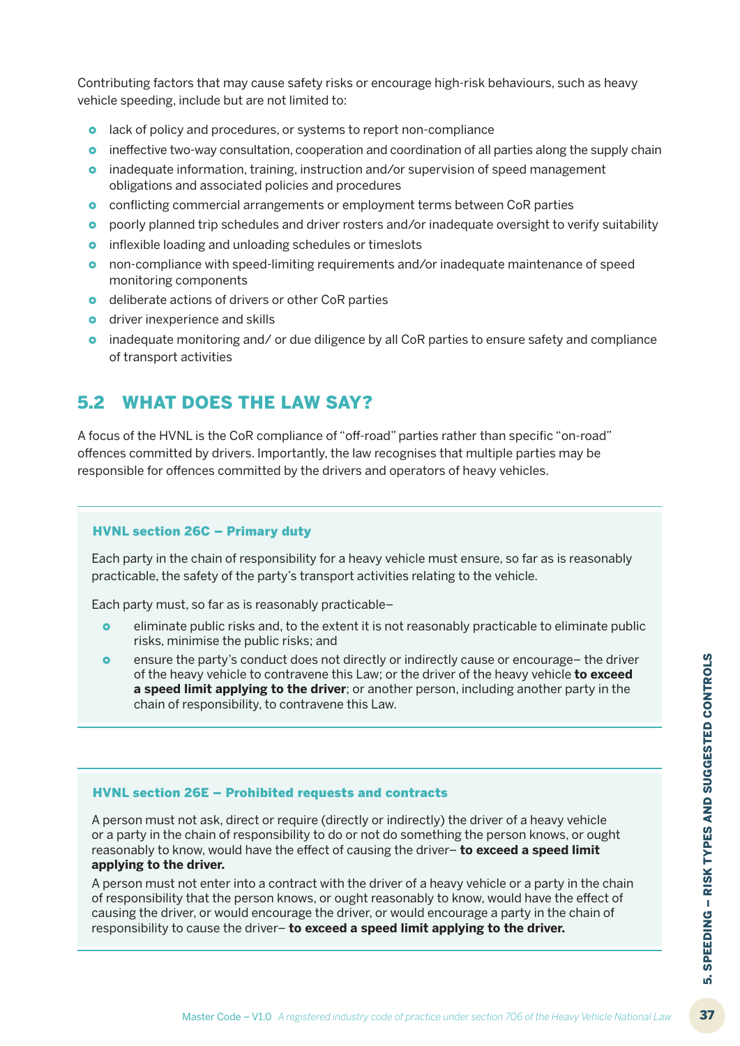Contributing factors that may cause safety risks or encourage high-risk behaviours, such as heavy vehicle speeding, include but are not limited to:

- lack of policy and procedures, or systems to report non-compliance
- ineffective two-way consultation, cooperation and coordination of all parties along the supply chain
- inadequate information, training, instruction and/or supervision of speed management obligations and associated policies and procedures
- conflicting commercial arrangements or employment terms between CoR parties
- poorly planned trip schedules and driver rosters and/or inadequate oversight to verify suitability
- inflexible loading and unloading schedules or timeslots
- non-compliance with speed-limiting requirements and/or inadequate maintenance of speed monitoring components
- deliberate actions of drivers or other CoR parties
- driver inexperience and skills
- inadequate monitoring and/ or due diligence by all CoR parties to ensure safety and compliance of transport activities

## 5.2 WHAT DOES THE LAW SAY?

A focus of the HVNL is the CoR compliance of "off-road" parties rather than specific "on-road" offences committed by drivers. Importantly, the law recognises that multiple parties may be responsible for offences committed by the drivers and operators of heavy vehicles.

**HVNL section 26C – Primary duty**

Each party in the chain of responsibility for a heavy vehicle must ensure, so far as is reasonably practicable, the safety of the party's transport activities relating to the vehicle.

Each party must, so far as is reasonably practicable–

- eliminate public risks and, to the extent it is not reasonably practicable to eliminate public risks, minimise the public risks; and
- ensure the party's conduct does not directly or indirectly cause or encourage– the driver of the heavy vehicle to contravene this Law; or the driver of the heavy vehicle **to exceed a speed limit applying to the driver**; or another person, including another party in the chain of responsibility, to contravene this Law.

**HVNL section 26E – Prohibited requests and contracts**

A person must not ask, direct or require (directly or indirectly) the driver of a heavy vehicle or a party in the chain of responsibility to do or not do something the person knows, or ought reasonably to know, would have the effect of causing the driver– **to exceed a speed limit applying to the driver.**

A person must not enter into a contract with the driver of a heavy vehicle or a party in the chain of responsibility that the person knows, or ought reasonably to know, would have the effect of causing the driver, or would encourage the driver, or would encourage a party in the chain of responsibility to cause the driver– **to exceed a speed limit applying to the driver.**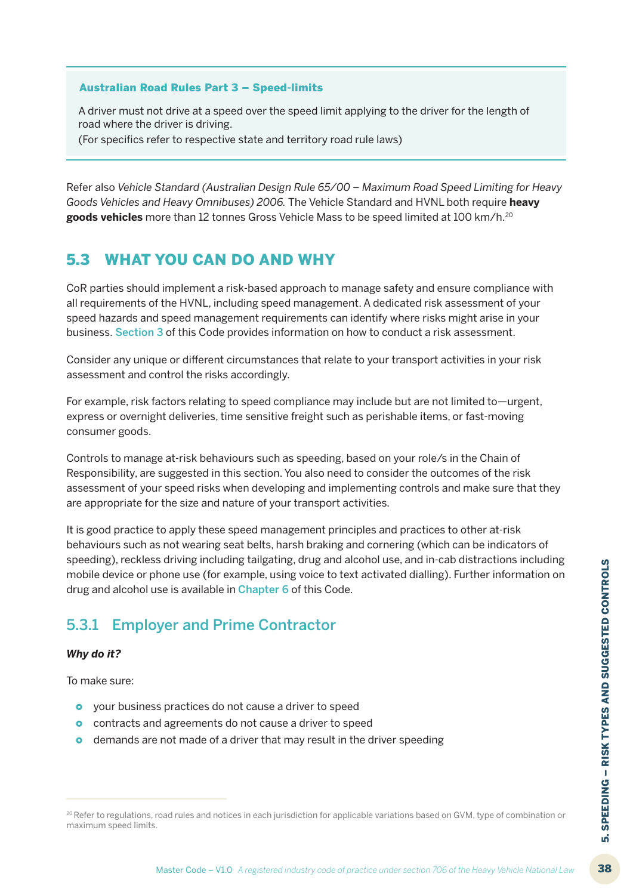**Australian Road Rules Part 3 – Speed-limits**

A driver must not drive at a speed over the speed limit applying to the driver for the length of road where the driver is driving.
(For specifics refer to respective state and territory road rule laws)

Refer also *Vehicle Standard (Australian Design Rule 65/00 – Maximum Road Speed Limiting for Heavy Goods Vehicles and Heavy Omnibuses) 2006.* The Vehicle Standard and HVNL both require **heavy goods vehicles** more than 12 tonnes Gross Vehicle Mass to be speed limited at 100 km/h.[20]

## 5.3 WHAT YOU CAN DO AND WHY

CoR parties should implement a risk-based approach to manage safety and ensure compliance with all requirements of the HVNL, including speed management. A dedicated risk assessment of your speed hazards and speed management requirements can identify where risks might arise in your business. Section 3 of this Code provides information on how to conduct a risk assessment.

Consider any unique or different circumstances that relate to your transport activities in your risk assessment and control the risks accordingly.

For example, risk factors relating to speed compliance may include but are not limited to—urgent, express or overnight deliveries, time sensitive freight such as perishable items, or fast-moving consumer goods.

Controls to manage at-risk behaviours such as speeding, based on your role/s in the Chain of Responsibility, are suggested in this section. You also need to consider the outcomes of the risk assessment of your speed risks when developing and implementing controls and make sure that they are appropriate for the size and nature of your transport activities.

It is good practice to apply these speed management principles and practices to other at-risk behaviours such as not wearing seat belts, harsh braking and cornering (which can be indicators of speeding), reckless driving including tailgating, drug and alcohol use, and in-cab distractions including mobile device or phone use (for example, using voice to text activated dialling). Further information on drug and alcohol use is available in Chapter 6 of this Code.

### 5.3.1 Employer and Prime Contractor

***Why do it?***

To make sure:

- your business practices do not cause a driver to speed
- contracts and agreements do not cause a driver to speed
- demands are not made of a driver that may result in the driver speeding

[20] Refer to regulations, road rules and notices in each jurisdiction for applicable variations based on GVM, type of combination or maximum speed limits.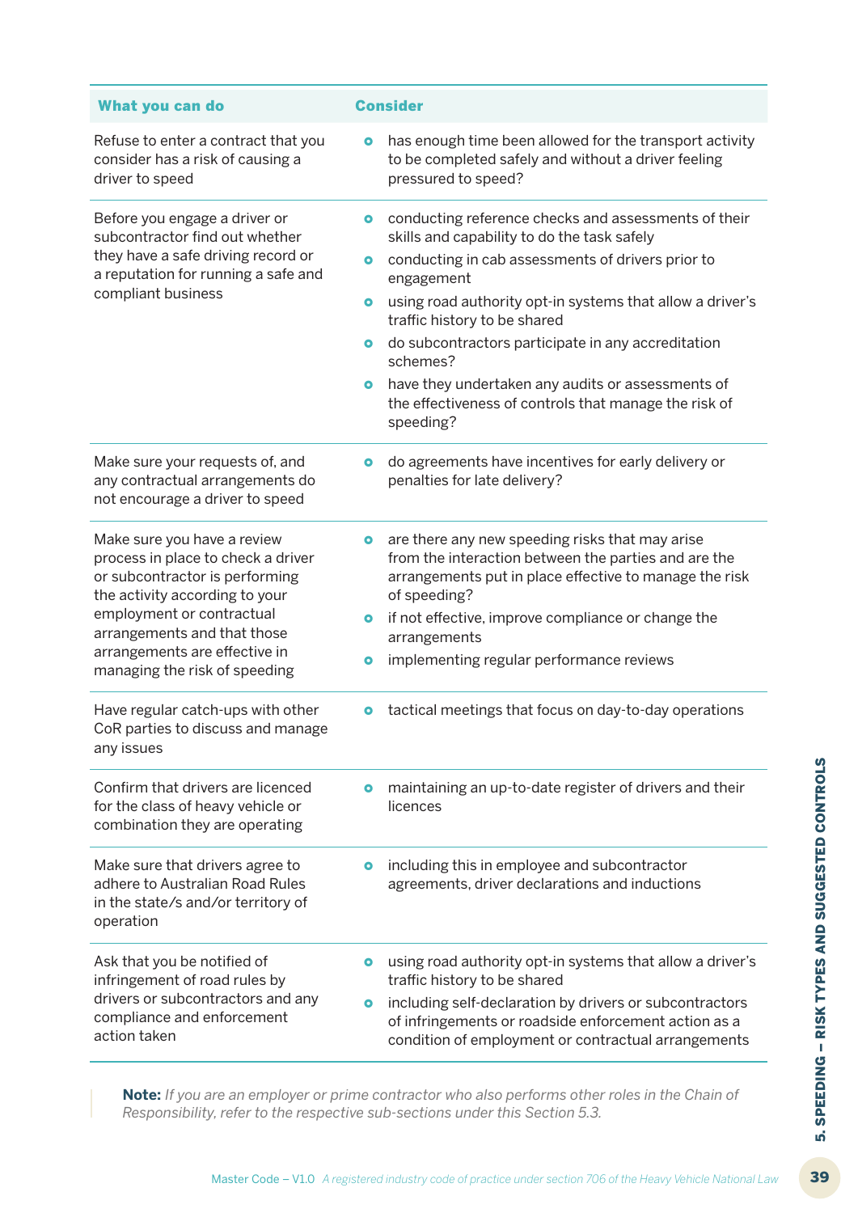| What you can do | Consider |
|---|---|
| Refuse to enter a contract that you consider has a risk of causing a driver to speed | • has enough time been allowed for the transport activity to be completed safely and without a driver feeling pressured to speed? |
| Before you engage a driver or subcontractor find out whether they have a safe driving record or a reputation for running a safe and compliant business | • conducting reference checks and assessments of their skills and capability to do the task safely<br>• conducting in cab assessments of drivers prior to engagement<br>• using road authority opt-in systems that allow a driver's traffic history to be shared<br>• do subcontractors participate in any accreditation schemes?<br>• have they undertaken any audits or assessments of the effectiveness of controls that manage the risk of speeding? |
| Make sure your requests of, and any contractual arrangements do not encourage a driver to speed | • do agreements have incentives for early delivery or penalties for late delivery? |
| Make sure you have a review process in place to check a driver or subcontractor is performing the activity according to your employment or contractual arrangements and that those arrangements are effective in managing the risk of speeding | • are there any new speeding risks that may arise from the interaction between the parties and are the arrangements put in place effective to manage the risk of speeding?<br>• if not effective, improve compliance or change the arrangements<br>• implementing regular performance reviews |
| Have regular catch-ups with other CoR parties to discuss and manage any issues | • tactical meetings that focus on day-to-day operations |
| Confirm that drivers are licenced for the class of heavy vehicle or combination they are operating | • maintaining an up-to-date register of drivers and their licences |
| Make sure that drivers agree to adhere to Australian Road Rules in the state/s and/or territory of operation | • including this in employee and subcontractor agreements, driver declarations and inductions |
| Ask that you be notified of infringement of road rules by drivers or subcontractors and any compliance and enforcement action taken | • using road authority opt-in systems that allow a driver's traffic history to be shared<br>• including self-declaration by drivers or subcontractors of infringements or roadside enforcement action as a condition of employment or contractual arrangements |

**Note:** *If you are an employer or prime contractor who also performs other roles in the Chain of Responsibility, refer to the respective sub-sections under this Section 5.3.*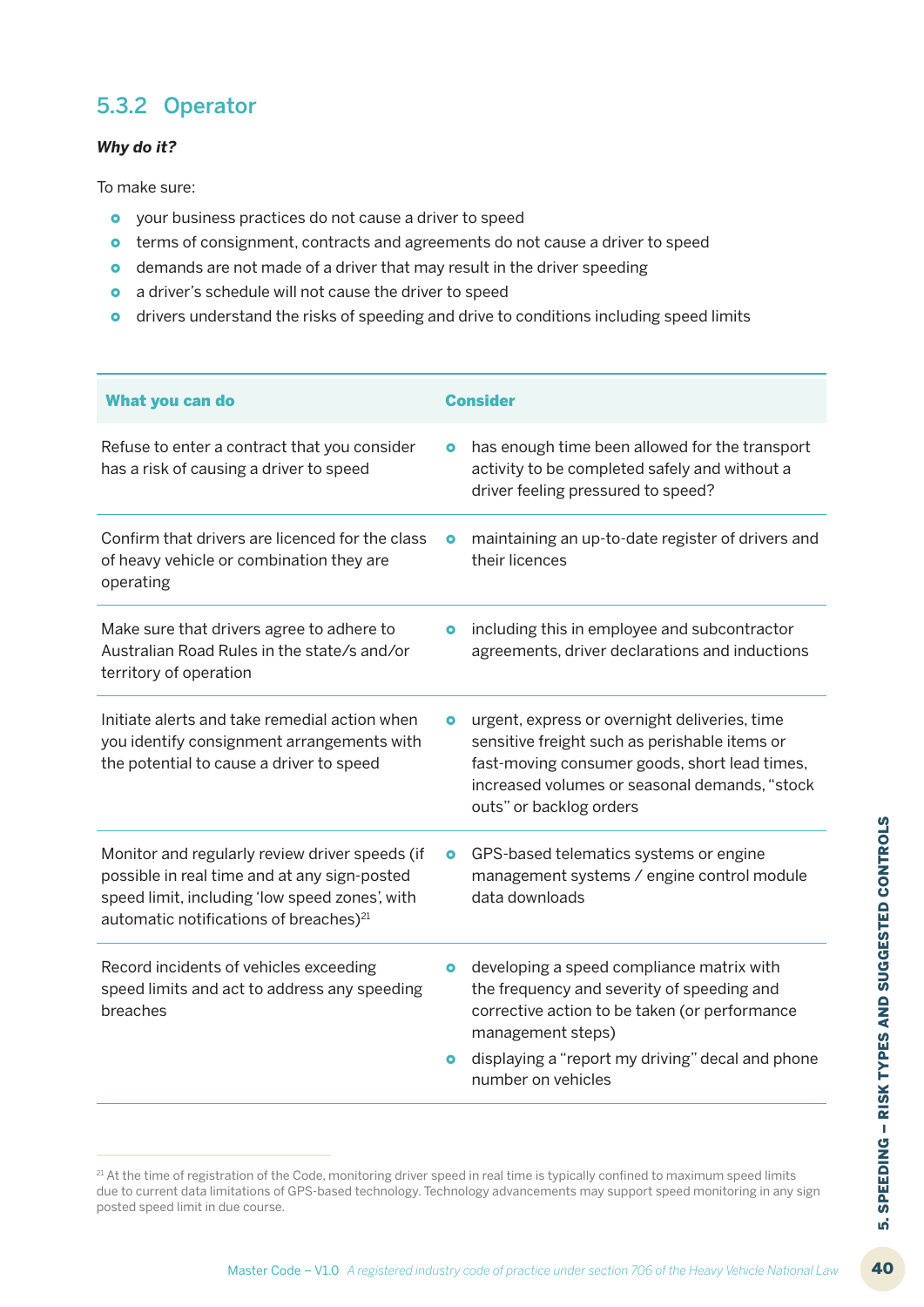### 5.3.2 Operator

***Why do it?***

To make sure:

- your business practices do not cause a driver to speed
- terms of consignment, contracts and agreements do not cause a driver to speed
- demands are not made of a driver that may result in the driver speeding
- a driver's schedule will not cause the driver to speed
- drivers understand the risks of speeding and drive to conditions including speed limits

| What you can do | Consider |
|---|---|
| Refuse to enter a contract that you consider has a risk of causing a driver to speed | • has enough time been allowed for the transport activity to be completed safely and without a driver feeling pressured to speed? |
| Confirm that drivers are licenced for the class of heavy vehicle or combination they are operating | • maintaining an up-to-date register of drivers and their licences |
| Make sure that drivers agree to adhere to Australian Road Rules in the state/s and/or territory of operation | • including this in employee and subcontractor agreements, driver declarations and inductions |
| Initiate alerts and take remedial action when you identify consignment arrangements with the potential to cause a driver to speed | • urgent, express or overnight deliveries, time sensitive freight such as perishable items or fast-moving consumer goods, short lead times, increased volumes or seasonal demands, "stock outs" or backlog orders |
| Monitor and regularly review driver speeds (if possible in real time and at any sign-posted speed limit, including 'low speed zones', with automatic notifications of breaches)[21] | • GPS-based telematics systems or engine management systems / engine control module data downloads |
| Record incidents of vehicles exceeding speed limits and act to address any speeding breaches | • developing a speed compliance matrix with the frequency and severity of speeding and corrective action to be taken (or performance management steps)<br>• displaying a "report my driving" decal and phone number on vehicles |

[21] At the time of registration of the Code, monitoring driver speed in real time is typically confined to maximum speed limits due to current data limitations of GPS-based technology. Technology advancements may support speed monitoring in any sign posted speed limit in due course.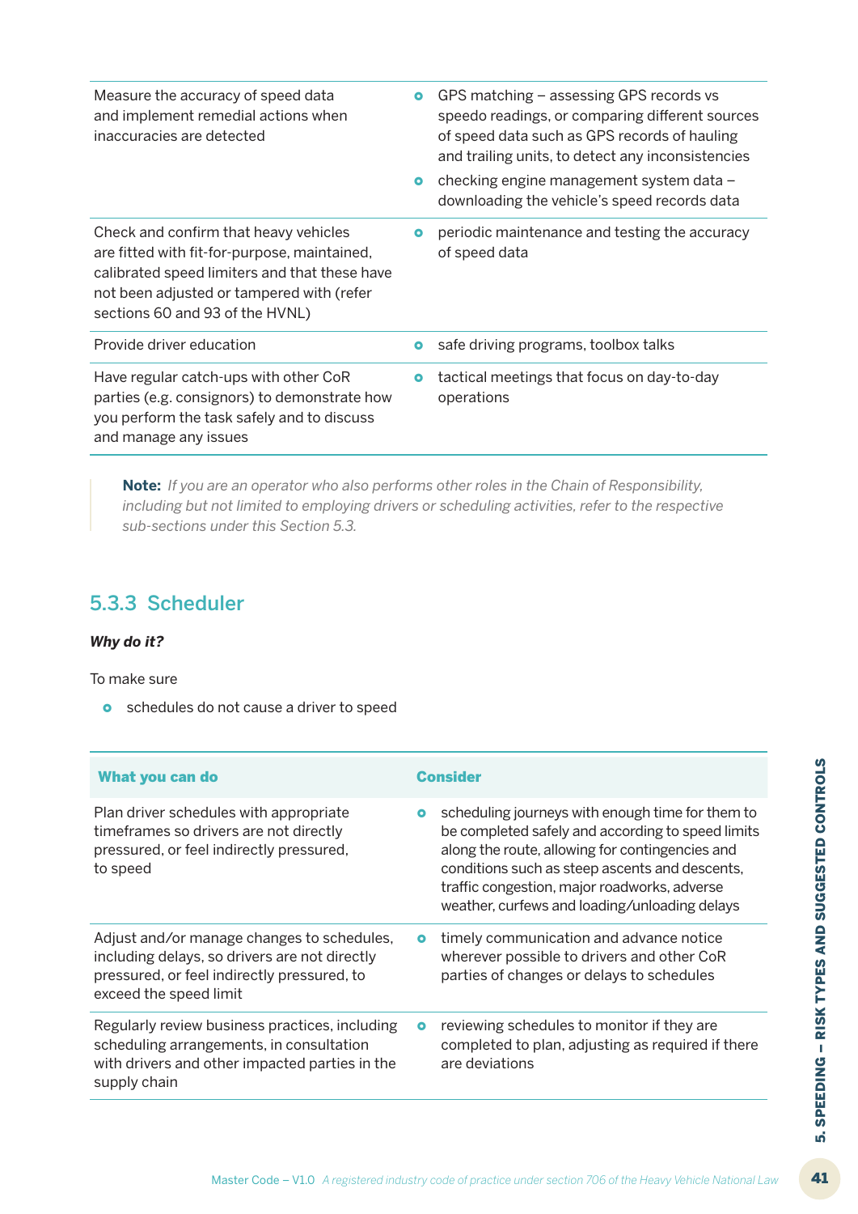| | |
|---|---|
| Measure the accuracy of speed data and implement remedial actions when inaccuracies are detected | • GPS matching – assessing GPS records vs speedo readings, or comparing different sources of speed data such as GPS records of hauling and trailing units, to detect any inconsistencies<br>• checking engine management system data – downloading the vehicle's speed records data |
| Check and confirm that heavy vehicles are fitted with fit-for-purpose, maintained, calibrated speed limiters and that these have not been adjusted or tampered with (refer sections 60 and 93 of the HVNL) | • periodic maintenance and testing the accuracy of speed data |
| Provide driver education | • safe driving programs, toolbox talks |
| Have regular catch-ups with other CoR parties (e.g. consignors) to demonstrate how you perform the task safely and to discuss and manage any issues | • tactical meetings that focus on day-to-day operations |

> **Note:** *If you are an operator who also performs other roles in the Chain of Responsibility, including but not limited to employing drivers or scheduling activities, refer to the respective sub-sections under this Section 5.3.*

### 5.3.3 Scheduler

***Why do it?***

To make sure

- schedules do not cause a driver to speed

| What you can do | Consider |
|---|---|
| Plan driver schedules with appropriate timeframes so drivers are not directly pressured, or feel indirectly pressured, to speed | • scheduling journeys with enough time for them to be completed safely and according to speed limits along the route, allowing for contingencies and conditions such as steep ascents and descents, traffic congestion, major roadworks, adverse weather, curfews and loading/unloading delays |
| Adjust and/or manage changes to schedules, including delays, so drivers are not directly pressured, or feel indirectly pressured, to exceed the speed limit | • timely communication and advance notice wherever possible to drivers and other CoR parties of changes or delays to schedules |
| Regularly review business practices, including scheduling arrangements, in consultation with drivers and other impacted parties in the supply chain | • reviewing schedules to monitor if they are completed to plan, adjusting as required if there are deviations |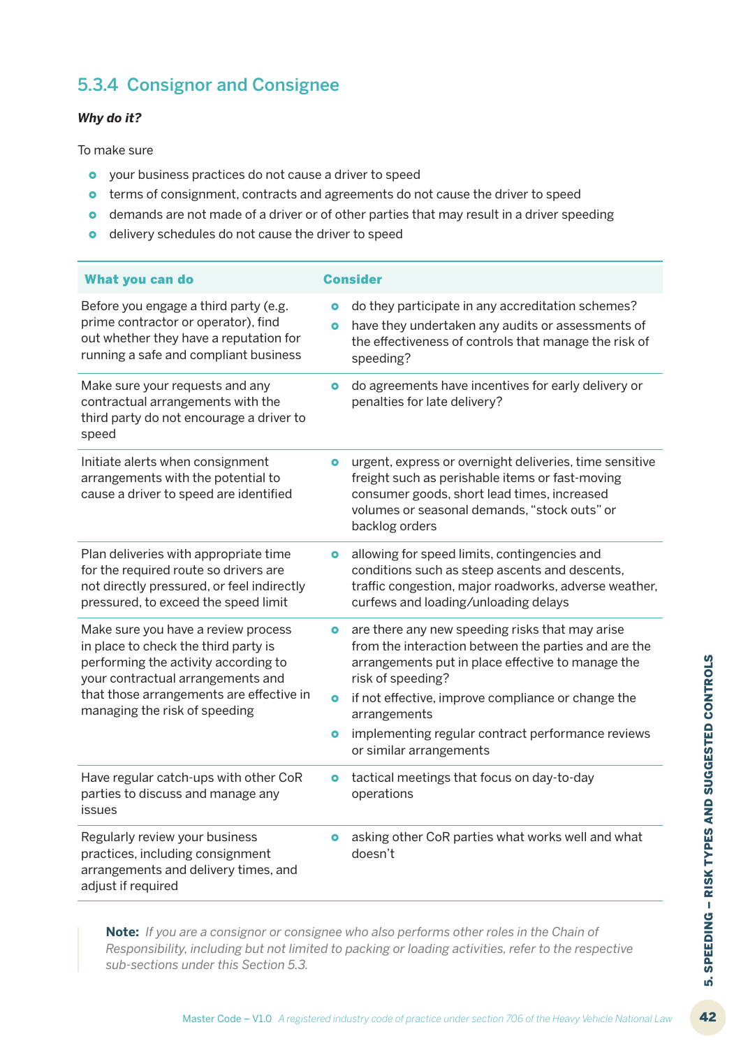### 5.3.4 Consignor and Consignee

***Why do it?***

To make sure

- your business practices do not cause a driver to speed
- terms of consignment, contracts and agreements do not cause the driver to speed
- demands are not made of a driver or of other parties that may result in a driver speeding
- delivery schedules do not cause the driver to speed

| What you can do | Consider |
| --- | --- |
| Before you engage a third party (e.g. prime contractor or operator), find out whether they have a reputation for running a safe and compliant business | • do they participate in any accreditation schemes?<br>• have they undertaken any audits or assessments of the effectiveness of controls that manage the risk of speeding? |
| Make sure your requests and any contractual arrangements with the third party do not encourage a driver to speed | • do agreements have incentives for early delivery or penalties for late delivery? |
| Initiate alerts when consignment arrangements with the potential to cause a driver to speed are identified | • urgent, express or overnight deliveries, time sensitive freight such as perishable items or fast-moving consumer goods, short lead times, increased volumes or seasonal demands, "stock outs" or backlog orders |
| Plan deliveries with appropriate time for the required route so drivers are not directly pressured, or feel indirectly pressured, to exceed the speed limit | • allowing for speed limits, contingencies and conditions such as steep ascents and descents, traffic congestion, major roadworks, adverse weather, curfews and loading/unloading delays |
| Make sure you have a review process in place to check the third party is performing the activity according to your contractual arrangements and that those arrangements are effective in managing the risk of speeding | • are there any new speeding risks that may arise from the interaction between the parties and are the arrangements put in place effective to manage the risk of speeding?<br>• if not effective, improve compliance or change the arrangements<br>• implementing regular contract performance reviews or similar arrangements |
| Have regular catch-ups with other CoR parties to discuss and manage any issues | • tactical meetings that focus on day-to-day operations |
| Regularly review your business practices, including consignment arrangements and delivery times, and adjust if required | • asking other CoR parties what works well and what doesn't |

> **Note:** *If you are a consignor or consignee who also performs other roles in the Chain of Responsibility, including but not limited to packing or loading activities, refer to the respective sub-sections under this Section 5.3.*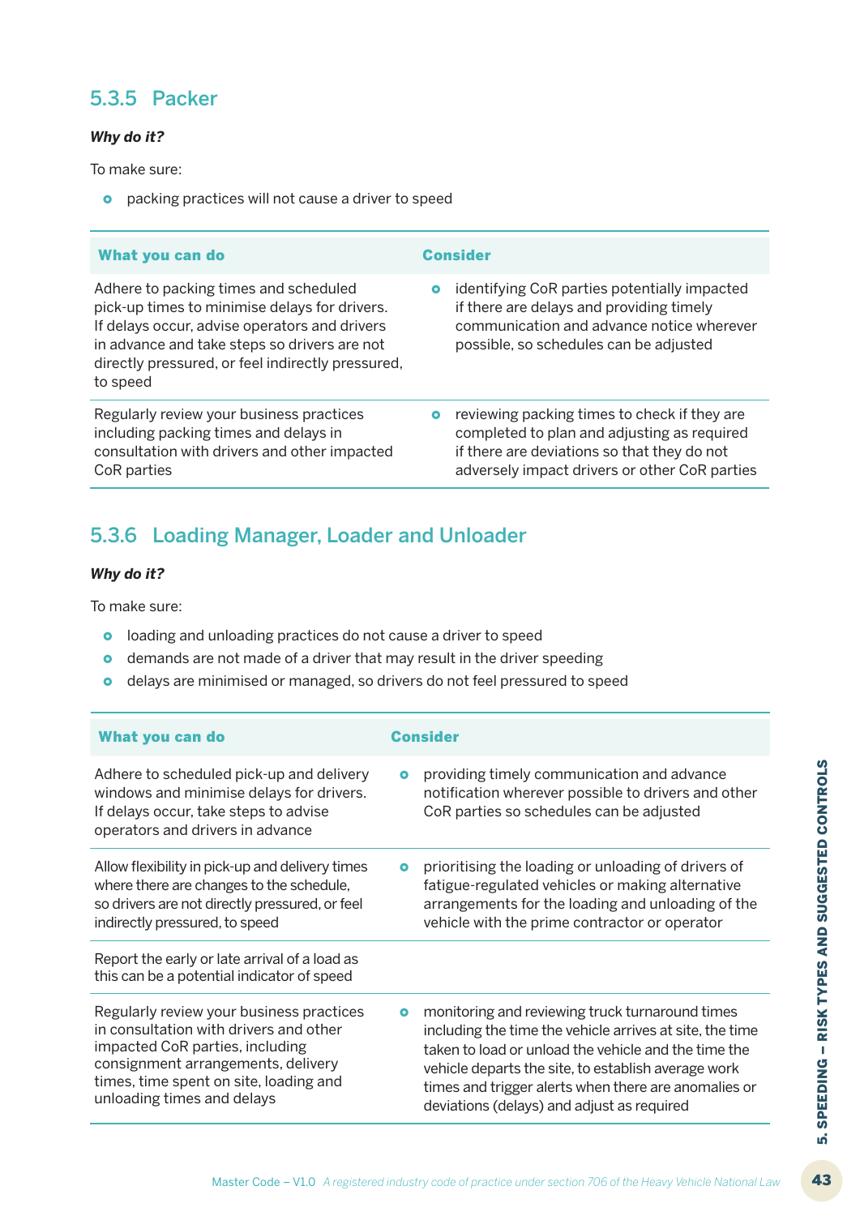### 5.3.5 Packer

***Why do it?***

To make sure:

- packing practices will not cause a driver to speed

| What you can do | Consider |
|---|---|
| Adhere to packing times and scheduled pick-up times to minimise delays for drivers. If delays occur, advise operators and drivers in advance and take steps so drivers are not directly pressured, or feel indirectly pressured, to speed | • identifying CoR parties potentially impacted if there are delays and providing timely communication and advance notice wherever possible, so schedules can be adjusted |
| Regularly review your business practices including packing times and delays in consultation with drivers and other impacted CoR parties | • reviewing packing times to check if they are completed to plan and adjusting as required if there are deviations so that they do not adversely impact drivers or other CoR parties |

### 5.3.6 Loading Manager, Loader and Unloader

***Why do it?***

To make sure:

- loading and unloading practices do not cause a driver to speed
- demands are not made of a driver that may result in the driver speeding
- delays are minimised or managed, so drivers do not feel pressured to speed

| What you can do | Consider |
|---|---|
| Adhere to scheduled pick-up and delivery windows and minimise delays for drivers. If delays occur, take steps to advise operators and drivers in advance | • providing timely communication and advance notification wherever possible to drivers and other CoR parties so schedules can be adjusted |
| Allow flexibility in pick-up and delivery times where there are changes to the schedule, so drivers are not directly pressured, or feel indirectly pressured, to speed | • prioritising the loading or unloading of drivers of fatigue-regulated vehicles or making alternative arrangements for the loading and unloading of the vehicle with the prime contractor or operator |
| Report the early or late arrival of a load as this can be a potential indicator of speed | |
| Regularly review your business practices in consultation with drivers and other impacted CoR parties, including consignment arrangements, delivery times, time spent on site, loading and unloading times and delays | • monitoring and reviewing truck turnaround times including the time the vehicle arrives at site, the time taken to load or unload the vehicle and the time the vehicle departs the site, to establish average work times and trigger alerts when there are anomalies or deviations (delays) and adjust as required |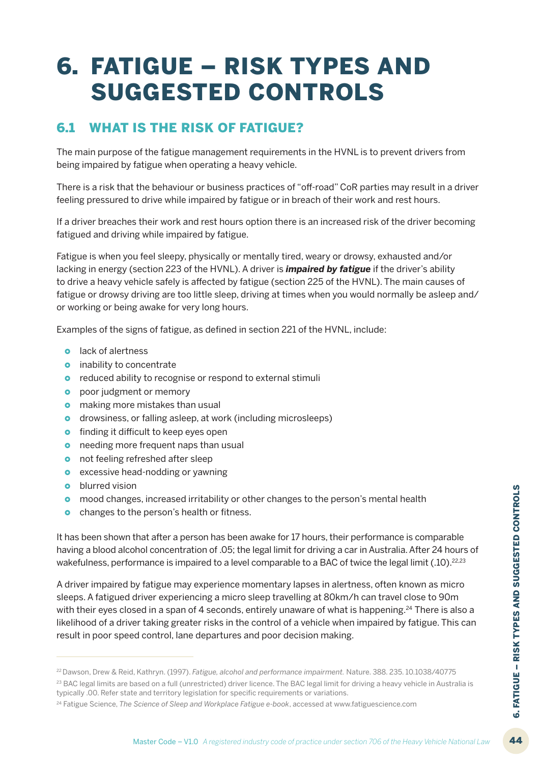# 6. FATIGUE – RISK TYPES AND SUGGESTED CONTROLS

## 6.1 WHAT IS THE RISK OF FATIGUE?

The main purpose of the fatigue management requirements in the HVNL is to prevent drivers from being impaired by fatigue when operating a heavy vehicle.

There is a risk that the behaviour or business practices of "off-road" CoR parties may result in a driver feeling pressured to drive while impaired by fatigue or in breach of their work and rest hours.

If a driver breaches their work and rest hours option there is an increased risk of the driver becoming fatigued and driving while impaired by fatigue.

Fatigue is when you feel sleepy, physically or mentally tired, weary or drowsy, exhausted and/or lacking in energy (section 223 of the HVNL). A driver is ***impaired by fatigue*** if the driver's ability to drive a heavy vehicle safely is affected by fatigue (section 225 of the HVNL). The main causes of fatigue or drowsy driving are too little sleep, driving at times when you would normally be asleep and/or working or being awake for very long hours.

Examples of the signs of fatigue, as defined in section 221 of the HVNL, include:

- lack of alertness
- inability to concentrate
- reduced ability to recognise or respond to external stimuli
- poor judgment or memory
- making more mistakes than usual
- drowsiness, or falling asleep, at work (including microsleeps)
- finding it difficult to keep eyes open
- needing more frequent naps than usual
- not feeling refreshed after sleep
- excessive head-nodding or yawning
- blurred vision
- mood changes, increased irritability or other changes to the person's mental health
- changes to the person's health or fitness.

It has been shown that after a person has been awake for 17 hours, their performance is comparable having a blood alcohol concentration of .05; the legal limit for driving a car in Australia. After 24 hours of wakefulness, performance is impaired to a level comparable to a BAC of twice the legal limit (.10).[22,23]

A driver impaired by fatigue may experience momentary lapses in alertness, often known as micro sleeps. A fatigued driver experiencing a micro sleep travelling at 80km/h can travel close to 90m with their eyes closed in a span of 4 seconds, entirely unaware of what is happening.[24] There is also a likelihood of a driver taking greater risks in the control of a vehicle when impaired by fatigue. This can result in poor speed control, lane departures and poor decision making.

---

[22] Dawson, Drew & Reid, Kathryn. (1997). *Fatigue, alcohol and performance impairment.* Nature. 388. 235. 10.1038/40775

[23] BAC legal limits are based on a full (unrestricted) driver licence. The BAC legal limit for driving a heavy vehicle in Australia is typically .00. Refer state and territory legislation for specific requirements or variations.

[24] Fatigue Science, *The Science of Sleep and Workplace Fatigue e-book*, accessed at www.fatiguescience.com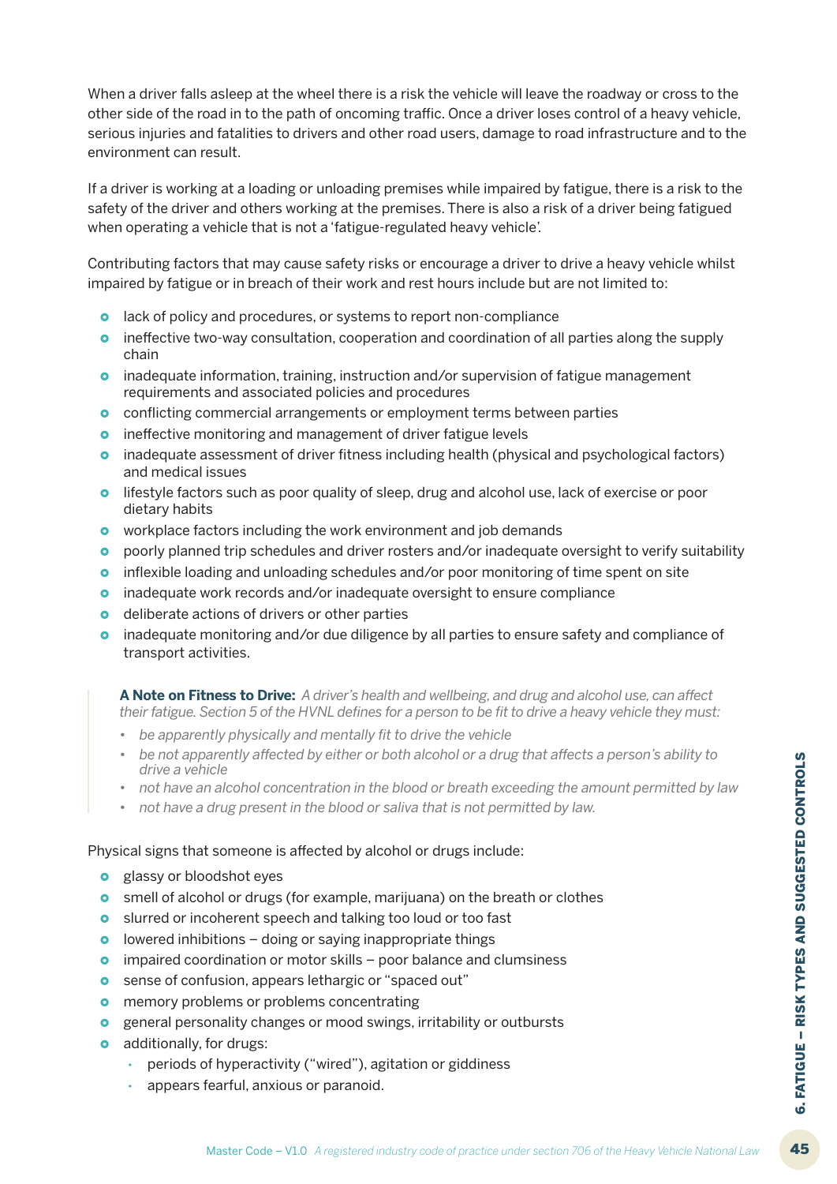When a driver falls asleep at the wheel there is a risk the vehicle will leave the roadway or cross to the other side of the road in to the path of oncoming traffic. Once a driver loses control of a heavy vehicle, serious injuries and fatalities to drivers and other road users, damage to road infrastructure and to the environment can result.

If a driver is working at a loading or unloading premises while impaired by fatigue, there is a risk to the safety of the driver and others working at the premises. There is also a risk of a driver being fatigued when operating a vehicle that is not a 'fatigue-regulated heavy vehicle'.

Contributing factors that may cause safety risks or encourage a driver to drive a heavy vehicle whilst impaired by fatigue or in breach of their work and rest hours include but are not limited to:

- lack of policy and procedures, or systems to report non-compliance
- ineffective two-way consultation, cooperation and coordination of all parties along the supply chain
- inadequate information, training, instruction and/or supervision of fatigue management requirements and associated policies and procedures
- conflicting commercial arrangements or employment terms between parties
- ineffective monitoring and management of driver fatigue levels
- inadequate assessment of driver fitness including health (physical and psychological factors) and medical issues
- lifestyle factors such as poor quality of sleep, drug and alcohol use, lack of exercise or poor dietary habits
- workplace factors including the work environment and job demands
- poorly planned trip schedules and driver rosters and/or inadequate oversight to verify suitability
- inflexible loading and unloading schedules and/or poor monitoring of time spent on site
- inadequate work records and/or inadequate oversight to ensure compliance
- deliberate actions of drivers or other parties
- inadequate monitoring and/or due diligence by all parties to ensure safety and compliance of transport activities.

> **A Note on Fitness to Drive:** *A driver's health and wellbeing, and drug and alcohol use, can affect their fatigue. Section 5 of the HVNL defines for a person to be fit to drive a heavy vehicle they must:*
>
> - *be apparently physically and mentally fit to drive the vehicle*
> - *be not apparently affected by either or both alcohol or a drug that affects a person's ability to drive a vehicle*
> - *not have an alcohol concentration in the blood or breath exceeding the amount permitted by law*
> - *not have a drug present in the blood or saliva that is not permitted by law.*

Physical signs that someone is affected by alcohol or drugs include:

- glassy or bloodshot eyes
- smell of alcohol or drugs (for example, marijuana) on the breath or clothes
- slurred or incoherent speech and talking too loud or too fast
- lowered inhibitions – doing or saying inappropriate things
- impaired coordination or motor skills – poor balance and clumsiness
- sense of confusion, appears lethargic or "spaced out"
- memory problems or problems concentrating
- general personality changes or mood swings, irritability or outbursts
- additionally, for drugs:
  - periods of hyperactivity ("wired"), agitation or giddiness
  - appears fearful, anxious or paranoid.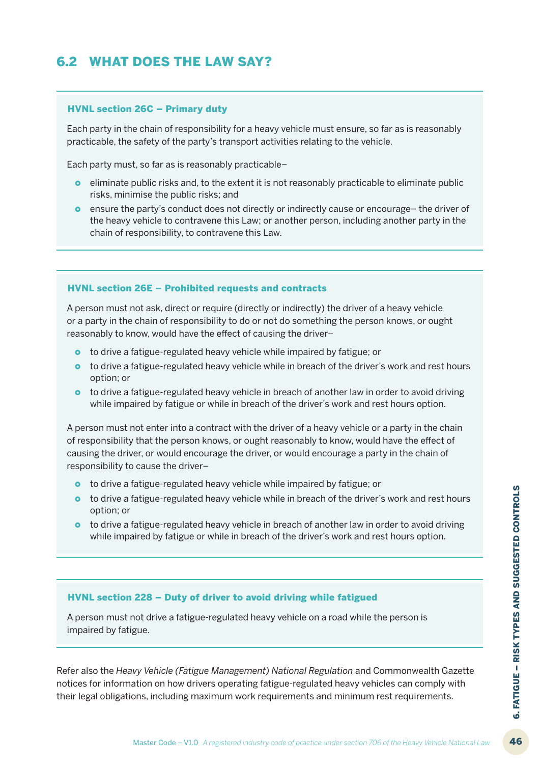## 6.2 WHAT DOES THE LAW SAY?

**HVNL section 26C – Primary duty**

Each party in the chain of responsibility for a heavy vehicle must ensure, so far as is reasonably practicable, the safety of the party's transport activities relating to the vehicle.

Each party must, so far as is reasonably practicable–

- eliminate public risks and, to the extent it is not reasonably practicable to eliminate public risks, minimise the public risks; and
- ensure the party's conduct does not directly or indirectly cause or encourage– the driver of the heavy vehicle to contravene this Law; or another person, including another party in the chain of responsibility, to contravene this Law.

**HVNL section 26E – Prohibited requests and contracts**

A person must not ask, direct or require (directly or indirectly) the driver of a heavy vehicle or a party in the chain of responsibility to do or not do something the person knows, or ought reasonably to know, would have the effect of causing the driver–

- to drive a fatigue-regulated heavy vehicle while impaired by fatigue; or
- to drive a fatigue-regulated heavy vehicle while in breach of the driver's work and rest hours option; or
- to drive a fatigue-regulated heavy vehicle in breach of another law in order to avoid driving while impaired by fatigue or while in breach of the driver's work and rest hours option.

A person must not enter into a contract with the driver of a heavy vehicle or a party in the chain of responsibility that the person knows, or ought reasonably to know, would have the effect of causing the driver, or would encourage the driver, or would encourage a party in the chain of responsibility to cause the driver–

- to drive a fatigue-regulated heavy vehicle while impaired by fatigue; or
- to drive a fatigue-regulated heavy vehicle while in breach of the driver's work and rest hours option; or
- to drive a fatigue-regulated heavy vehicle in breach of another law in order to avoid driving while impaired by fatigue or while in breach of the driver's work and rest hours option.

**HVNL section 228 – Duty of driver to avoid driving while fatigued**

A person must not drive a fatigue-regulated heavy vehicle on a road while the person is impaired by fatigue.

Refer also the *Heavy Vehicle (Fatigue Management) National Regulation* and Commonwealth Gazette notices for information on how drivers operating fatigue-regulated heavy vehicles can comply with their legal obligations, including maximum work requirements and minimum rest requirements.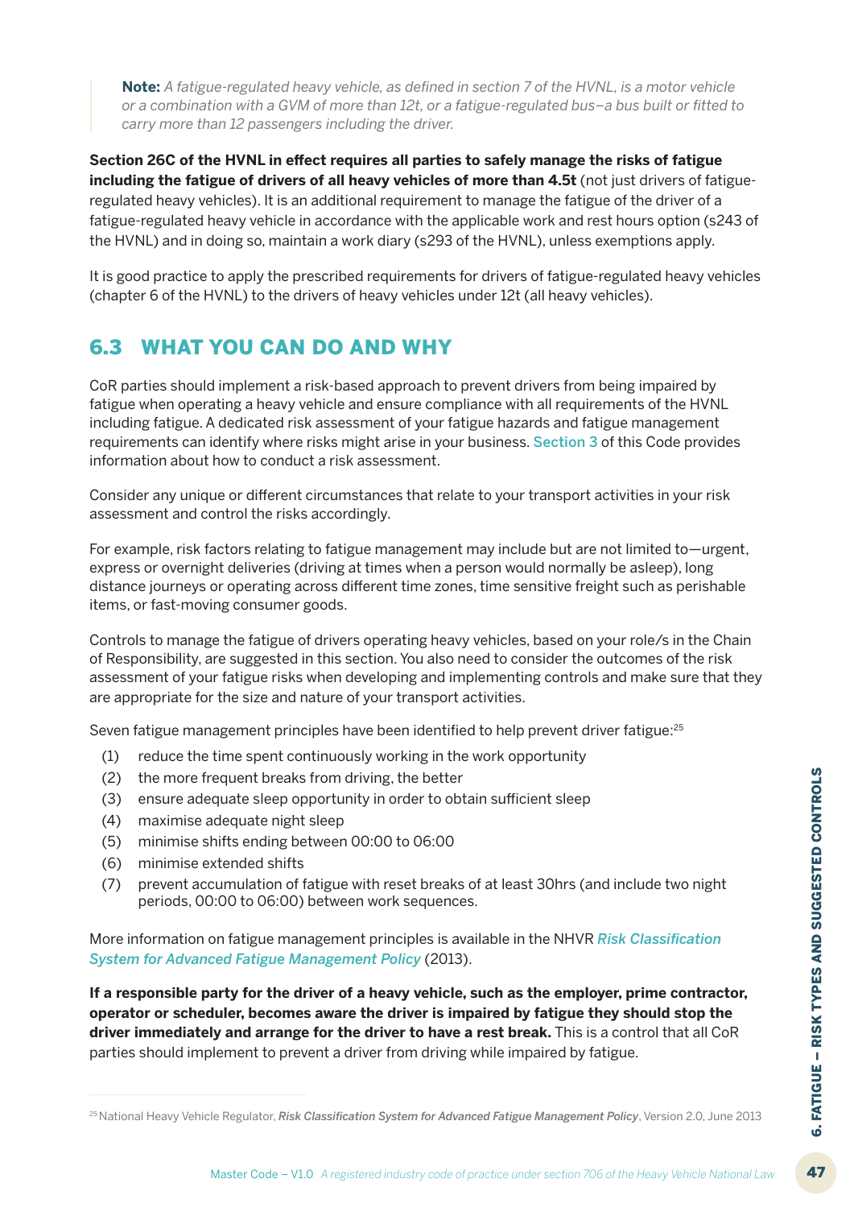> **Note:** *A fatigue-regulated heavy vehicle, as defined in section 7 of the HVNL, is a motor vehicle or a combination with a GVM of more than 12t, or a fatigue-regulated bus–a bus built or fitted to carry more than 12 passengers including the driver.*

**Section 26C of the HVNL in effect requires all parties to safely manage the risks of fatigue including the fatigue of drivers of all heavy vehicles of more than 4.5t** (not just drivers of fatigue-regulated heavy vehicles). It is an additional requirement to manage the fatigue of the driver of a fatigue-regulated heavy vehicle in accordance with the applicable work and rest hours option (s243 of the HVNL) and in doing so, maintain a work diary (s293 of the HVNL), unless exemptions apply.

It is good practice to apply the prescribed requirements for drivers of fatigue-regulated heavy vehicles (chapter 6 of the HVNL) to the drivers of heavy vehicles under 12t (all heavy vehicles).

## 6.3 WHAT YOU CAN DO AND WHY

CoR parties should implement a risk-based approach to prevent drivers from being impaired by fatigue when operating a heavy vehicle and ensure compliance with all requirements of the HVNL including fatigue. A dedicated risk assessment of your fatigue hazards and fatigue management requirements can identify where risks might arise in your business. Section 3 of this Code provides information about how to conduct a risk assessment.

Consider any unique or different circumstances that relate to your transport activities in your risk assessment and control the risks accordingly.

For example, risk factors relating to fatigue management may include but are not limited to—urgent, express or overnight deliveries (driving at times when a person would normally be asleep), long distance journeys or operating across different time zones, time sensitive freight such as perishable items, or fast-moving consumer goods.

Controls to manage the fatigue of drivers operating heavy vehicles, based on your role/s in the Chain of Responsibility, are suggested in this section. You also need to consider the outcomes of the risk assessment of your fatigue risks when developing and implementing controls and make sure that they are appropriate for the size and nature of your transport activities.

Seven fatigue management principles have been identified to help prevent driver fatigue:[25]

(1) reduce the time spent continuously working in the work opportunity
(2) the more frequent breaks from driving, the better
(3) ensure adequate sleep opportunity in order to obtain sufficient sleep
(4) maximise adequate night sleep
(5) minimise shifts ending between 00:00 to 06:00
(6) minimise extended shifts
(7) prevent accumulation of fatigue with reset breaks of at least 30hrs (and include two night periods, 00:00 to 06:00) between work sequences.

More information on fatigue management principles is available in the NHVR ***Risk Classification System for Advanced Fatigue Management Policy*** (2013).

**If a responsible party for the driver of a heavy vehicle, such as the employer, prime contractor, operator or scheduler, becomes aware the driver is impaired by fatigue they should stop the driver immediately and arrange for the driver to have a rest break.** This is a control that all CoR parties should implement to prevent a driver from driving while impaired by fatigue.

[25] National Heavy Vehicle Regulator, ***Risk Classification System for Advanced Fatigue Management Policy***, Version 2.0, June 2013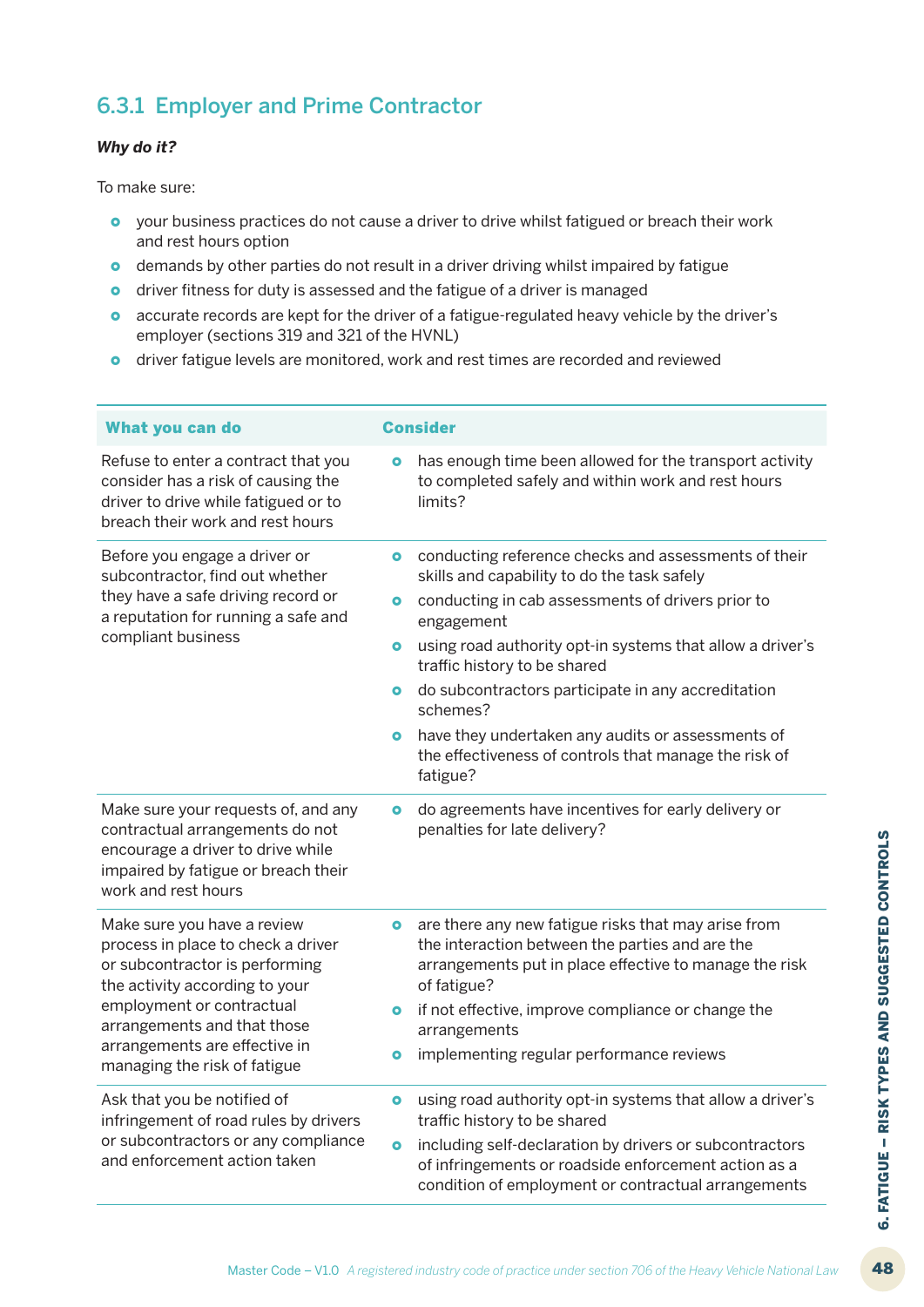### 6.3.1 Employer and Prime Contractor

***Why do it?***

To make sure:

- your business practices do not cause a driver to drive whilst fatigued or breach their work and rest hours option
- demands by other parties do not result in a driver driving whilst impaired by fatigue
- driver fitness for duty is assessed and the fatigue of a driver is managed
- accurate records are kept for the driver of a fatigue-regulated heavy vehicle by the driver's employer (sections 319 and 321 of the HVNL)
- driver fatigue levels are monitored, work and rest times are recorded and reviewed

| What you can do | Consider |
|---|---|
| Refuse to enter a contract that you consider has a risk of causing the driver to drive while fatigued or to breach their work and rest hours | • has enough time been allowed for the transport activity to completed safely and within work and rest hours limits? |
| Before you engage a driver or subcontractor, find out whether they have a safe driving record or a reputation for running a safe and compliant business | • conducting reference checks and assessments of their skills and capability to do the task safely<br>• conducting in cab assessments of drivers prior to engagement<br>• using road authority opt-in systems that allow a driver's traffic history to be shared<br>• do subcontractors participate in any accreditation schemes?<br>• have they undertaken any audits or assessments of the effectiveness of controls that manage the risk of fatigue? |
| Make sure your requests of, and any contractual arrangements do not encourage a driver to drive while impaired by fatigue or breach their work and rest hours | • do agreements have incentives for early delivery or penalties for late delivery? |
| Make sure you have a review process in place to check a driver or subcontractor is performing the activity according to your employment or contractual arrangements and that those arrangements are effective in managing the risk of fatigue | • are there any new fatigue risks that may arise from the interaction between the parties and are the arrangements put in place effective to manage the risk of fatigue?<br>• if not effective, improve compliance or change the arrangements<br>• implementing regular performance reviews |
| Ask that you be notified of infringement of road rules by drivers or subcontractors or any compliance and enforcement action taken | • using road authority opt-in systems that allow a driver's traffic history to be shared<br>• including self-declaration by drivers or subcontractors of infringements or roadside enforcement action as a condition of employment or contractual arrangements |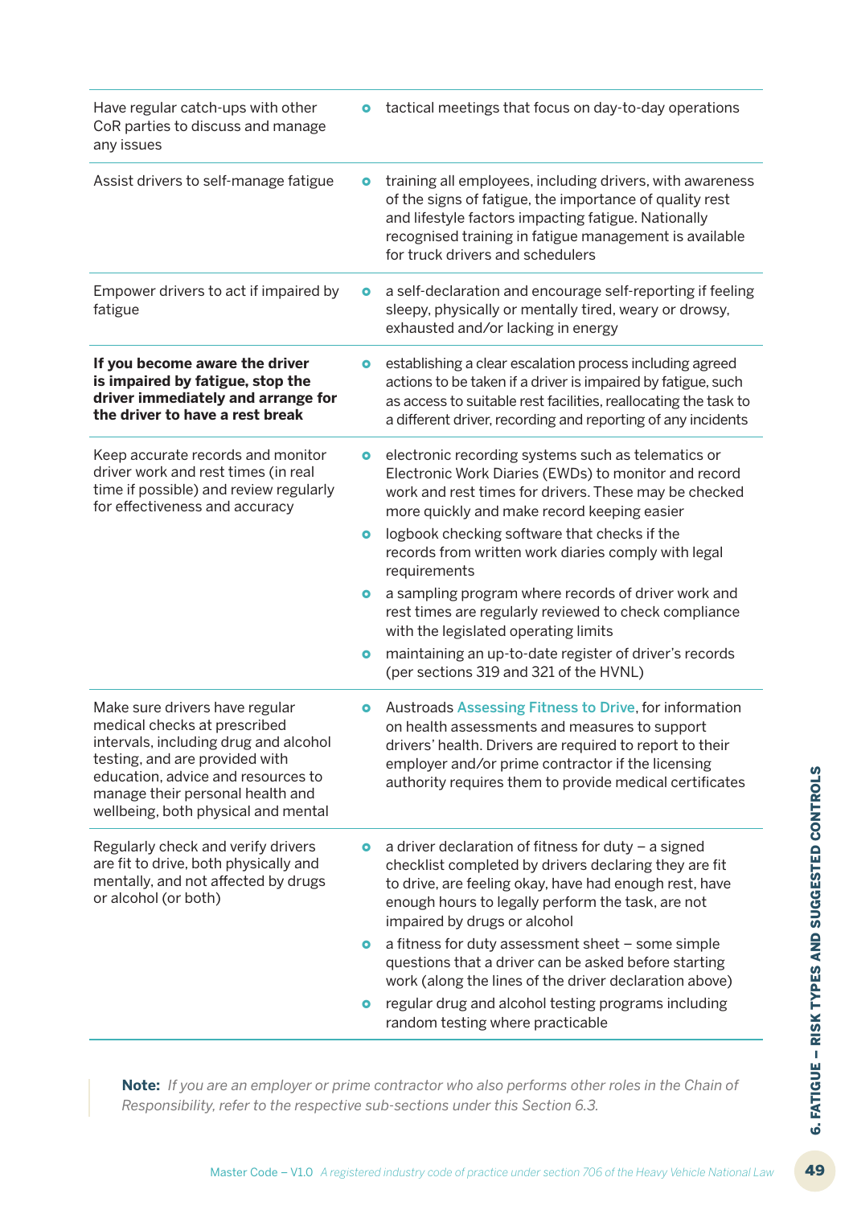| | |
|---|---|
| Have regular catch-ups with other CoR parties to discuss and manage any issues | • tactical meetings that focus on day-to-day operations |
| Assist drivers to self-manage fatigue | • training all employees, including drivers, with awareness of the signs of fatigue, the importance of quality rest and lifestyle factors impacting fatigue. Nationally recognised training in fatigue management is available for truck drivers and schedulers |
| Empower drivers to act if impaired by fatigue | • a self-declaration and encourage self-reporting if feeling sleepy, physically or mentally tired, weary or drowsy, exhausted and/or lacking in energy |
| **If you become aware the driver is impaired by fatigue, stop the driver immediately and arrange for the driver to have a rest break** | • establishing a clear escalation process including agreed actions to be taken if a driver is impaired by fatigue, such as access to suitable rest facilities, reallocating the task to a different driver, recording and reporting of any incidents |
| Keep accurate records and monitor driver work and rest times (in real time if possible) and review regularly for effectiveness and accuracy | • electronic recording systems such as telematics or Electronic Work Diaries (EWDs) to monitor and record work and rest times for drivers. These may be checked more quickly and make record keeping easier<br>• logbook checking software that checks if the records from written work diaries comply with legal requirements<br>• a sampling program where records of driver work and rest times are regularly reviewed to check compliance with the legislated operating limits<br>• maintaining an up-to-date register of driver's records (per sections 319 and 321 of the HVNL) |
| Make sure drivers have regular medical checks at prescribed intervals, including drug and alcohol testing, and are provided with education, advice and resources to manage their personal health and wellbeing, both physical and mental | • Austroads Assessing Fitness to Drive, for information on health assessments and measures to support drivers' health. Drivers are required to report to their employer and/or prime contractor if the licensing authority requires them to provide medical certificates |
| Regularly check and verify drivers are fit to drive, both physically and mentally, and not affected by drugs or alcohol (or both) | • a driver declaration of fitness for duty – a signed checklist completed by drivers declaring they are fit to drive, are feeling okay, have had enough rest, have enough hours to legally perform the task, are not impaired by drugs or alcohol<br>• a fitness for duty assessment sheet – some simple questions that a driver can be asked before starting work (along the lines of the driver declaration above)<br>• regular drug and alcohol testing programs including random testing where practicable |

**Note:** *If you are an employer or prime contractor who also performs other roles in the Chain of Responsibility, refer to the respective sub-sections under this Section 6.3.*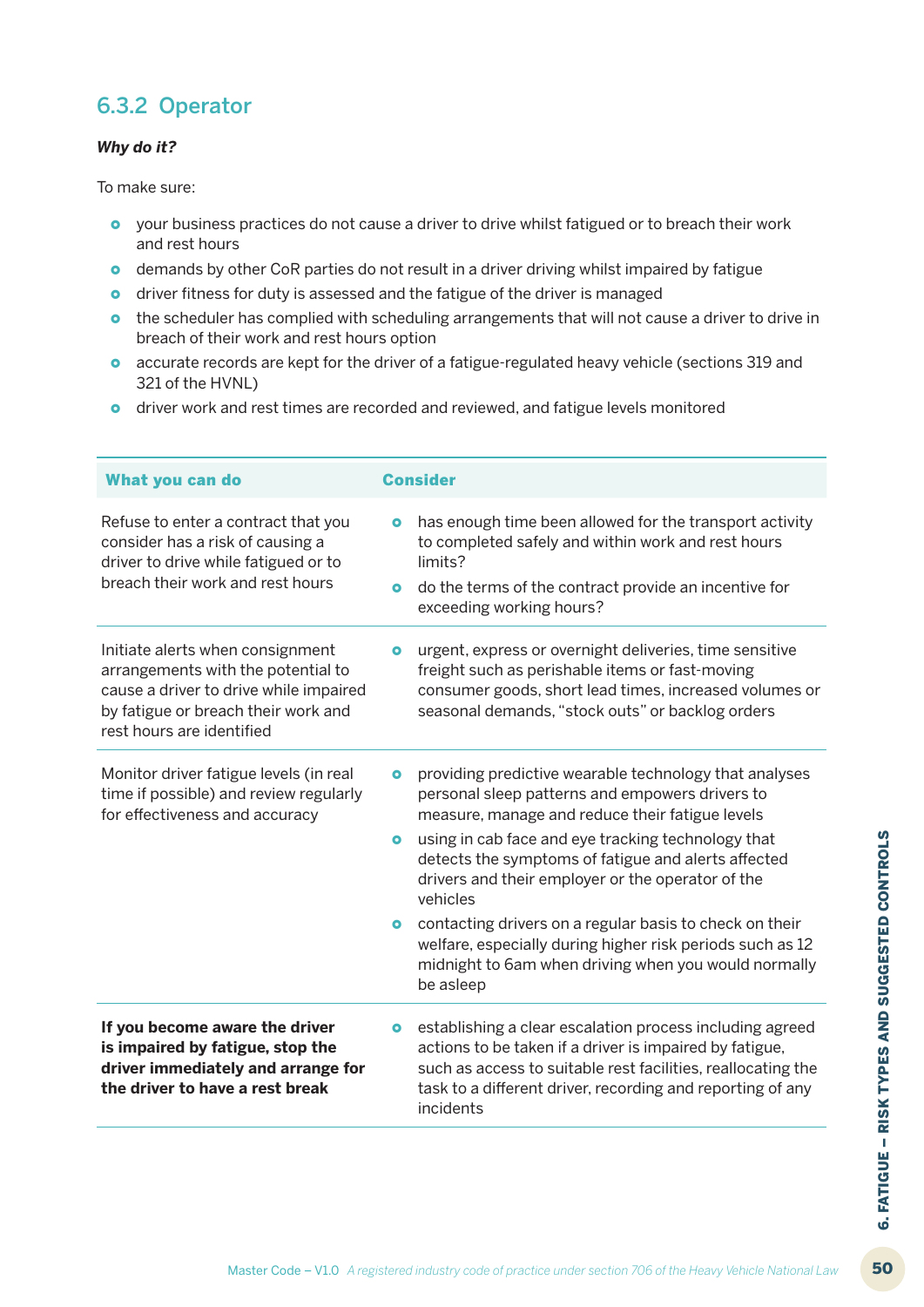### 6.3.2 Operator

***Why do it?***

To make sure:

- your business practices do not cause a driver to drive whilst fatigued or to breach their work and rest hours
- demands by other CoR parties do not result in a driver driving whilst impaired by fatigue
- driver fitness for duty is assessed and the fatigue of the driver is managed
- the scheduler has complied with scheduling arrangements that will not cause a driver to drive in breach of their work and rest hours option
- accurate records are kept for the driver of a fatigue-regulated heavy vehicle (sections 319 and 321 of the HVNL)
- driver work and rest times are recorded and reviewed, and fatigue levels monitored

| What you can do | Consider |
|---|---|
| Refuse to enter a contract that you consider has a risk of causing a driver to drive while fatigued or to breach their work and rest hours | • has enough time been allowed for the transport activity to completed safely and within work and rest hours limits?<br>• do the terms of the contract provide an incentive for exceeding working hours? |
| Initiate alerts when consignment arrangements with the potential to cause a driver to drive while impaired by fatigue or breach their work and rest hours are identified | • urgent, express or overnight deliveries, time sensitive freight such as perishable items or fast-moving consumer goods, short lead times, increased volumes or seasonal demands, "stock outs" or backlog orders |
| Monitor driver fatigue levels (in real time if possible) and review regularly for effectiveness and accuracy | • providing predictive wearable technology that analyses personal sleep patterns and empowers drivers to measure, manage and reduce their fatigue levels<br>• using in cab face and eye tracking technology that detects the symptoms of fatigue and alerts affected drivers and their employer or the operator of the vehicles<br>• contacting drivers on a regular basis to check on their welfare, especially during higher risk periods such as 12 midnight to 6am when driving when you would normally be asleep |
| **If you become aware the driver is impaired by fatigue, stop the driver immediately and arrange for the driver to have a rest break** | • establishing a clear escalation process including agreed actions to be taken if a driver is impaired by fatigue, such as access to suitable rest facilities, reallocating the task to a different driver, recording and reporting of any incidents |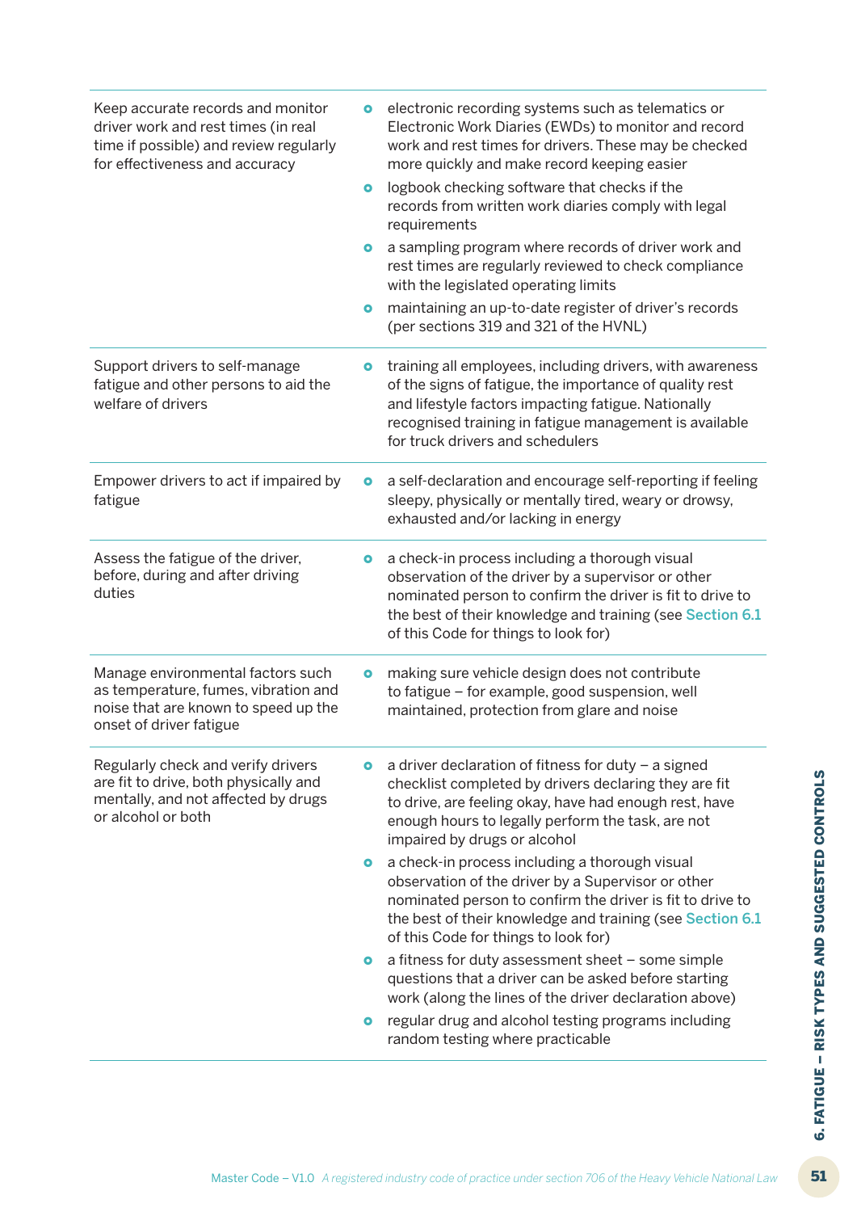| | |
|---|---|
| Keep accurate records and monitor driver work and rest times (in real time if possible) and review regularly for effectiveness and accuracy | • electronic recording systems such as telematics or Electronic Work Diaries (EWDs) to monitor and record work and rest times for drivers. These may be checked more quickly and make record keeping easier<br>• logbook checking software that checks if the records from written work diaries comply with legal requirements<br>• a sampling program where records of driver work and rest times are regularly reviewed to check compliance with the legislated operating limits<br>• maintaining an up-to-date register of driver's records (per sections 319 and 321 of the HVNL) |
| Support drivers to self-manage fatigue and other persons to aid the welfare of drivers | • training all employees, including drivers, with awareness of the signs of fatigue, the importance of quality rest and lifestyle factors impacting fatigue. Nationally recognised training in fatigue management is available for truck drivers and schedulers |
| Empower drivers to act if impaired by fatigue | • a self-declaration and encourage self-reporting if feeling sleepy, physically or mentally tired, weary or drowsy, exhausted and/or lacking in energy |
| Assess the fatigue of the driver, before, during and after driving duties | • a check-in process including a thorough visual observation of the driver by a supervisor or other nominated person to confirm the driver is fit to drive to the best of their knowledge and training (see Section 6.1 of this Code for things to look for) |
| Manage environmental factors such as temperature, fumes, vibration and noise that are known to speed up the onset of driver fatigue | • making sure vehicle design does not contribute to fatigue – for example, good suspension, well maintained, protection from glare and noise |
| Regularly check and verify drivers are fit to drive, both physically and mentally, and not affected by drugs or alcohol or both | • a driver declaration of fitness for duty – a signed checklist completed by drivers declaring they are fit to drive, are feeling okay, have had enough rest, have enough hours to legally perform the task, are not impaired by drugs or alcohol<br>• a check-in process including a thorough visual observation of the driver by a Supervisor or other nominated person to confirm the driver is fit to drive to the best of their knowledge and training (see Section 6.1 of this Code for things to look for)<br>• a fitness for duty assessment sheet – some simple questions that a driver can be asked before starting work (along the lines of the driver declaration above)<br>• regular drug and alcohol testing programs including random testing where practicable |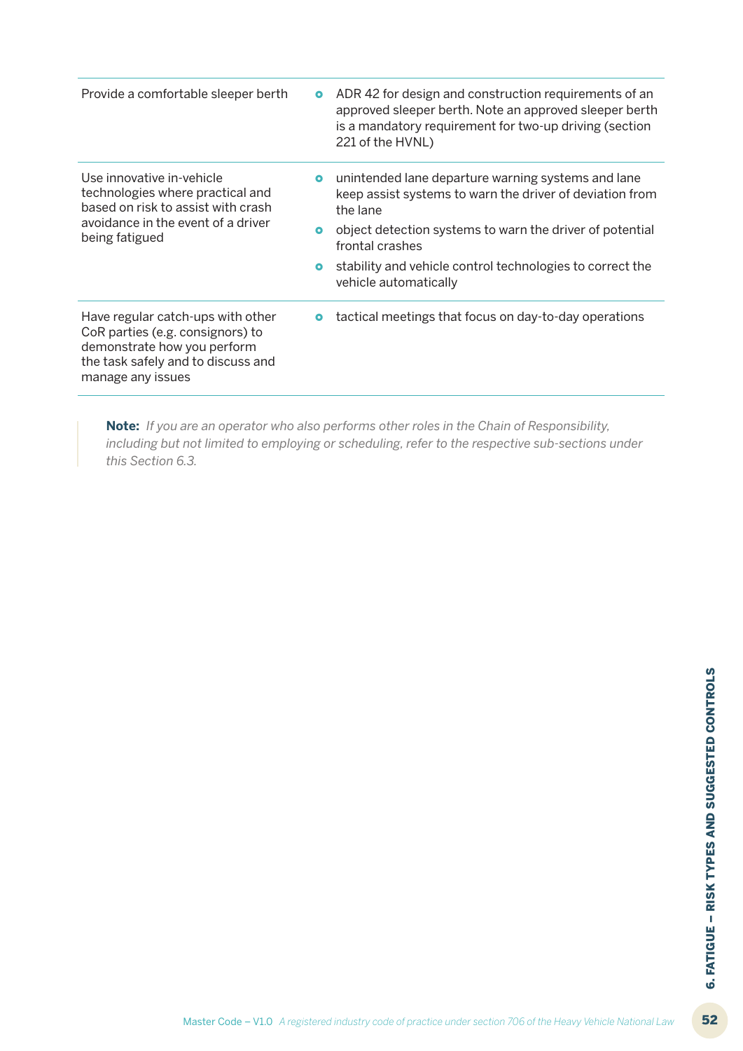| | |
|---|---|
| Provide a comfortable sleeper berth | • ADR 42 for design and construction requirements of an approved sleeper berth. Note an approved sleeper berth is a mandatory requirement for two-up driving (section 221 of the HVNL) |
| Use innovative in-vehicle technologies where practical and based on risk to assist with crash avoidance in the event of a driver being fatigued | • unintended lane departure warning systems and lane keep assist systems to warn the driver of deviation from the lane<br>• object detection systems to warn the driver of potential frontal crashes<br>• stability and vehicle control technologies to correct the vehicle automatically |
| Have regular catch-ups with other CoR parties (e.g. consignors) to demonstrate how you perform the task safely and to discuss and manage any issues | • tactical meetings that focus on day-to-day operations |

> **Note:** *If you are an operator who also performs other roles in the Chain of Responsibility, including but not limited to employing or scheduling, refer to the respective sub-sections under this Section 6.3.*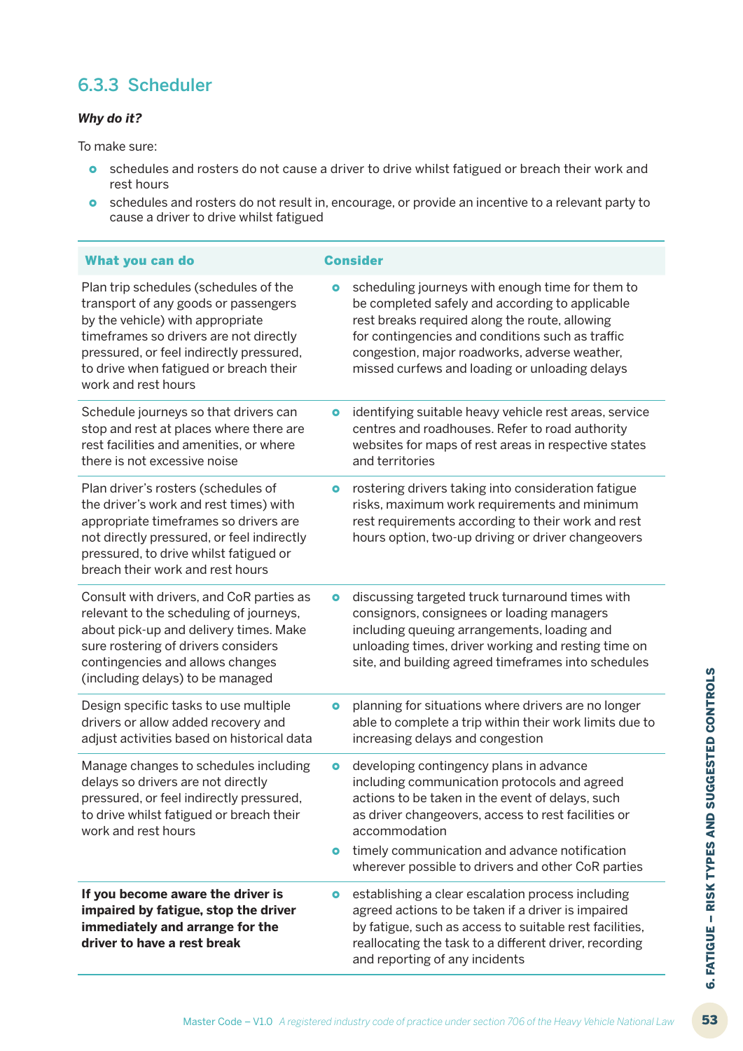### 6.3.3 Scheduler

***Why do it?***

To make sure:

- schedules and rosters do not cause a driver to drive whilst fatigued or breach their work and rest hours
- schedules and rosters do not result in, encourage, or provide an incentive to a relevant party to cause a driver to drive whilst fatigued

| What you can do | Consider |
|---|---|
| Plan trip schedules (schedules of the transport of any goods or passengers by the vehicle) with appropriate timeframes so drivers are not directly pressured, or feel indirectly pressured, to drive when fatigued or breach their work and rest hours | • scheduling journeys with enough time for them to be completed safely and according to applicable rest breaks required along the route, allowing for contingencies and conditions such as traffic congestion, major roadworks, adverse weather, missed curfews and loading or unloading delays |
| Schedule journeys so that drivers can stop and rest at places where there are rest facilities and amenities, or where there is not excessive noise | • identifying suitable heavy vehicle rest areas, service centres and roadhouses. Refer to road authority websites for maps of rest areas in respective states and territories |
| Plan driver's rosters (schedules of the driver's work and rest times) with appropriate timeframes so drivers are not directly pressured, or feel indirectly pressured, to drive whilst fatigued or breach their work and rest hours | • rostering drivers taking into consideration fatigue risks, maximum work requirements and minimum rest requirements according to their work and rest hours option, two-up driving or driver changeovers |
| Consult with drivers, and CoR parties as relevant to the scheduling of journeys, about pick-up and delivery times. Make sure rostering of drivers considers contingencies and allows changes (including delays) to be managed | • discussing targeted truck turnaround times with consignors, consignees or loading managers including queuing arrangements, loading and unloading times, driver working and resting time on site, and building agreed timeframes into schedules |
| Design specific tasks to use multiple drivers or allow added recovery and adjust activities based on historical data | • planning for situations where drivers are no longer able to complete a trip within their work limits due to increasing delays and congestion |
| Manage changes to schedules including delays so drivers are not directly pressured, or feel indirectly pressured, to drive whilst fatigued or breach their work and rest hours | • developing contingency plans in advance including communication protocols and agreed actions to be taken in the event of delays, such as driver changeovers, access to rest facilities or accommodation<br>• timely communication and advance notification wherever possible to drivers and other CoR parties |
| **If you become aware the driver is impaired by fatigue, stop the driver immediately and arrange for the driver to have a rest break** | • establishing a clear escalation process including agreed actions to be taken if a driver is impaired by fatigue, such as access to suitable rest facilities, reallocating the task to a different driver, recording and reporting of any incidents |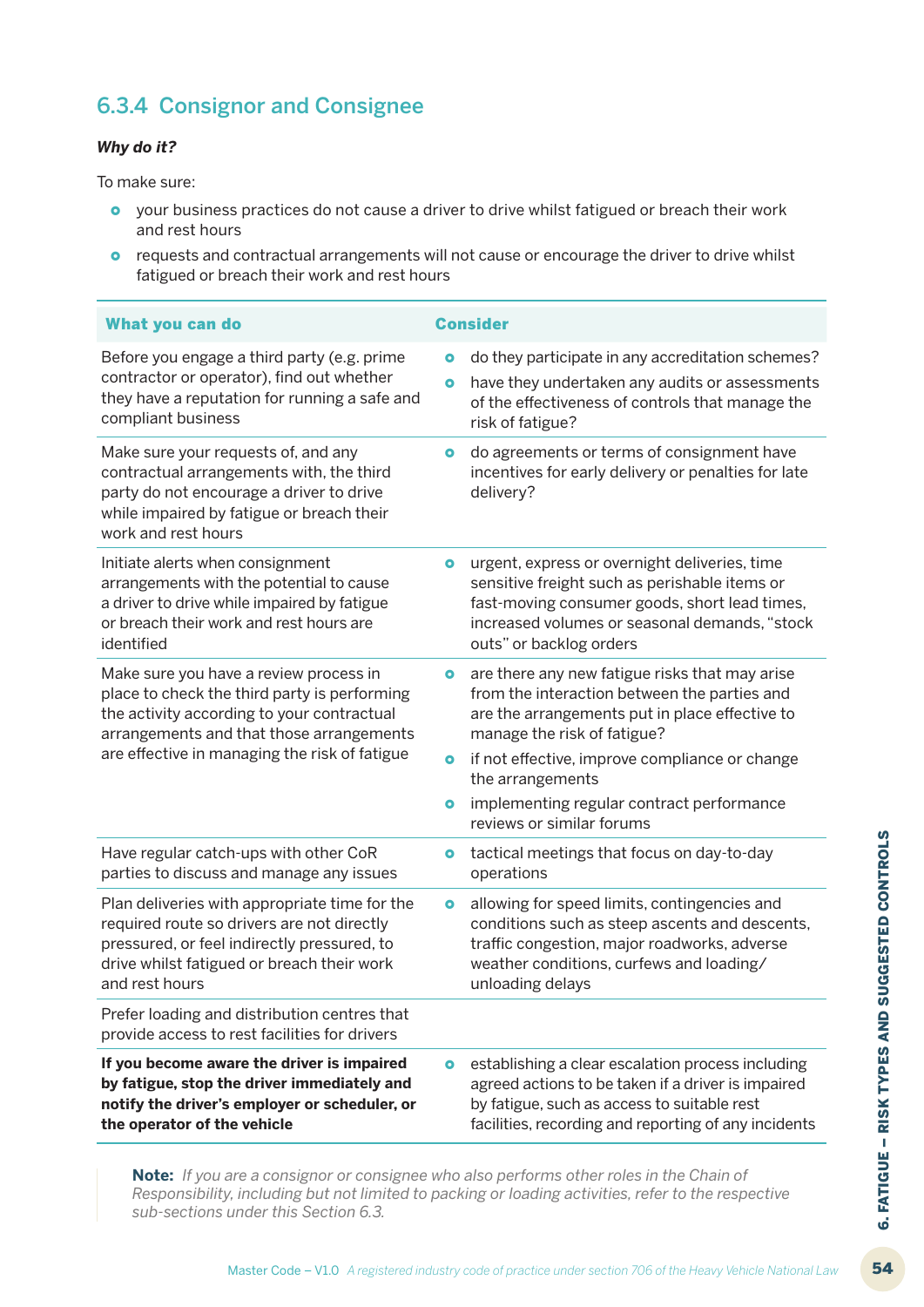### 6.3.4 Consignor and Consignee

***Why do it?***

To make sure:

- your business practices do not cause a driver to drive whilst fatigued or breach their work and rest hours
- requests and contractual arrangements will not cause or encourage the driver to drive whilst fatigued or breach their work and rest hours

| What you can do | Consider |
|---|---|
| Before you engage a third party (e.g. prime contractor or operator), find out whether they have a reputation for running a safe and compliant business | • do they participate in any accreditation schemes?<br>• have they undertaken any audits or assessments of the effectiveness of controls that manage the risk of fatigue? |
| Make sure your requests of, and any contractual arrangements with, the third party do not encourage a driver to drive while impaired by fatigue or breach their work and rest hours | • do agreements or terms of consignment have incentives for early delivery or penalties for late delivery? |
| Initiate alerts when consignment arrangements with the potential to cause a driver to drive while impaired by fatigue or breach their work and rest hours are identified | • urgent, express or overnight deliveries, time sensitive freight such as perishable items or fast-moving consumer goods, short lead times, increased volumes or seasonal demands, "stock outs" or backlog orders |
| Make sure you have a review process in place to check the third party is performing the activity according to your contractual arrangements and that those arrangements are effective in managing the risk of fatigue | • are there any new fatigue risks that may arise from the interaction between the parties and are the arrangements put in place effective to manage the risk of fatigue?<br>• if not effective, improve compliance or change the arrangements<br>• implementing regular contract performance reviews or similar forums |
| Have regular catch-ups with other CoR parties to discuss and manage any issues | • tactical meetings that focus on day-to-day operations |
| Plan deliveries with appropriate time for the required route so drivers are not directly pressured, or feel indirectly pressured, to drive whilst fatigued or breach their work and rest hours | • allowing for speed limits, contingencies and conditions such as steep ascents and descents, traffic congestion, major roadworks, adverse weather conditions, curfews and loading/unloading delays |
| Prefer loading and distribution centres that provide access to rest facilities for drivers | |
| **If you become aware the driver is impaired by fatigue, stop the driver immediately and notify the driver's employer or scheduler, or the operator of the vehicle** | • establishing a clear escalation process including agreed actions to be taken if a driver is impaired by fatigue, such as access to suitable rest facilities, recording and reporting of any incidents |

**Note:** *If you are a consignor or consignee who also performs other roles in the Chain of Responsibility, including but not limited to packing or loading activities, refer to the respective sub-sections under this Section 6.3.*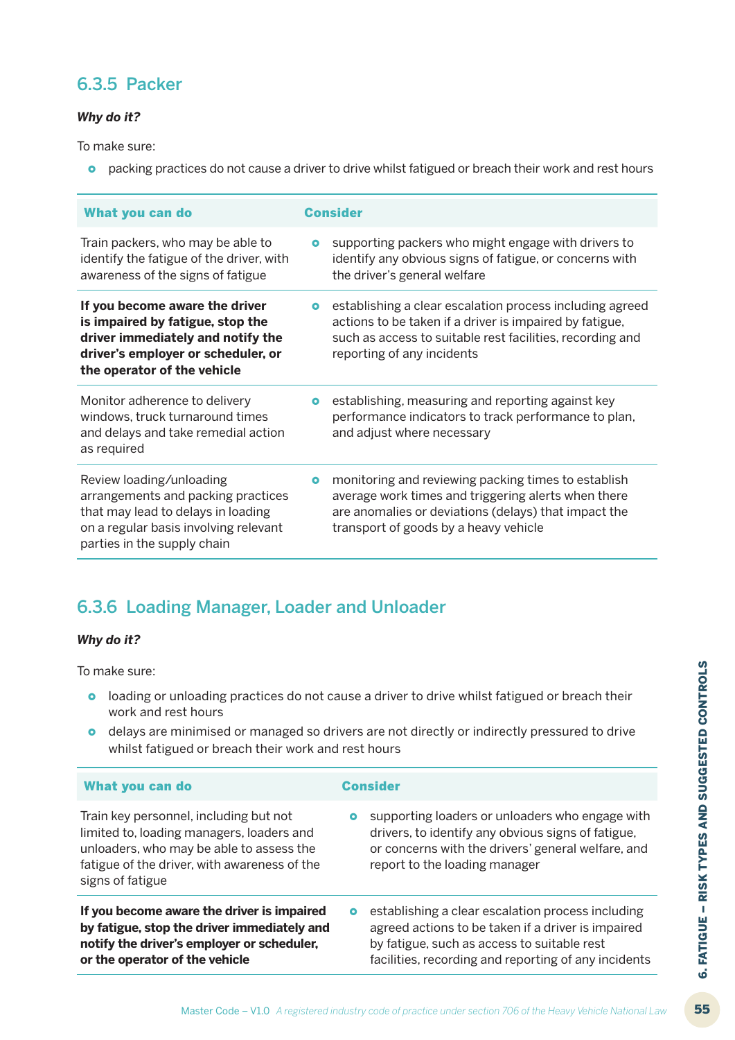### 6.3.5 Packer

***Why do it?***

To make sure:

- packing practices do not cause a driver to drive whilst fatigued or breach their work and rest hours

| What you can do | Consider |
|---|---|
| Train packers, who may be able to identify the fatigue of the driver, with awareness of the signs of fatigue | supporting packers who might engage with drivers to identify any obvious signs of fatigue, or concerns with the driver's general welfare |
| **If you become aware the driver is impaired by fatigue, stop the driver immediately and notify the driver's employer or scheduler, or the operator of the vehicle** | establishing a clear escalation process including agreed actions to be taken if a driver is impaired by fatigue, such as access to suitable rest facilities, recording and reporting of any incidents |
| Monitor adherence to delivery windows, truck turnaround times and delays and take remedial action as required | establishing, measuring and reporting against key performance indicators to track performance to plan, and adjust where necessary |
| Review loading/unloading arrangements and packing practices that may lead to delays in loading on a regular basis involving relevant parties in the supply chain | monitoring and reviewing packing times to establish average work times and triggering alerts when there are anomalies or deviations (delays) that impact the transport of goods by a heavy vehicle |

### 6.3.6 Loading Manager, Loader and Unloader

***Why do it?***

To make sure:

- loading or unloading practices do not cause a driver to drive whilst fatigued or breach their work and rest hours
- delays are minimised or managed so drivers are not directly or indirectly pressured to drive whilst fatigued or breach their work and rest hours

| What you can do | Consider |
|---|---|
| Train key personnel, including but not limited to, loading managers, loaders and unloaders, who may be able to assess the fatigue of the driver, with awareness of the signs of fatigue | supporting loaders or unloaders who engage with drivers, to identify any obvious signs of fatigue, or concerns with the drivers' general welfare, and report to the loading manager |
| **If you become aware the driver is impaired by fatigue, stop the driver immediately and notify the driver's employer or scheduler, or the operator of the vehicle** | establishing a clear escalation process including agreed actions to be taken if a driver is impaired by fatigue, such as access to suitable rest facilities, recording and reporting of any incidents |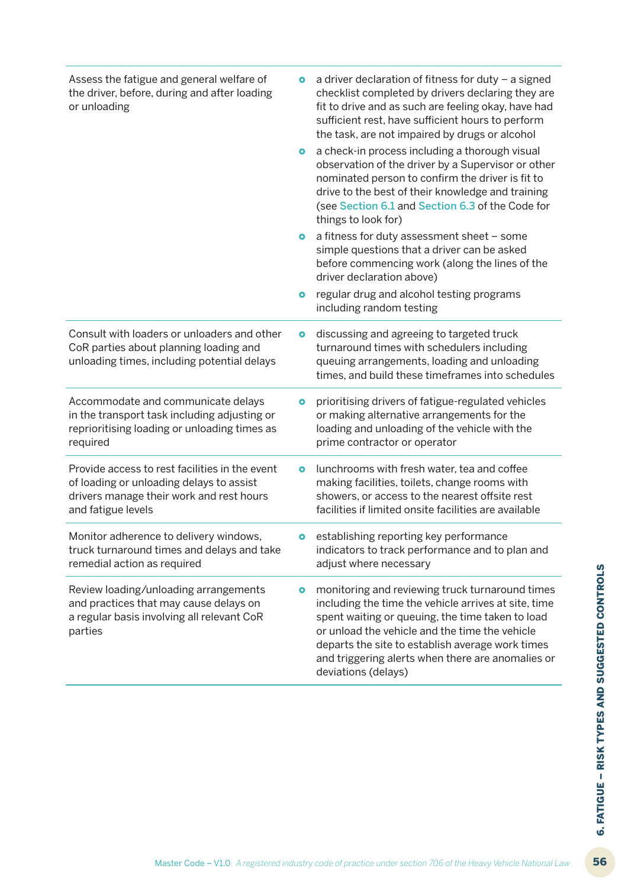| | |
|---|---|
| Assess the fatigue and general welfare of the driver, before, during and after loading or unloading | • a driver declaration of fitness for duty – a signed checklist completed by drivers declaring they are fit to drive and as such are feeling okay, have had sufficient rest, have sufficient hours to perform the task, are not impaired by drugs or alcohol<br>• a check-in process including a thorough visual observation of the driver by a Supervisor or other nominated person to confirm the driver is fit to drive to the best of their knowledge and training (see Section 6.1 and Section 6.3 of the Code for things to look for)<br>• a fitness for duty assessment sheet – some simple questions that a driver can be asked before commencing work (along the lines of the driver declaration above)<br>• regular drug and alcohol testing programs including random testing |
| Consult with loaders or unloaders and other CoR parties about planning loading and unloading times, including potential delays | • discussing and agreeing to targeted truck turnaround times with schedulers including queuing arrangements, loading and unloading times, and build these timeframes into schedules |
| Accommodate and communicate delays in the transport task including adjusting or reprioritising loading or unloading times as required | • prioritising drivers of fatigue-regulated vehicles or making alternative arrangements for the loading and unloading of the vehicle with the prime contractor or operator |
| Provide access to rest facilities in the event of loading or unloading delays to assist drivers manage their work and rest hours and fatigue levels | • lunchrooms with fresh water, tea and coffee making facilities, toilets, change rooms with showers, or access to the nearest offsite rest facilities if limited onsite facilities are available |
| Monitor adherence to delivery windows, truck turnaround times and delays and take remedial action as required | • establishing reporting key performance indicators to track performance and to plan and adjust where necessary |
| Review loading/unloading arrangements and practices that may cause delays on a regular basis involving all relevant CoR parties | • monitoring and reviewing truck turnaround times including the time the vehicle arrives at site, time spent waiting or queuing, the time taken to load or unload the vehicle and the time the vehicle departs the site to establish average work times and triggering alerts when there are anomalies or deviations (delays) |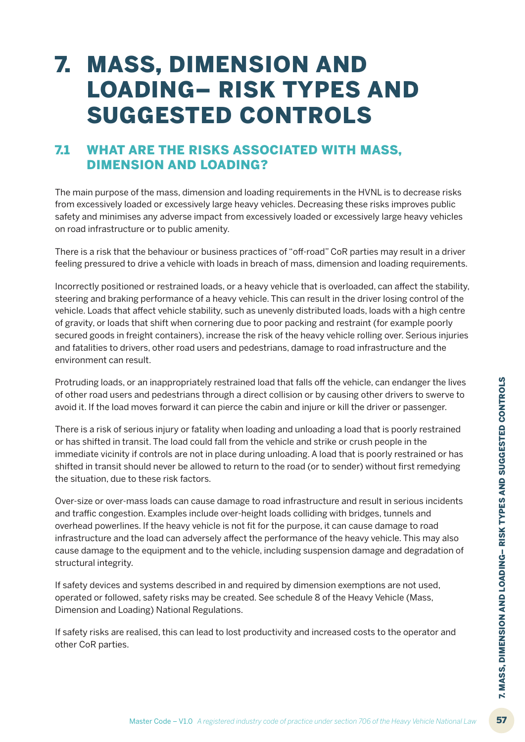# 7. MASS, DIMENSION AND LOADING– RISK TYPES AND SUGGESTED CONTROLS

## 7.1 WHAT ARE THE RISKS ASSOCIATED WITH MASS, DIMENSION AND LOADING?

The main purpose of the mass, dimension and loading requirements in the HVNL is to decrease risks from excessively loaded or excessively large heavy vehicles. Decreasing these risks improves public safety and minimises any adverse impact from excessively loaded or excessively large heavy vehicles on road infrastructure or to public amenity.

There is a risk that the behaviour or business practices of "off-road" CoR parties may result in a driver feeling pressured to drive a vehicle with loads in breach of mass, dimension and loading requirements.

Incorrectly positioned or restrained loads, or a heavy vehicle that is overloaded, can affect the stability, steering and braking performance of a heavy vehicle. This can result in the driver losing control of the vehicle. Loads that affect vehicle stability, such as unevenly distributed loads, loads with a high centre of gravity, or loads that shift when cornering due to poor packing and restraint (for example poorly secured goods in freight containers), increase the risk of the heavy vehicle rolling over. Serious injuries and fatalities to drivers, other road users and pedestrians, damage to road infrastructure and the environment can result.

Protruding loads, or an inappropriately restrained load that falls off the vehicle, can endanger the lives of other road users and pedestrians through a direct collision or by causing other drivers to swerve to avoid it. If the load moves forward it can pierce the cabin and injure or kill the driver or passenger.

There is a risk of serious injury or fatality when loading and unloading a load that is poorly restrained or has shifted in transit. The load could fall from the vehicle and strike or crush people in the immediate vicinity if controls are not in place during unloading. A load that is poorly restrained or has shifted in transit should never be allowed to return to the road (or to sender) without first remedying the situation, due to these risk factors.

Over-size or over-mass loads can cause damage to road infrastructure and result in serious incidents and traffic congestion. Examples include over-height loads colliding with bridges, tunnels and overhead powerlines. If the heavy vehicle is not fit for the purpose, it can cause damage to road infrastructure and the load can adversely affect the performance of the heavy vehicle. This may also cause damage to the equipment and to the vehicle, including suspension damage and degradation of structural integrity.

If safety devices and systems described in and required by dimension exemptions are not used, operated or followed, safety risks may be created. See schedule 8 of the Heavy Vehicle (Mass, Dimension and Loading) National Regulations.

If safety risks are realised, this can lead to lost productivity and increased costs to the operator and other CoR parties.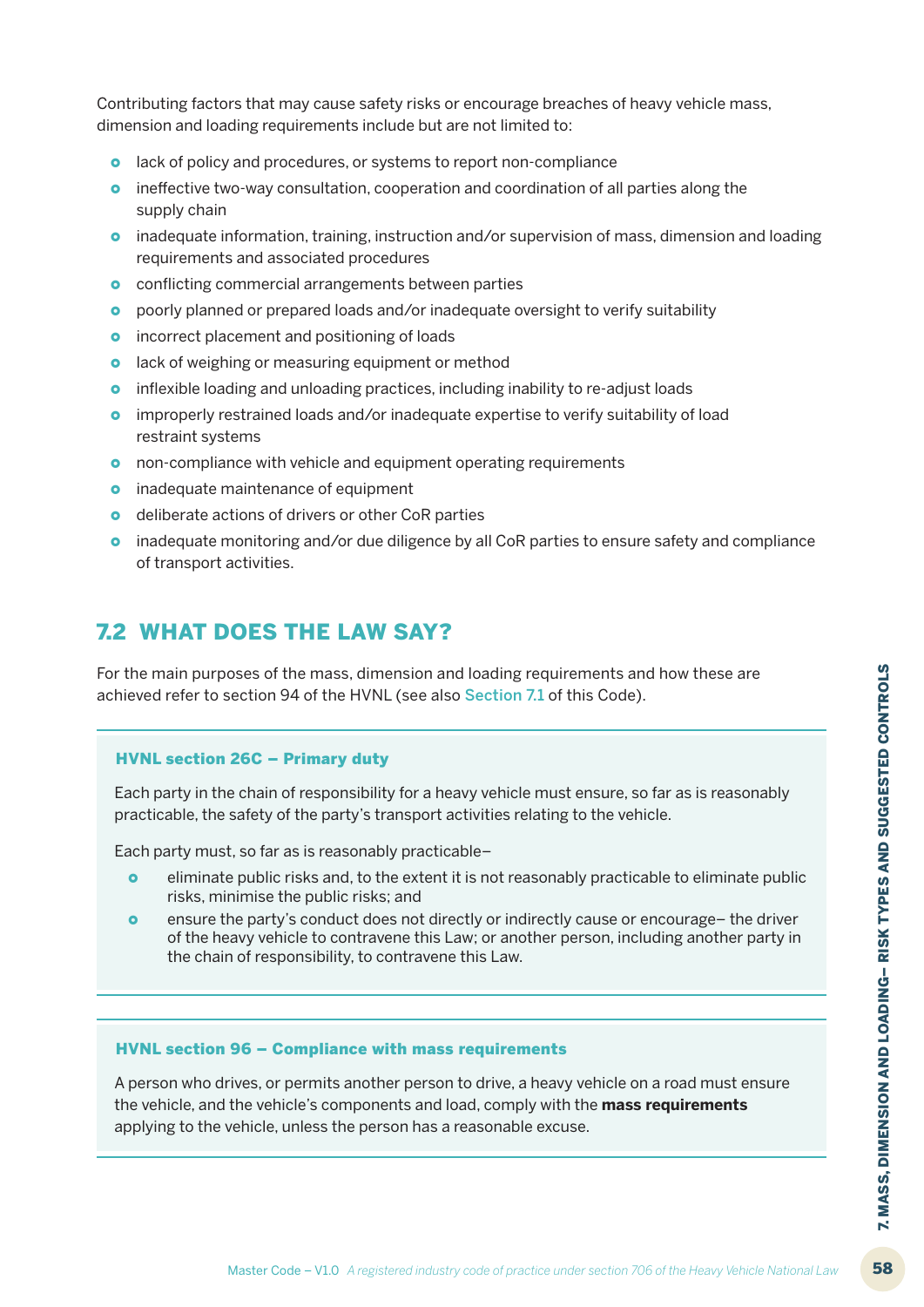Contributing factors that may cause safety risks or encourage breaches of heavy vehicle mass, dimension and loading requirements include but are not limited to:

- lack of policy and procedures, or systems to report non-compliance
- ineffective two-way consultation, cooperation and coordination of all parties along the supply chain
- inadequate information, training, instruction and/or supervision of mass, dimension and loading requirements and associated procedures
- conflicting commercial arrangements between parties
- poorly planned or prepared loads and/or inadequate oversight to verify suitability
- incorrect placement and positioning of loads
- lack of weighing or measuring equipment or method
- inflexible loading and unloading practices, including inability to re-adjust loads
- improperly restrained loads and/or inadequate expertise to verify suitability of load restraint systems
- non-compliance with vehicle and equipment operating requirements
- inadequate maintenance of equipment
- deliberate actions of drivers or other CoR parties
- inadequate monitoring and/or due diligence by all CoR parties to ensure safety and compliance of transport activities.

## 7.2 WHAT DOES THE LAW SAY?

For the main purposes of the mass, dimension and loading requirements and how these are achieved refer to section 94 of the HVNL (see also Section 7.1 of this Code).

#### HVNL section 26C – Primary duty

Each party in the chain of responsibility for a heavy vehicle must ensure, so far as is reasonably practicable, the safety of the party's transport activities relating to the vehicle.

Each party must, so far as is reasonably practicable–

- eliminate public risks and, to the extent it is not reasonably practicable to eliminate public risks, minimise the public risks; and
- ensure the party's conduct does not directly or indirectly cause or encourage– the driver of the heavy vehicle to contravene this Law; or another person, including another party in the chain of responsibility, to contravene this Law.

#### HVNL section 96 – Compliance with mass requirements

A person who drives, or permits another person to drive, a heavy vehicle on a road must ensure the vehicle, and the vehicle's components and load, comply with the **mass requirements** applying to the vehicle, unless the person has a reasonable excuse.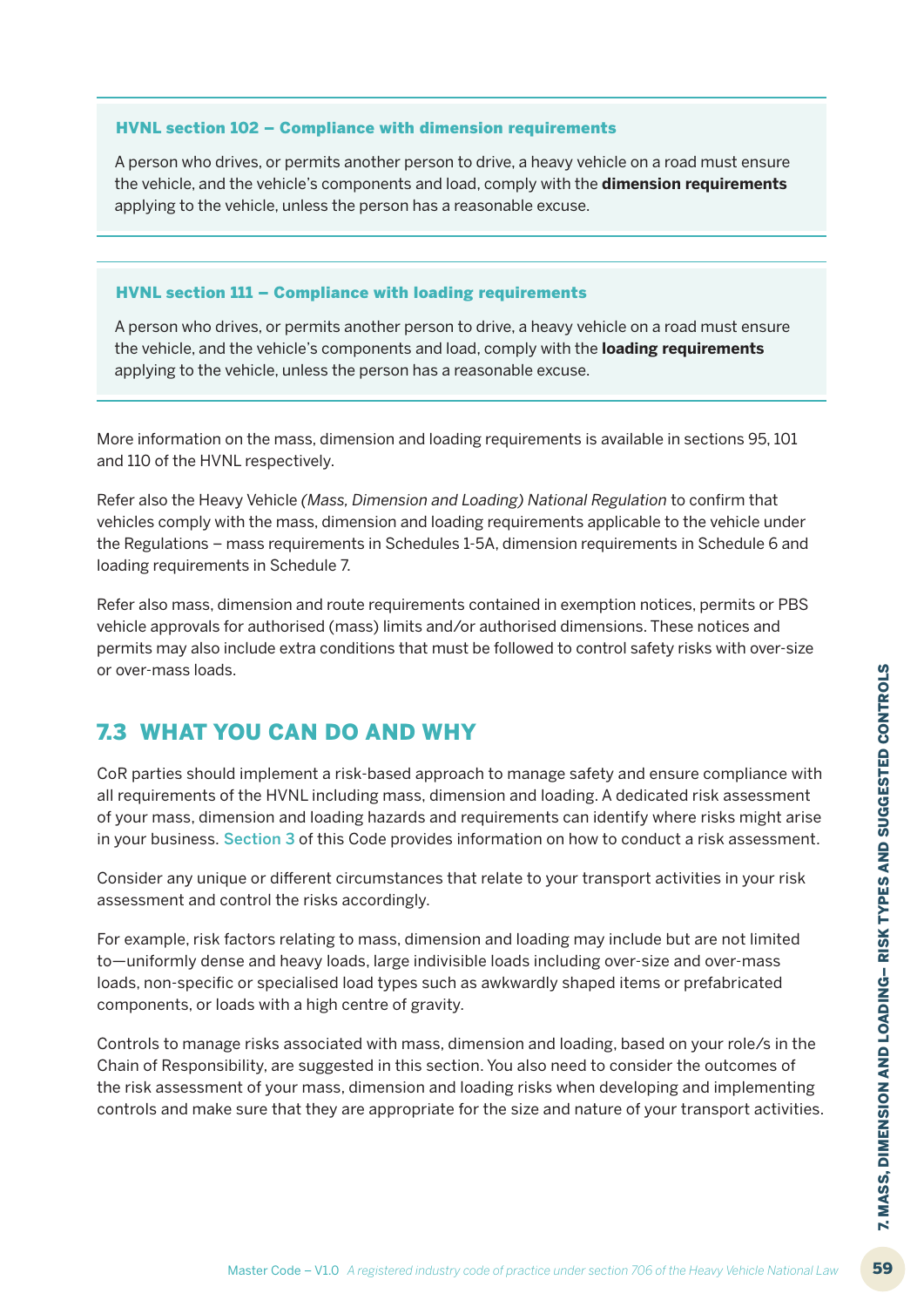**HVNL section 102 – Compliance with dimension requirements**

A person who drives, or permits another person to drive, a heavy vehicle on a road must ensure the vehicle, and the vehicle's components and load, comply with the **dimension requirements** applying to the vehicle, unless the person has a reasonable excuse.

**HVNL section 111 – Compliance with loading requirements**

A person who drives, or permits another person to drive, a heavy vehicle on a road must ensure the vehicle, and the vehicle's components and load, comply with the **loading requirements** applying to the vehicle, unless the person has a reasonable excuse.

More information on the mass, dimension and loading requirements is available in sections 95, 101 and 110 of the HVNL respectively.

Refer also the Heavy Vehicle *(Mass, Dimension and Loading) National Regulation* to confirm that vehicles comply with the mass, dimension and loading requirements applicable to the vehicle under the Regulations – mass requirements in Schedules 1-5A, dimension requirements in Schedule 6 and loading requirements in Schedule 7.

Refer also mass, dimension and route requirements contained in exemption notices, permits or PBS vehicle approvals for authorised (mass) limits and/or authorised dimensions. These notices and permits may also include extra conditions that must be followed to control safety risks with over-size or over-mass loads.

## 7.3 WHAT YOU CAN DO AND WHY

CoR parties should implement a risk-based approach to manage safety and ensure compliance with all requirements of the HVNL including mass, dimension and loading. A dedicated risk assessment of your mass, dimension and loading hazards and requirements can identify where risks might arise in your business. Section 3 of this Code provides information on how to conduct a risk assessment.

Consider any unique or different circumstances that relate to your transport activities in your risk assessment and control the risks accordingly.

For example, risk factors relating to mass, dimension and loading may include but are not limited to—uniformly dense and heavy loads, large indivisible loads including over-size and over-mass loads, non-specific or specialised load types such as awkwardly shaped items or prefabricated components, or loads with a high centre of gravity.

Controls to manage risks associated with mass, dimension and loading, based on your role/s in the Chain of Responsibility, are suggested in this section. You also need to consider the outcomes of the risk assessment of your mass, dimension and loading risks when developing and implementing controls and make sure that they are appropriate for the size and nature of your transport activities.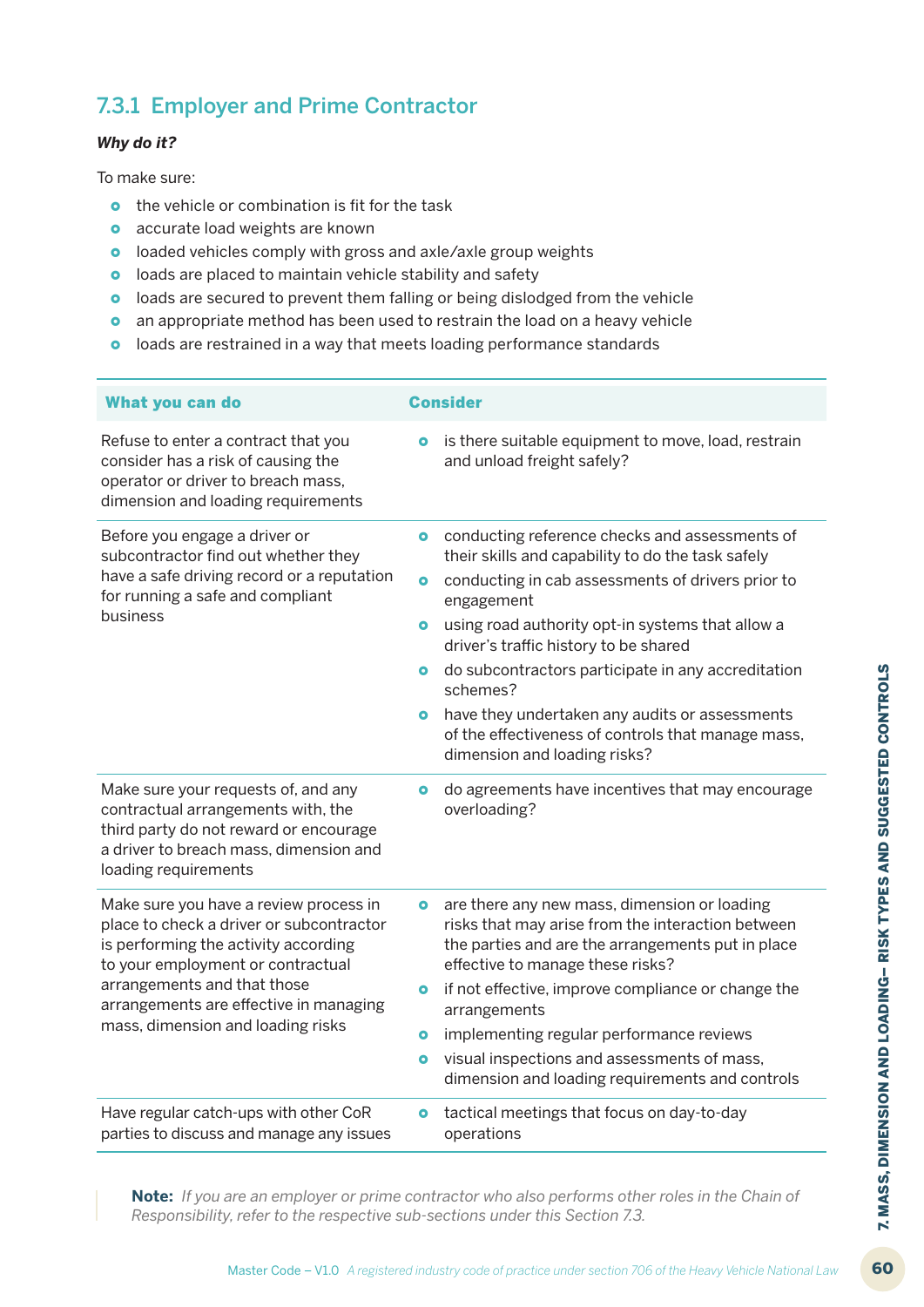### 7.3.1 Employer and Prime Contractor

***Why do it?***

To make sure:

- the vehicle or combination is fit for the task
- accurate load weights are known
- loaded vehicles comply with gross and axle/axle group weights
- loads are placed to maintain vehicle stability and safety
- loads are secured to prevent them falling or being dislodged from the vehicle
- an appropriate method has been used to restrain the load on a heavy vehicle
- loads are restrained in a way that meets loading performance standards

| What you can do | Consider |
| --- | --- |
| Refuse to enter a contract that you consider has a risk of causing the operator or driver to breach mass, dimension and loading requirements | • is there suitable equipment to move, load, restrain and unload freight safely? |
| Before you engage a driver or subcontractor find out whether they have a safe driving record or a reputation for running a safe and compliant business | • conducting reference checks and assessments of their skills and capability to do the task safely<br>• conducting in cab assessments of drivers prior to engagement<br>• using road authority opt-in systems that allow a driver's traffic history to be shared<br>• do subcontractors participate in any accreditation schemes?<br>• have they undertaken any audits or assessments of the effectiveness of controls that manage mass, dimension and loading risks? |
| Make sure your requests of, and any contractual arrangements with, the third party do not reward or encourage a driver to breach mass, dimension and loading requirements | • do agreements have incentives that may encourage overloading? |
| Make sure you have a review process in place to check a driver or subcontractor is performing the activity according to your employment or contractual arrangements and that those arrangements are effective in managing mass, dimension and loading risks | • are there any new mass, dimension or loading risks that may arise from the interaction between the parties and are the arrangements put in place effective to manage these risks?<br>• if not effective, improve compliance or change the arrangements<br>• implementing regular performance reviews<br>• visual inspections and assessments of mass, dimension and loading requirements and controls |
| Have regular catch-ups with other CoR parties to discuss and manage any issues | • tactical meetings that focus on day-to-day operations |

> **Note:** *If you are an employer or prime contractor who also performs other roles in the Chain of Responsibility, refer to the respective sub-sections under this Section 7.3.*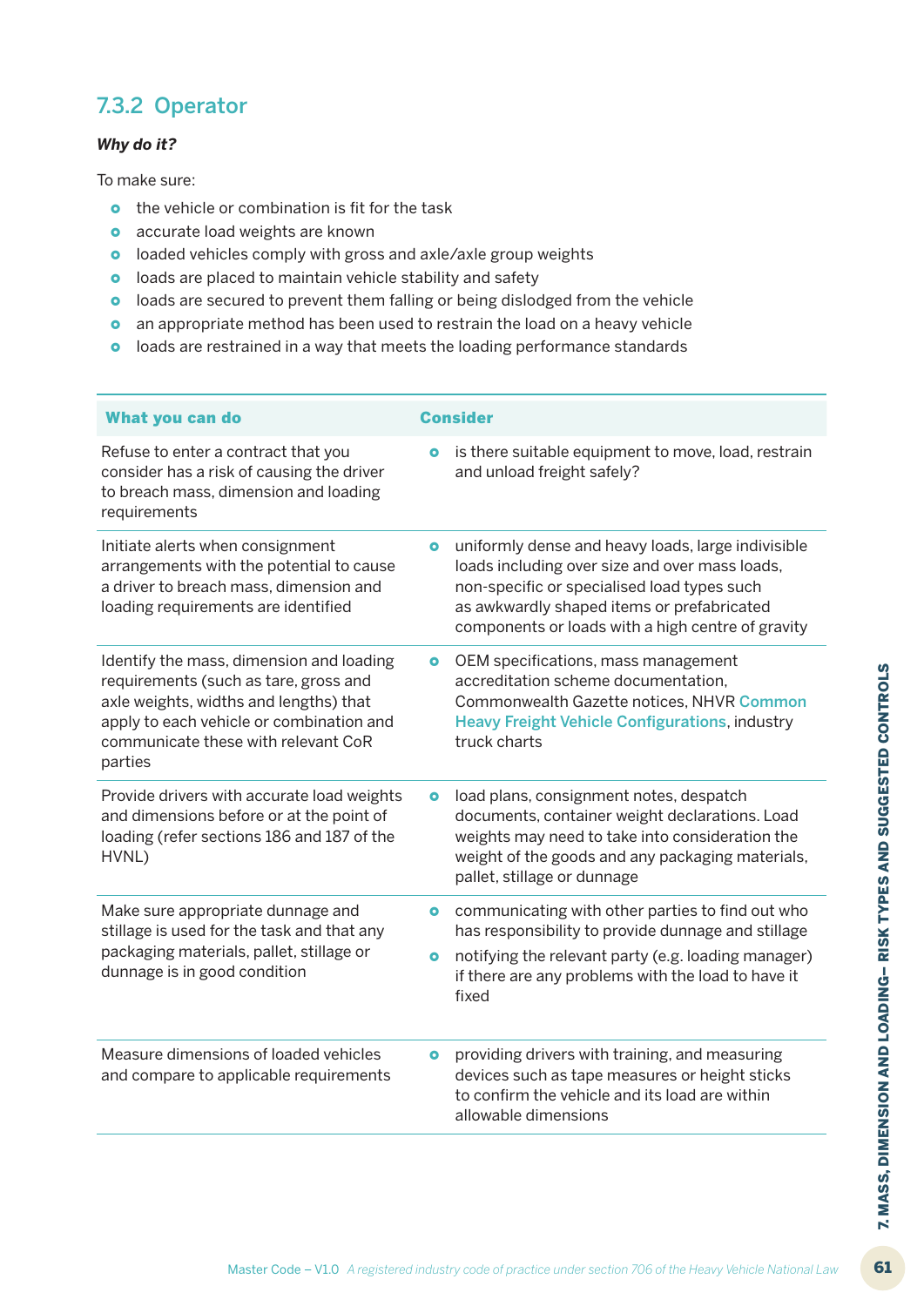### 7.3.2 Operator

***Why do it?***

To make sure:

- the vehicle or combination is fit for the task
- accurate load weights are known
- loaded vehicles comply with gross and axle/axle group weights
- loads are placed to maintain vehicle stability and safety
- loads are secured to prevent them falling or being dislodged from the vehicle
- an appropriate method has been used to restrain the load on a heavy vehicle
- loads are restrained in a way that meets the loading performance standards

| What you can do | Consider |
|---|---|
| Refuse to enter a contract that you consider has a risk of causing the driver to breach mass, dimension and loading requirements | • is there suitable equipment to move, load, restrain and unload freight safely? |
| Initiate alerts when consignment arrangements with the potential to cause a driver to breach mass, dimension and loading requirements are identified | • uniformly dense and heavy loads, large indivisible loads including over size and over mass loads, non-specific or specialised load types such as awkwardly shaped items or prefabricated components or loads with a high centre of gravity |
| Identify the mass, dimension and loading requirements (such as tare, gross and axle weights, widths and lengths) that apply to each vehicle or combination and communicate these with relevant CoR parties | • OEM specifications, mass management accreditation scheme documentation, Commonwealth Gazette notices, NHVR Common Heavy Freight Vehicle Configurations, industry truck charts |
| Provide drivers with accurate load weights and dimensions before or at the point of loading (refer sections 186 and 187 of the HVNL) | • load plans, consignment notes, despatch documents, container weight declarations. Load weights may need to take into consideration the weight of the goods and any packaging materials, pallet, stillage or dunnage |
| Make sure appropriate dunnage and stillage is used for the task and that any packaging materials, pallet, stillage or dunnage is in good condition | • communicating with other parties to find out who has responsibility to provide dunnage and stillage<br>• notifying the relevant party (e.g. loading manager) if there are any problems with the load to have it fixed |
| Measure dimensions of loaded vehicles and compare to applicable requirements | • providing drivers with training, and measuring devices such as tape measures or height sticks to confirm the vehicle and its load are within allowable dimensions |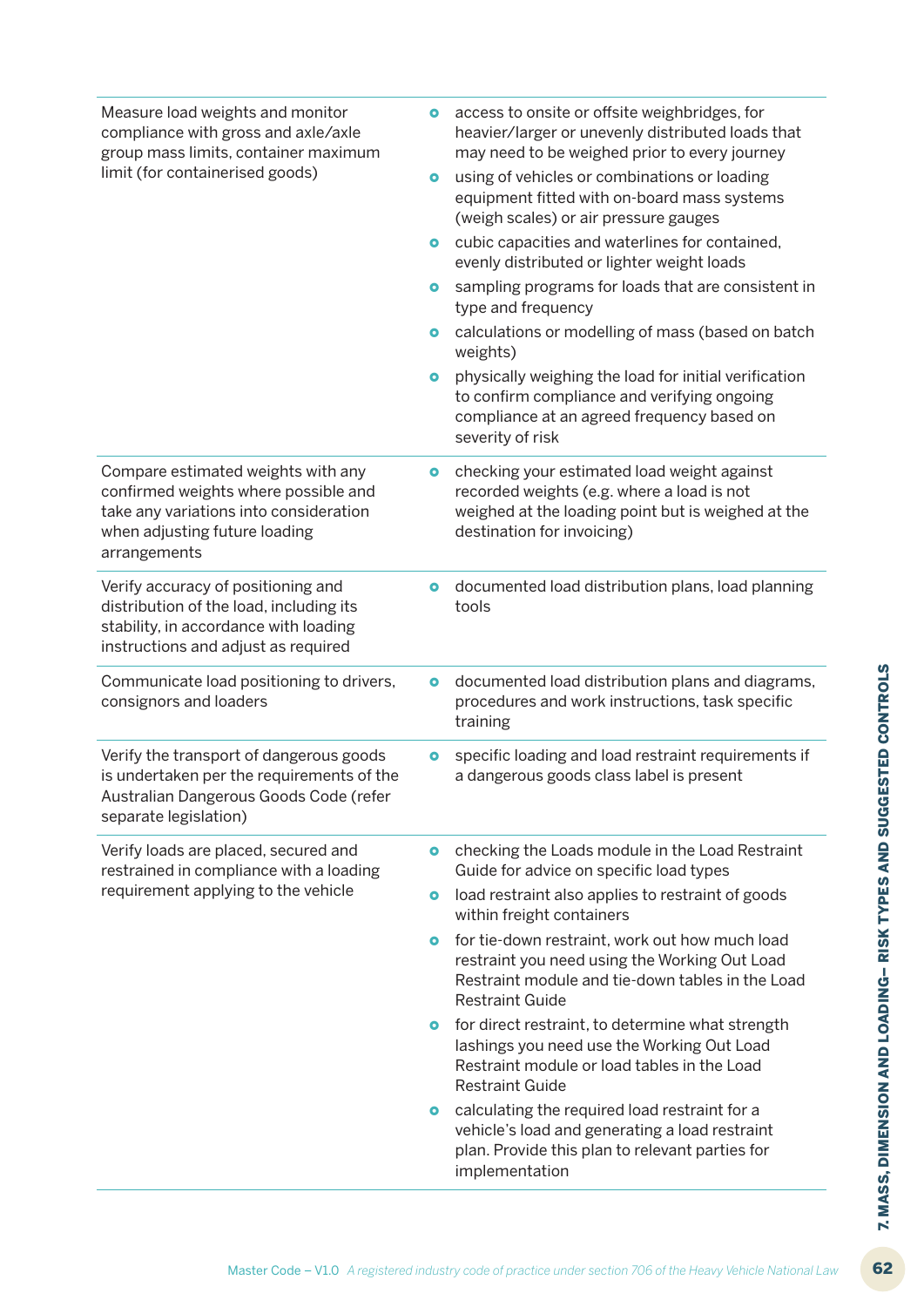| | |
|---|---|
| Measure load weights and monitor compliance with gross and axle/axle group mass limits, container maximum limit (for containerised goods) | • access to onsite or offsite weighbridges, for heavier/larger or unevenly distributed loads that may need to be weighed prior to every journey<br>• using of vehicles or combinations or loading equipment fitted with on-board mass systems (weigh scales) or air pressure gauges<br>• cubic capacities and waterlines for contained, evenly distributed or lighter weight loads<br>• sampling programs for loads that are consistent in type and frequency<br>• calculations or modelling of mass (based on batch weights)<br>• physically weighing the load for initial verification to confirm compliance and verifying ongoing compliance at an agreed frequency based on severity of risk |
| Compare estimated weights with any confirmed weights where possible and take any variations into consideration when adjusting future loading arrangements | • checking your estimated load weight against recorded weights (e.g. where a load is not weighed at the loading point but is weighed at the destination for invoicing) |
| Verify accuracy of positioning and distribution of the load, including its stability, in accordance with loading instructions and adjust as required | • documented load distribution plans, load planning tools |
| Communicate load positioning to drivers, consignors and loaders | • documented load distribution plans and diagrams, procedures and work instructions, task specific training |
| Verify the transport of dangerous goods is undertaken per the requirements of the Australian Dangerous Goods Code (refer separate legislation) | • specific loading and load restraint requirements if a dangerous goods class label is present |
| Verify loads are placed, secured and restrained in compliance with a loading requirement applying to the vehicle | • checking the Loads module in the Load Restraint Guide for advice on specific load types<br>• load restraint also applies to restraint of goods within freight containers<br>• for tie-down restraint, work out how much load restraint you need using the Working Out Load Restraint module and tie-down tables in the Load Restraint Guide<br>• for direct restraint, to determine what strength lashings you need use the Working Out Load Restraint module or load tables in the Load Restraint Guide<br>• calculating the required load restraint for a vehicle's load and generating a load restraint plan. Provide this plan to relevant parties for implementation |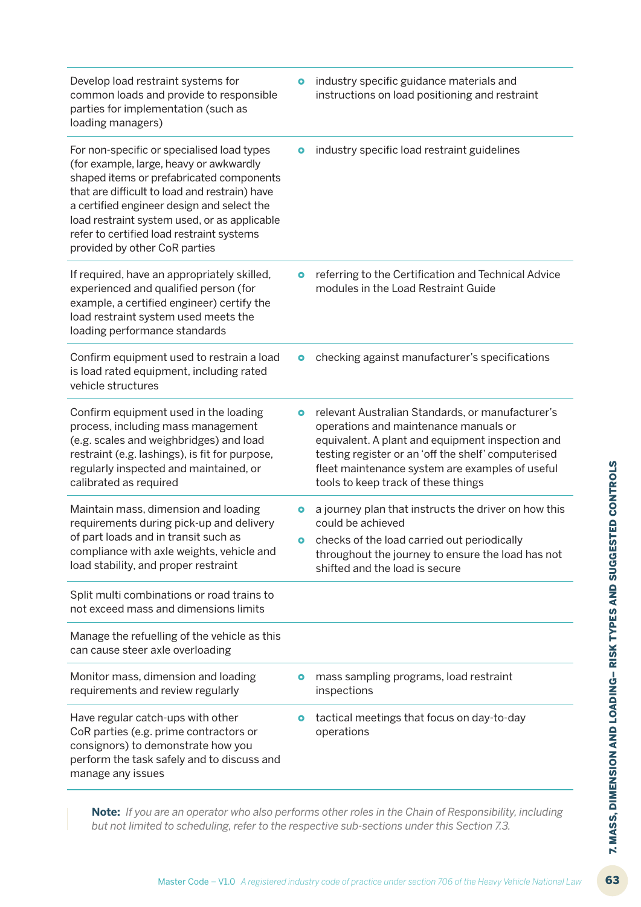| | |
|---|---|
| Develop load restraint systems for common loads and provide to responsible parties for implementation (such as loading managers) | • industry specific guidance materials and instructions on load positioning and restraint |
| For non-specific or specialised load types (for example, large, heavy or awkwardly shaped items or prefabricated components that are difficult to load and restrain) have a certified engineer design and select the load restraint system used, or as applicable refer to certified load restraint systems provided by other CoR parties | • industry specific load restraint guidelines |
| If required, have an appropriately skilled, experienced and qualified person (for example, a certified engineer) certify the load restraint system used meets the loading performance standards | • referring to the Certification and Technical Advice modules in the Load Restraint Guide |
| Confirm equipment used to restrain a load is load rated equipment, including rated vehicle structures | • checking against manufacturer's specifications |
| Confirm equipment used in the loading process, including mass management (e.g. scales and weighbridges) and load restraint (e.g. lashings), is fit for purpose, regularly inspected and maintained, or calibrated as required | • relevant Australian Standards, or manufacturer's operations and maintenance manuals or equivalent. A plant and equipment inspection and testing register or an 'off the shelf' computerised fleet maintenance system are examples of useful tools to keep track of these things |
| Maintain mass, dimension and loading requirements during pick-up and delivery of part loads and in transit such as compliance with axle weights, vehicle and load stability, and proper restraint | • a journey plan that instructs the driver on how this could be achieved<br>• checks of the load carried out periodically throughout the journey to ensure the load has not shifted and the load is secure |
| Split multi combinations or road trains to not exceed mass and dimensions limits | |
| Manage the refuelling of the vehicle as this can cause steer axle overloading | |
| Monitor mass, dimension and loading requirements and review regularly | • mass sampling programs, load restraint inspections |
| Have regular catch-ups with other CoR parties (e.g. prime contractors or consignors) to demonstrate how you perform the task safely and to discuss and manage any issues | • tactical meetings that focus on day-to-day operations |

**Note:** *If you are an operator who also performs other roles in the Chain of Responsibility, including but not limited to scheduling, refer to the respective sub-sections under this Section 7.3.*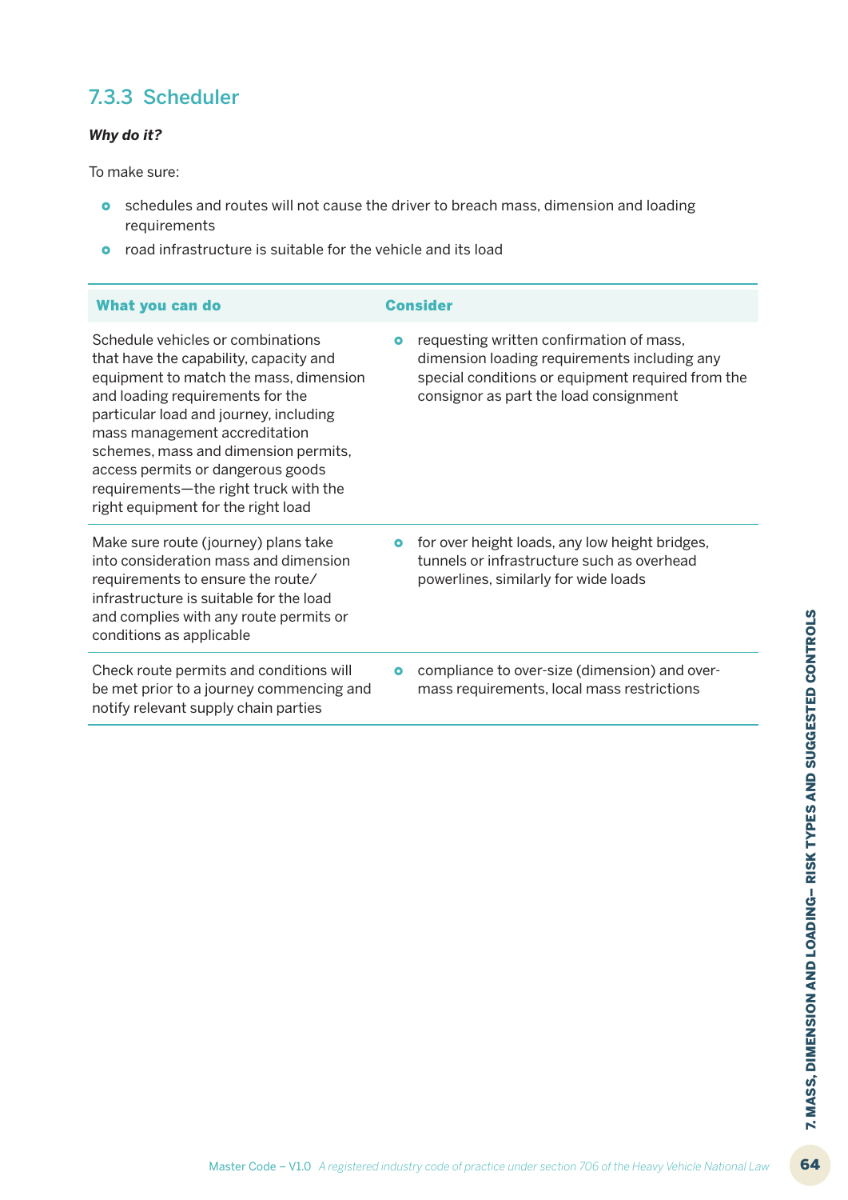### 7.3.3 Scheduler

***Why do it?***

To make sure:

- schedules and routes will not cause the driver to breach mass, dimension and loading requirements
- road infrastructure is suitable for the vehicle and its load

| What you can do | Consider |
|---|---|
| Schedule vehicles or combinations that have the capability, capacity and equipment to match the mass, dimension and loading requirements for the particular load and journey, including mass management accreditation schemes, mass and dimension permits, access permits or dangerous goods requirements—the right truck with the right equipment for the right load | • requesting written confirmation of mass, dimension loading requirements including any special conditions or equipment required from the consignor as part the load consignment |
| Make sure route (journey) plans take into consideration mass and dimension requirements to ensure the route/ infrastructure is suitable for the load and complies with any route permits or conditions as applicable | • for over height loads, any low height bridges, tunnels or infrastructure such as overhead powerlines, similarly for wide loads |
| Check route permits and conditions will be met prior to a journey commencing and notify relevant supply chain parties | • compliance to over-size (dimension) and over-mass requirements, local mass restrictions |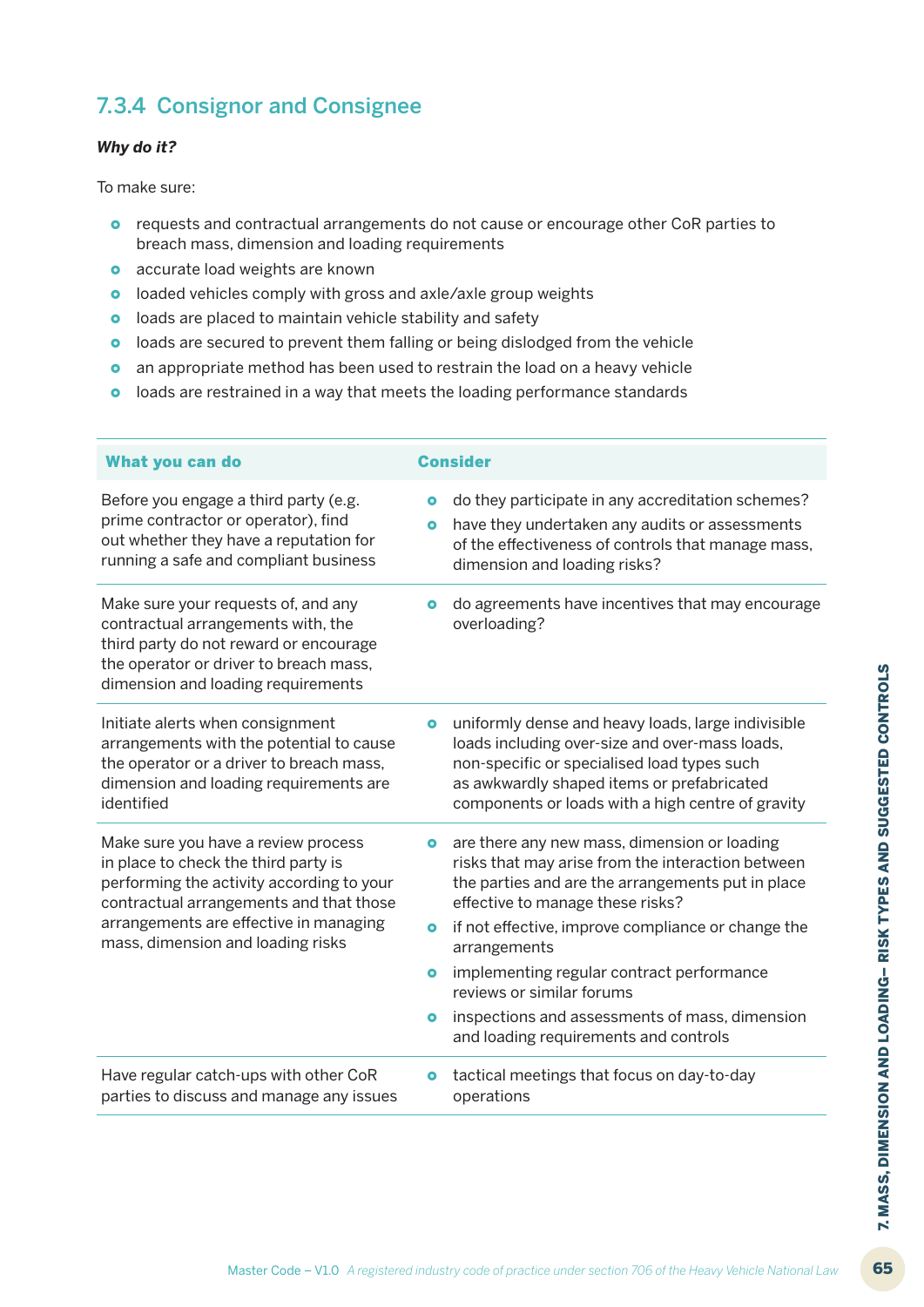### 7.3.4 Consignor and Consignee

***Why do it?***

To make sure:

- requests and contractual arrangements do not cause or encourage other CoR parties to breach mass, dimension and loading requirements
- accurate load weights are known
- loaded vehicles comply with gross and axle/axle group weights
- loads are placed to maintain vehicle stability and safety
- loads are secured to prevent them falling or being dislodged from the vehicle
- an appropriate method has been used to restrain the load on a heavy vehicle
- loads are restrained in a way that meets the loading performance standards

| What you can do | Consider |
|---|---|
| Before you engage a third party (e.g. prime contractor or operator), find out whether they have a reputation for running a safe and compliant business | • do they participate in any accreditation schemes?<br>• have they undertaken any audits or assessments of the effectiveness of controls that manage mass, dimension and loading risks? |
| Make sure your requests of, and any contractual arrangements with, the third party do not reward or encourage the operator or driver to breach mass, dimension and loading requirements | • do agreements have incentives that may encourage overloading? |
| Initiate alerts when consignment arrangements with the potential to cause the operator or a driver to breach mass, dimension and loading requirements are identified | • uniformly dense and heavy loads, large indivisible loads including over-size and over-mass loads, non-specific or specialised load types such as awkwardly shaped items or prefabricated components or loads with a high centre of gravity |
| Make sure you have a review process in place to check the third party is performing the activity according to your contractual arrangements and that those arrangements are effective in managing mass, dimension and loading risks | • are there any new mass, dimension or loading risks that may arise from the interaction between the parties and are the arrangements put in place effective to manage these risks?<br>• if not effective, improve compliance or change the arrangements<br>• implementing regular contract performance reviews or similar forums<br>• inspections and assessments of mass, dimension and loading requirements and controls |
| Have regular catch-ups with other CoR parties to discuss and manage any issues | • tactical meetings that focus on day-to-day operations |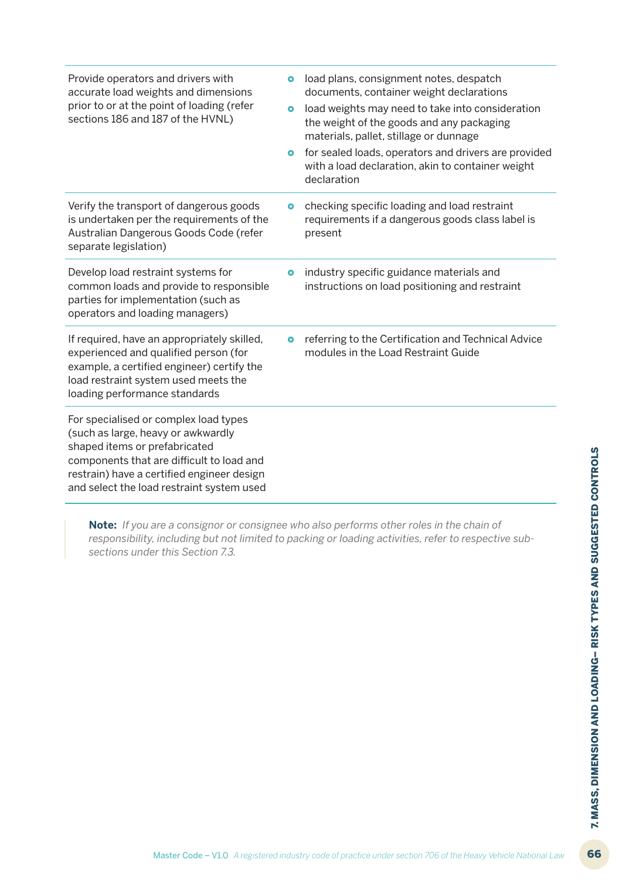| | |
|---|---|
| Provide operators and drivers with accurate load weights and dimensions prior to or at the point of loading (refer sections 186 and 187 of the HVNL) | • load plans, consignment notes, despatch documents, container weight declarations<br>• load weights may need to take into consideration the weight of the goods and any packaging materials, pallet, stillage or dunnage<br>• for sealed loads, operators and drivers are provided with a load declaration, akin to container weight declaration |
| Verify the transport of dangerous goods is undertaken per the requirements of the Australian Dangerous Goods Code (refer separate legislation) | • checking specific loading and load restraint requirements if a dangerous goods class label is present |
| Develop load restraint systems for common loads and provide to responsible parties for implementation (such as operators and loading managers) | • industry specific guidance materials and instructions on load positioning and restraint |
| If required, have an appropriately skilled, experienced and qualified person (for example, a certified engineer) certify the load restraint system used meets the loading performance standards | • referring to the Certification and Technical Advice modules in the Load Restraint Guide |
| For specialised or complex load types (such as large, heavy or awkwardly shaped items or prefabricated components that are difficult to load and restrain) have a certified engineer design and select the load restraint system used | |

> **Note:** *If you are a consignor or consignee who also performs other roles in the chain of responsibility, including but not limited to packing or loading activities, refer to respective sub-sections under this Section 7.3.*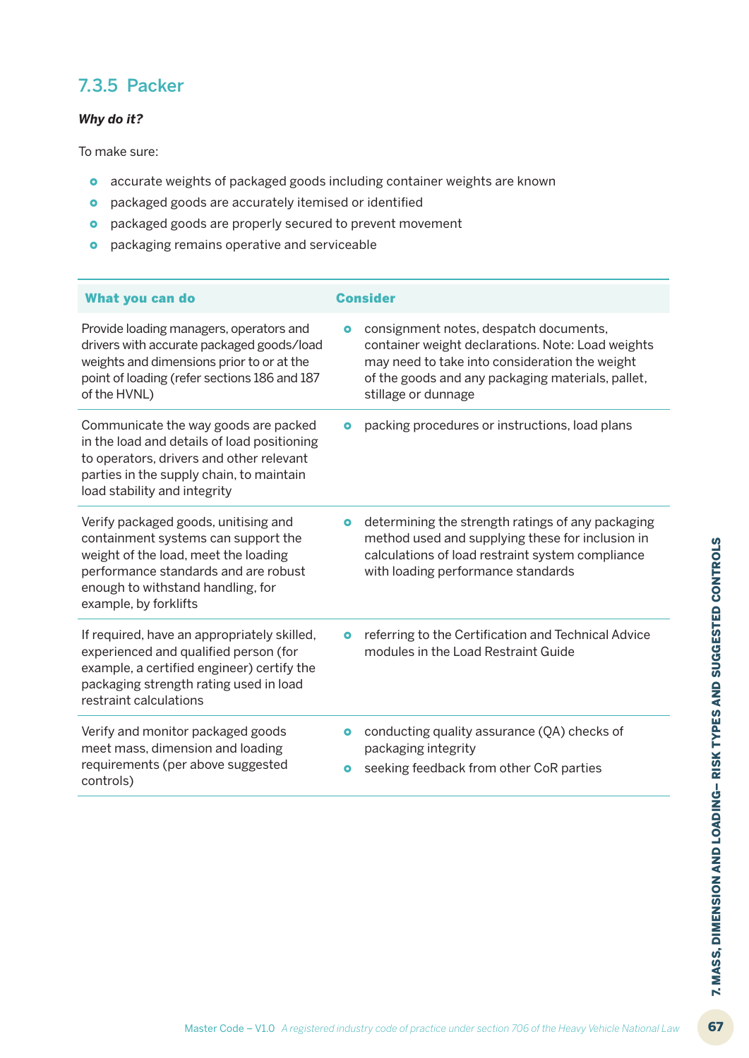### 7.3.5 Packer

***Why do it?***

To make sure:

- accurate weights of packaged goods including container weights are known
- packaged goods are accurately itemised or identified
- packaged goods are properly secured to prevent movement
- packaging remains operative and serviceable

| What you can do | Consider |
|---|---|
| Provide loading managers, operators and drivers with accurate packaged goods/load weights and dimensions prior to or at the point of loading (refer sections 186 and 187 of the HVNL) | • consignment notes, despatch documents, container weight declarations. Note: Load weights may need to take into consideration the weight of the goods and any packaging materials, pallet, stillage or dunnage |
| Communicate the way goods are packed in the load and details of load positioning to operators, drivers and other relevant parties in the supply chain, to maintain load stability and integrity | • packing procedures or instructions, load plans |
| Verify packaged goods, unitising and containment systems can support the weight of the load, meet the loading performance standards and are robust enough to withstand handling, for example, by forklifts | • determining the strength ratings of any packaging method used and supplying these for inclusion in calculations of load restraint system compliance with loading performance standards |
| If required, have an appropriately skilled, experienced and qualified person (for example, a certified engineer) certify the packaging strength rating used in load restraint calculations | • referring to the Certification and Technical Advice modules in the Load Restraint Guide |
| Verify and monitor packaged goods meet mass, dimension and loading requirements (per above suggested controls) | • conducting quality assurance (QA) checks of packaging integrity<br>• seeking feedback from other CoR parties |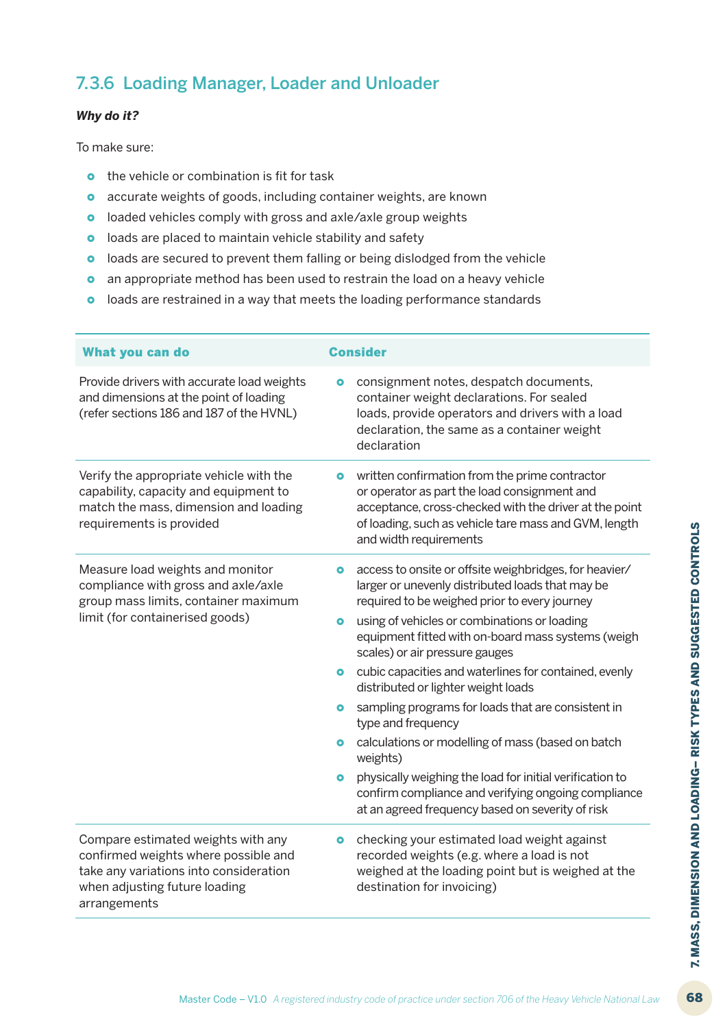### 7.3.6 Loading Manager, Loader and Unloader

***Why do it?***

To make sure:

- the vehicle or combination is fit for task
- accurate weights of goods, including container weights, are known
- loaded vehicles comply with gross and axle/axle group weights
- loads are placed to maintain vehicle stability and safety
- loads are secured to prevent them falling or being dislodged from the vehicle
- an appropriate method has been used to restrain the load on a heavy vehicle
- loads are restrained in a way that meets the loading performance standards

| What you can do | Consider |
|---|---|
| Provide drivers with accurate load weights and dimensions at the point of loading (refer sections 186 and 187 of the HVNL) | • consignment notes, despatch documents, container weight declarations. For sealed loads, provide operators and drivers with a load declaration, the same as a container weight declaration |
| Verify the appropriate vehicle with the capability, capacity and equipment to match the mass, dimension and loading requirements is provided | • written confirmation from the prime contractor or operator as part the load consignment and acceptance, cross-checked with the driver at the point of loading, such as vehicle tare mass and GVM, length and width requirements |
| Measure load weights and monitor compliance with gross and axle/axle group mass limits, container maximum limit (for containerised goods) | • access to onsite or offsite weighbridges, for heavier/ larger or unevenly distributed loads that may be required to be weighed prior to every journey<br>• using of vehicles or combinations or loading equipment fitted with on-board mass systems (weigh scales) or air pressure gauges<br>• cubic capacities and waterlines for contained, evenly distributed or lighter weight loads<br>• sampling programs for loads that are consistent in type and frequency<br>• calculations or modelling of mass (based on batch weights)<br>• physically weighing the load for initial verification to confirm compliance and verifying ongoing compliance at an agreed frequency based on severity of risk |
| Compare estimated weights with any confirmed weights where possible and take any variations into consideration when adjusting future loading arrangements | • checking your estimated load weight against recorded weights (e.g. where a load is not weighed at the loading point but is weighed at the destination for invoicing) |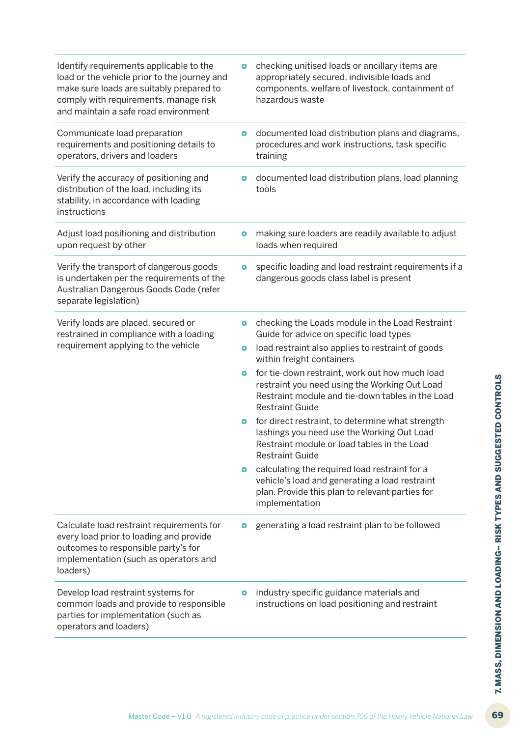| | |
|---|---|
| Identify requirements applicable to the load or the vehicle prior to the journey and make sure loads are suitably prepared to comply with requirements, manage risk and maintain a safe road environment | • checking unitised loads or ancillary items are appropriately secured, indivisible loads and components, welfare of livestock, containment of hazardous waste |
| Communicate load preparation requirements and positioning details to operators, drivers and loaders | • documented load distribution plans and diagrams, procedures and work instructions, task specific training |
| Verify the accuracy of positioning and distribution of the load, including its stability, in accordance with loading instructions | • documented load distribution plans, load planning tools |
| Adjust load positioning and distribution upon request by other | • making sure loaders are readily available to adjust loads when required |
| Verify the transport of dangerous goods is undertaken per the requirements of the Australian Dangerous Goods Code (refer separate legislation) | • specific loading and load restraint requirements if a dangerous goods class label is present |
| Verify loads are placed, secured or restrained in compliance with a loading requirement applying to the vehicle | • checking the Loads module in the Load Restraint Guide for advice on specific load types<br>• load restraint also applies to restraint of goods within freight containers<br>• for tie-down restraint, work out how much load restraint you need using the Working Out Load Restraint module and tie-down tables in the Load Restraint Guide<br>• for direct restraint, to determine what strength lashings you need use the Working Out Load Restraint module or load tables in the Load Restraint Guide<br>• calculating the required load restraint for a vehicle's load and generating a load restraint plan. Provide this plan to relevant parties for implementation |
| Calculate load restraint requirements for every load prior to loading and provide outcomes to responsible party's for implementation (such as operators and loaders) | • generating a load restraint plan to be followed |
| Develop load restraint systems for common loads and provide to responsible parties for implementation (such as operators and loaders) | • industry specific guidance materials and instructions on load positioning and restraint |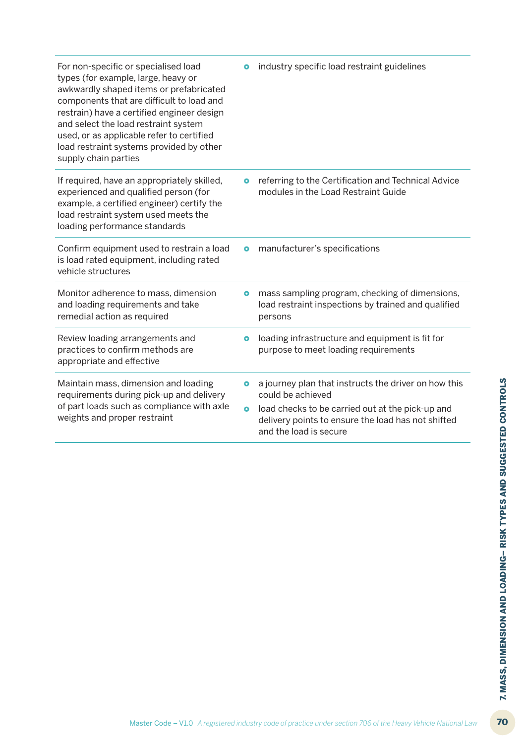| | |
|---|---|
| For non-specific or specialised load types (for example, large, heavy or awkwardly shaped items or prefabricated components that are difficult to load and restrain) have a certified engineer design and select the load restraint system used, or as applicable refer to certified load restraint systems provided by other supply chain parties | • industry specific load restraint guidelines |
| If required, have an appropriately skilled, experienced and qualified person (for example, a certified engineer) certify the load restraint system used meets the loading performance standards | • referring to the Certification and Technical Advice modules in the Load Restraint Guide |
| Confirm equipment used to restrain a load is load rated equipment, including rated vehicle structures | • manufacturer's specifications |
| Monitor adherence to mass, dimension and loading requirements and take remedial action as required | • mass sampling program, checking of dimensions, load restraint inspections by trained and qualified persons |
| Review loading arrangements and practices to confirm methods are appropriate and effective | • loading infrastructure and equipment is fit for purpose to meet loading requirements |
| Maintain mass, dimension and loading requirements during pick-up and delivery of part loads such as compliance with axle weights and proper restraint | • a journey plan that instructs the driver on how this could be achieved<br>• load checks to be carried out at the pick-up and delivery points to ensure the load has not shifted and the load is secure |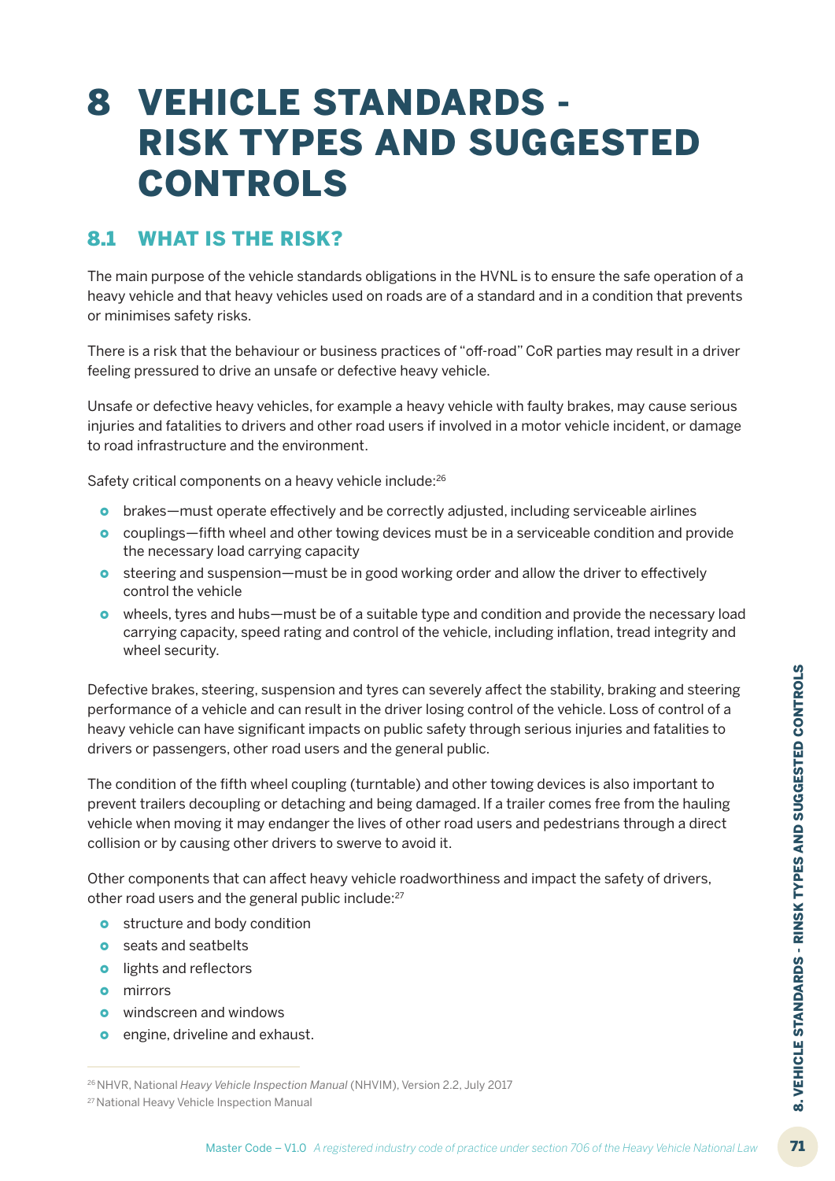# 8 VEHICLE STANDARDS - RISK TYPES AND SUGGESTED CONTROLS

## 8.1 WHAT IS THE RISK?

The main purpose of the vehicle standards obligations in the HVNL is to ensure the safe operation of a heavy vehicle and that heavy vehicles used on roads are of a standard and in a condition that prevents or minimises safety risks.

There is a risk that the behaviour or business practices of "off-road" CoR parties may result in a driver feeling pressured to drive an unsafe or defective heavy vehicle.

Unsafe or defective heavy vehicles, for example a heavy vehicle with faulty brakes, may cause serious injuries and fatalities to drivers and other road users if involved in a motor vehicle incident, or damage to road infrastructure and the environment.

Safety critical components on a heavy vehicle include:[26]

- brakes—must operate effectively and be correctly adjusted, including serviceable airlines
- couplings—fifth wheel and other towing devices must be in a serviceable condition and provide the necessary load carrying capacity
- steering and suspension—must be in good working order and allow the driver to effectively control the vehicle
- wheels, tyres and hubs—must be of a suitable type and condition and provide the necessary load carrying capacity, speed rating and control of the vehicle, including inflation, tread integrity and wheel security.

Defective brakes, steering, suspension and tyres can severely affect the stability, braking and steering performance of a vehicle and can result in the driver losing control of the vehicle. Loss of control of a heavy vehicle can have significant impacts on public safety through serious injuries and fatalities to drivers or passengers, other road users and the general public.

The condition of the fifth wheel coupling (turntable) and other towing devices is also important to prevent trailers decoupling or detaching and being damaged. If a trailer comes free from the hauling vehicle when moving it may endanger the lives of other road users and pedestrians through a direct collision or by causing other drivers to swerve to avoid it.

Other components that can affect heavy vehicle roadworthiness and impact the safety of drivers, other road users and the general public include:[27]

- structure and body condition
- seats and seatbelts
- lights and reflectors
- mirrors
- windscreen and windows
- engine, driveline and exhaust.

[26] NHVR, National *Heavy Vehicle Inspection Manual* (NHVIM), Version 2.2, July 2017

[27] National Heavy Vehicle Inspection Manual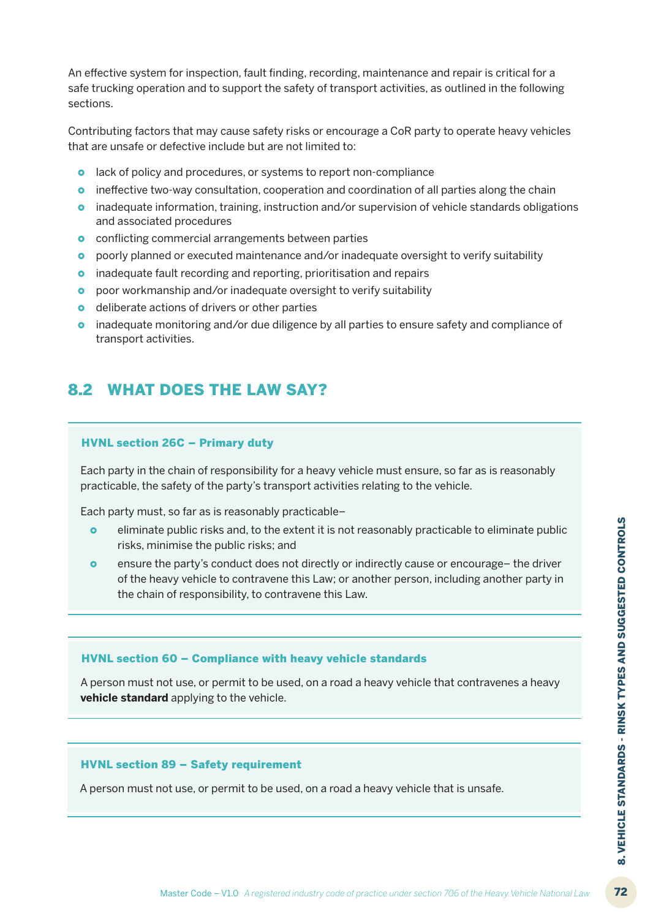An effective system for inspection, fault finding, recording, maintenance and repair is critical for a safe trucking operation and to support the safety of transport activities, as outlined in the following sections.

Contributing factors that may cause safety risks or encourage a CoR party to operate heavy vehicles that are unsafe or defective include but are not limited to:

- lack of policy and procedures, or systems to report non-compliance
- ineffective two-way consultation, cooperation and coordination of all parties along the chain
- inadequate information, training, instruction and/or supervision of vehicle standards obligations and associated procedures
- conflicting commercial arrangements between parties
- poorly planned or executed maintenance and/or inadequate oversight to verify suitability
- inadequate fault recording and reporting, prioritisation and repairs
- poor workmanship and/or inadequate oversight to verify suitability
- deliberate actions of drivers or other parties
- inadequate monitoring and/or due diligence by all parties to ensure safety and compliance of transport activities.

## 8.2 WHAT DOES THE LAW SAY?

**HVNL section 26C – Primary duty**

Each party in the chain of responsibility for a heavy vehicle must ensure, so far as is reasonably practicable, the safety of the party's transport activities relating to the vehicle.

Each party must, so far as is reasonably practicable–

- eliminate public risks and, to the extent it is not reasonably practicable to eliminate public risks, minimise the public risks; and
- ensure the party's conduct does not directly or indirectly cause or encourage– the driver of the heavy vehicle to contravene this Law; or another person, including another party in the chain of responsibility, to contravene this Law.

**HVNL section 60 – Compliance with heavy vehicle standards**

A person must not use, or permit to be used, on a road a heavy vehicle that contravenes a heavy **vehicle standard** applying to the vehicle.

**HVNL section 89 – Safety requirement**

A person must not use, or permit to be used, on a road a heavy vehicle that is unsafe.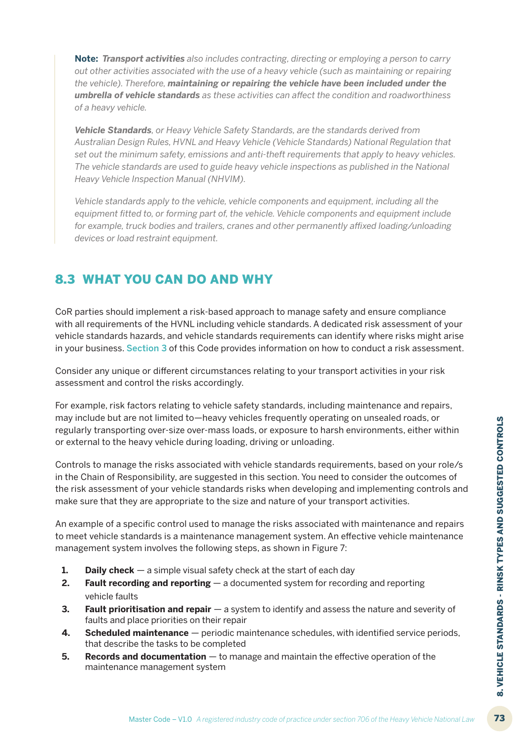> **Note:** ***Transport activities*** *also includes contracting, directing or employing a person to carry out other activities associated with the use of a heavy vehicle (such as maintaining or repairing the vehicle). Therefore,* ***maintaining or repairing the vehicle have been included under the umbrella of vehicle standards*** *as these activities can affect the condition and roadworthiness of a heavy vehicle.*
>
> ***Vehicle Standards****, or Heavy Vehicle Safety Standards, are the standards derived from Australian Design Rules, HVNL and Heavy Vehicle (Vehicle Standards) National Regulation that set out the minimum safety, emissions and anti-theft requirements that apply to heavy vehicles. The vehicle standards are used to guide heavy vehicle inspections as published in the National Heavy Vehicle Inspection Manual (NHVIM).*
>
> *Vehicle standards apply to the vehicle, vehicle components and equipment, including all the equipment fitted to, or forming part of, the vehicle. Vehicle components and equipment include for example, truck bodies and trailers, cranes and other permanently affixed loading/unloading devices or load restraint equipment.*

## 8.3 WHAT YOU CAN DO AND WHY

CoR parties should implement a risk-based approach to manage safety and ensure compliance with all requirements of the HVNL including vehicle standards. A dedicated risk assessment of your vehicle standards hazards, and vehicle standards requirements can identify where risks might arise in your business. Section 3 of this Code provides information on how to conduct a risk assessment.

Consider any unique or different circumstances relating to your transport activities in your risk assessment and control the risks accordingly.

For example, risk factors relating to vehicle safety standards, including maintenance and repairs, may include but are not limited to—heavy vehicles frequently operating on unsealed roads, or regularly transporting over-size over-mass loads, or exposure to harsh environments, either within or external to the heavy vehicle during loading, driving or unloading.

Controls to manage the risks associated with vehicle standards requirements, based on your role/s in the Chain of Responsibility, are suggested in this section. You need to consider the outcomes of the risk assessment of your vehicle standards risks when developing and implementing controls and make sure that they are appropriate to the size and nature of your transport activities.

An example of a specific control used to manage the risks associated with maintenance and repairs to meet vehicle standards is a maintenance management system. An effective vehicle maintenance management system involves the following steps, as shown in Figure 7:

1. **Daily check** — a simple visual safety check at the start of each day
2. **Fault recording and reporting** — a documented system for recording and reporting vehicle faults
3. **Fault prioritisation and repair** — a system to identify and assess the nature and severity of faults and place priorities on their repair
4. **Scheduled maintenance** — periodic maintenance schedules, with identified service periods, that describe the tasks to be completed
5. **Records and documentation** — to manage and maintain the effective operation of the maintenance management system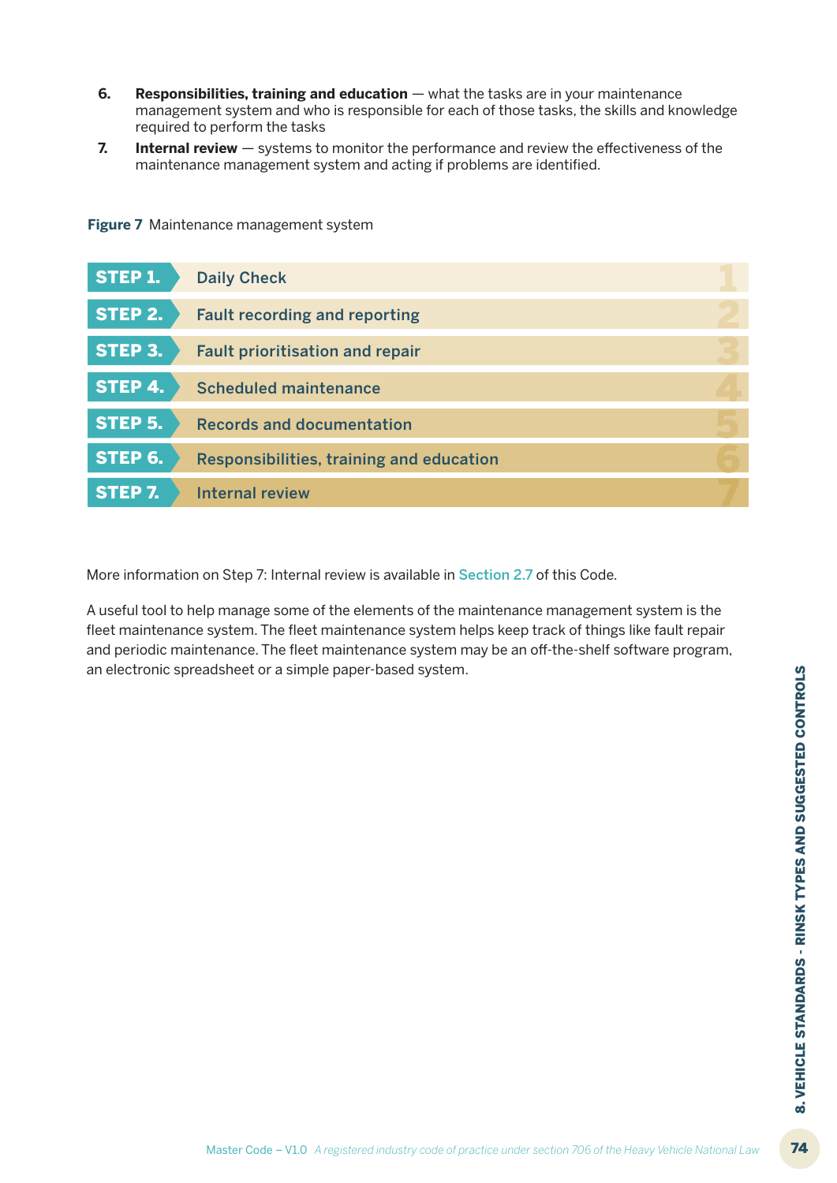6. **Responsibilities, training and education** — what the tasks are in your maintenance management system and who is responsible for each of those tasks, the skills and knowledge required to perform the tasks
7. **Internal review** — systems to monitor the performance and review the effectiveness of the maintenance management system and acting if problems are identified.

**Figure 7** Maintenance management system

| Step | |
|---|---|
| **STEP 1.** | Daily Check |
| **STEP 2.** | Fault recording and reporting |
| **STEP 3.** | Fault prioritisation and repair |
| **STEP 4.** | Scheduled maintenance |
| **STEP 5.** | Records and documentation |
| **STEP 6.** | Responsibilities, training and education |
| **STEP 7.** | Internal review |

More information on Step 7: Internal review is available in Section 2.7 of this Code.

A useful tool to help manage some of the elements of the maintenance management system is the fleet maintenance system. The fleet maintenance system helps keep track of things like fault repair and periodic maintenance. The fleet maintenance system may be an off-the-shelf software program, an electronic spreadsheet or a simple paper-based system.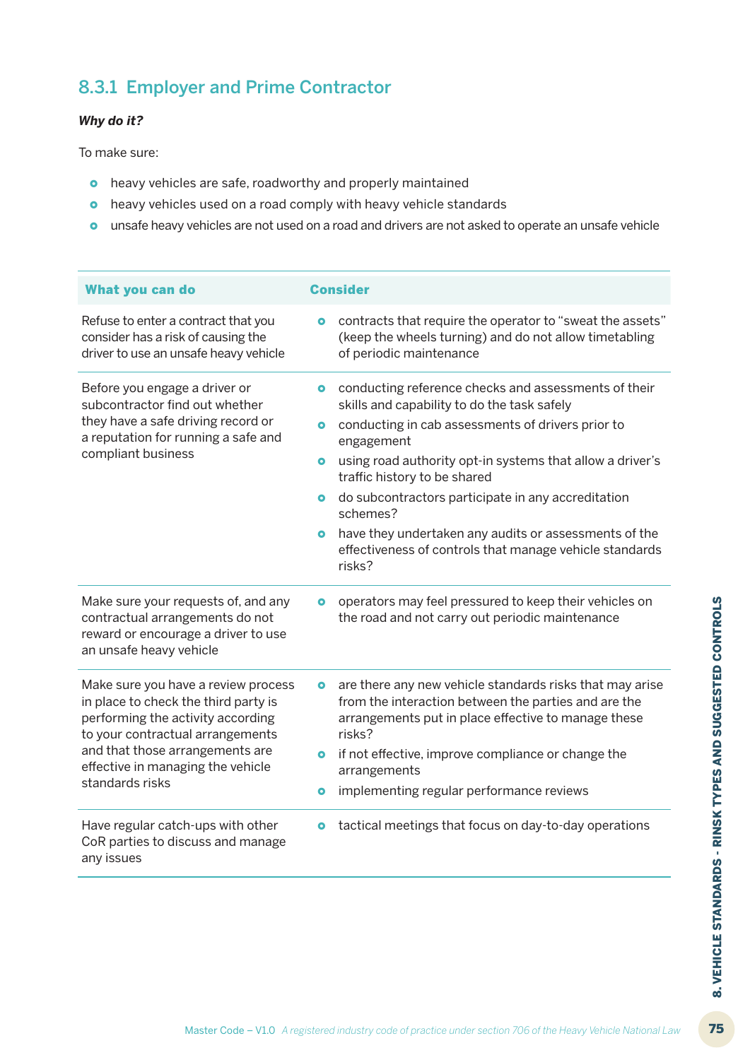### 8.3.1 Employer and Prime Contractor

***Why do it?***

To make sure:

- heavy vehicles are safe, roadworthy and properly maintained
- heavy vehicles used on a road comply with heavy vehicle standards
- unsafe heavy vehicles are not used on a road and drivers are not asked to operate an unsafe vehicle

| What you can do | Consider |
|---|---|
| Refuse to enter a contract that you consider has a risk of causing the driver to use an unsafe heavy vehicle | • contracts that require the operator to "sweat the assets" (keep the wheels turning) and do not allow timetabling of periodic maintenance |
| Before you engage a driver or subcontractor find out whether they have a safe driving record or a reputation for running a safe and compliant business | • conducting reference checks and assessments of their skills and capability to do the task safely<br>• conducting in cab assessments of drivers prior to engagement<br>• using road authority opt-in systems that allow a driver's traffic history to be shared<br>• do subcontractors participate in any accreditation schemes?<br>• have they undertaken any audits or assessments of the effectiveness of controls that manage vehicle standards risks? |
| Make sure your requests of, and any contractual arrangements do not reward or encourage a driver to use an unsafe heavy vehicle | • operators may feel pressured to keep their vehicles on the road and not carry out periodic maintenance |
| Make sure you have a review process in place to check the third party is performing the activity according to your contractual arrangements and that those arrangements are effective in managing the vehicle standards risks | • are there any new vehicle standards risks that may arise from the interaction between the parties and are the arrangements put in place effective to manage these risks?<br>• if not effective, improve compliance or change the arrangements<br>• implementing regular performance reviews |
| Have regular catch-ups with other CoR parties to discuss and manage any issues | • tactical meetings that focus on day-to-day operations |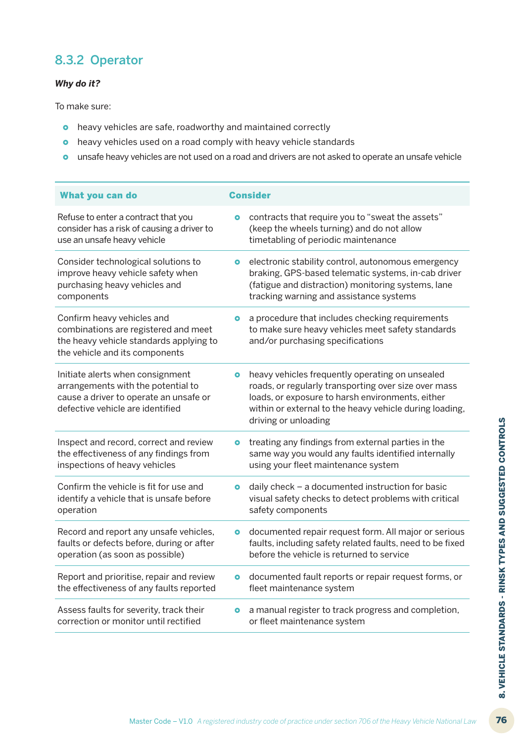### 8.3.2 Operator

***Why do it?***

To make sure:

- heavy vehicles are safe, roadworthy and maintained correctly
- heavy vehicles used on a road comply with heavy vehicle standards
- unsafe heavy vehicles are not used on a road and drivers are not asked to operate an unsafe vehicle

| What you can do | Consider |
|---|---|
| Refuse to enter a contract that you consider has a risk of causing a driver to use an unsafe heavy vehicle | contracts that require you to "sweat the assets" (keep the wheels turning) and do not allow timetabling of periodic maintenance |
| Consider technological solutions to improve heavy vehicle safety when purchasing heavy vehicles and components | electronic stability control, autonomous emergency braking, GPS-based telematic systems, in-cab driver (fatigue and distraction) monitoring systems, lane tracking warning and assistance systems |
| Confirm heavy vehicles and combinations are registered and meet the heavy vehicle standards applying to the vehicle and its components | a procedure that includes checking requirements to make sure heavy vehicles meet safety standards and/or purchasing specifications |
| Initiate alerts when consignment arrangements with the potential to cause a driver to operate an unsafe or defective vehicle are identified | heavy vehicles frequently operating on unsealed roads, or regularly transporting over size over mass loads, or exposure to harsh environments, either within or external to the heavy vehicle during loading, driving or unloading |
| Inspect and record, correct and review the effectiveness of any findings from inspections of heavy vehicles | treating any findings from external parties in the same way you would any faults identified internally using your fleet maintenance system |
| Confirm the vehicle is fit for use and identify a vehicle that is unsafe before operation | daily check – a documented instruction for basic visual safety checks to detect problems with critical safety components |
| Record and report any unsafe vehicles, faults or defects before, during or after operation (as soon as possible) | documented repair request form. All major or serious faults, including safety related faults, need to be fixed before the vehicle is returned to service |
| Report and prioritise, repair and review the effectiveness of any faults reported | documented fault reports or repair request forms, or fleet maintenance system |
| Assess faults for severity, track their correction or monitor until rectified | a manual register to track progress and completion, or fleet maintenance system |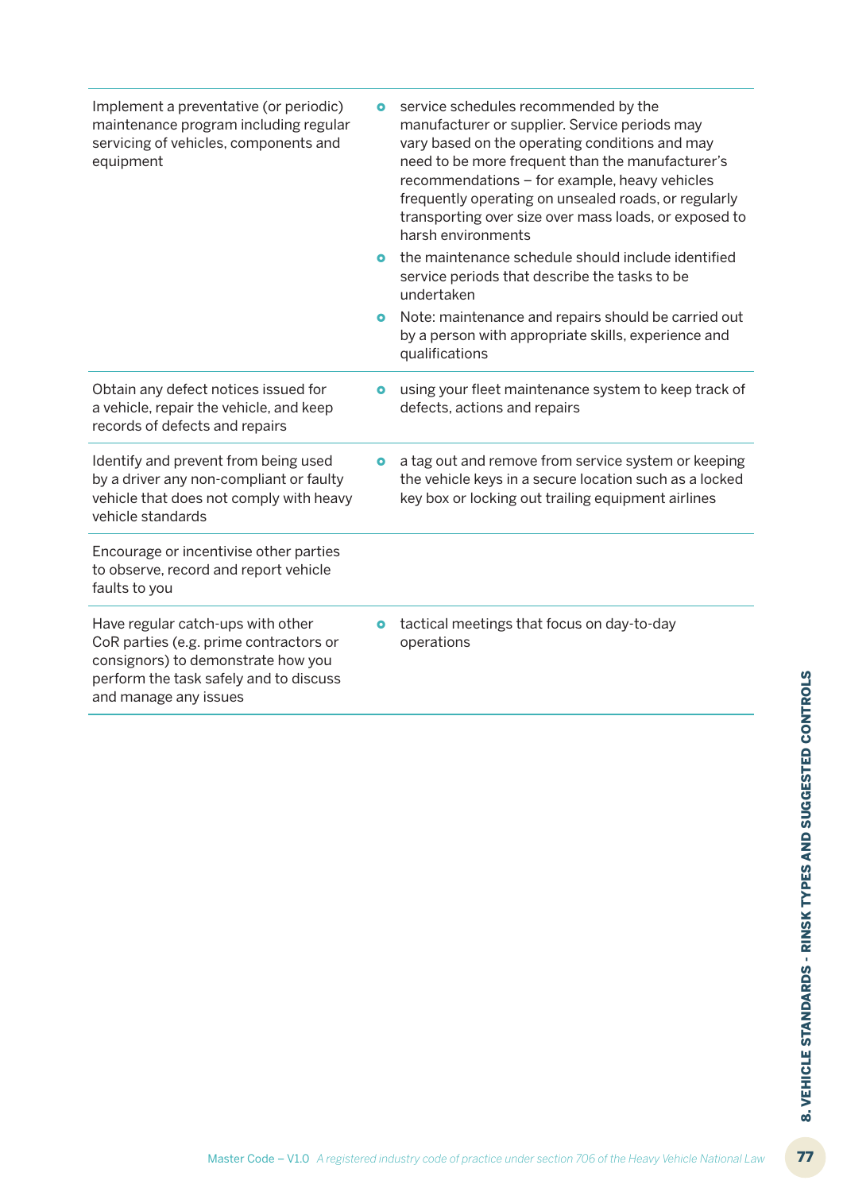| | |
|---|---|
| Implement a preventative (or periodic) maintenance program including regular servicing of vehicles, components and equipment | • service schedules recommended by the manufacturer or supplier. Service periods may vary based on the operating conditions and may need to be more frequent than the manufacturer's recommendations – for example, heavy vehicles frequently operating on unsealed roads, or regularly transporting over size over mass loads, or exposed to harsh environments<br>• the maintenance schedule should include identified service periods that describe the tasks to be undertaken<br>• Note: maintenance and repairs should be carried out by a person with appropriate skills, experience and qualifications |
| Obtain any defect notices issued for a vehicle, repair the vehicle, and keep records of defects and repairs | • using your fleet maintenance system to keep track of defects, actions and repairs |
| Identify and prevent from being used by a driver any non-compliant or faulty vehicle that does not comply with heavy vehicle standards | • a tag out and remove from service system or keeping the vehicle keys in a secure location such as a locked key box or locking out trailing equipment airlines |
| Encourage or incentivise other parties to observe, record and report vehicle faults to you | |
| Have regular catch-ups with other CoR parties (e.g. prime contractors or consignors) to demonstrate how you perform the task safely and to discuss and manage any issues | • tactical meetings that focus on day-to-day operations |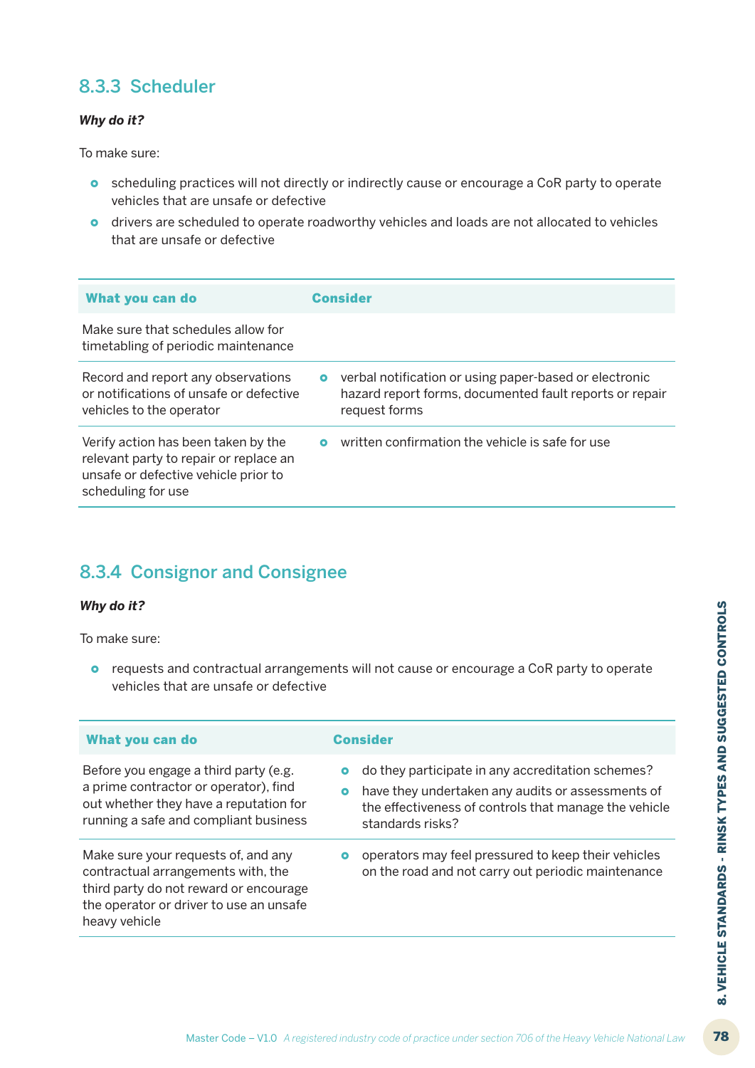### 8.3.3 Scheduler

***Why do it?***

To make sure:

- scheduling practices will not directly or indirectly cause or encourage a CoR party to operate vehicles that are unsafe or defective
- drivers are scheduled to operate roadworthy vehicles and loads are not allocated to vehicles that are unsafe or defective

| What you can do | Consider |
|---|---|
| Make sure that schedules allow for timetabling of periodic maintenance | |
| Record and report any observations or notifications of unsafe or defective vehicles to the operator | • verbal notification or using paper-based or electronic hazard report forms, documented fault reports or repair request forms |
| Verify action has been taken by the relevant party to repair or replace an unsafe or defective vehicle prior to scheduling for use | • written confirmation the vehicle is safe for use |

### 8.3.4 Consignor and Consignee

***Why do it?***

To make sure:

- requests and contractual arrangements will not cause or encourage a CoR party to operate vehicles that are unsafe or defective

| What you can do | Consider |
|---|---|
| Before you engage a third party (e.g. a prime contractor or operator), find out whether they have a reputation for running a safe and compliant business | • do they participate in any accreditation schemes?<br>• have they undertaken any audits or assessments of the effectiveness of controls that manage the vehicle standards risks? |
| Make sure your requests of, and any contractual arrangements with, the third party do not reward or encourage the operator or driver to use an unsafe heavy vehicle | • operators may feel pressured to keep their vehicles on the road and not carry out periodic maintenance |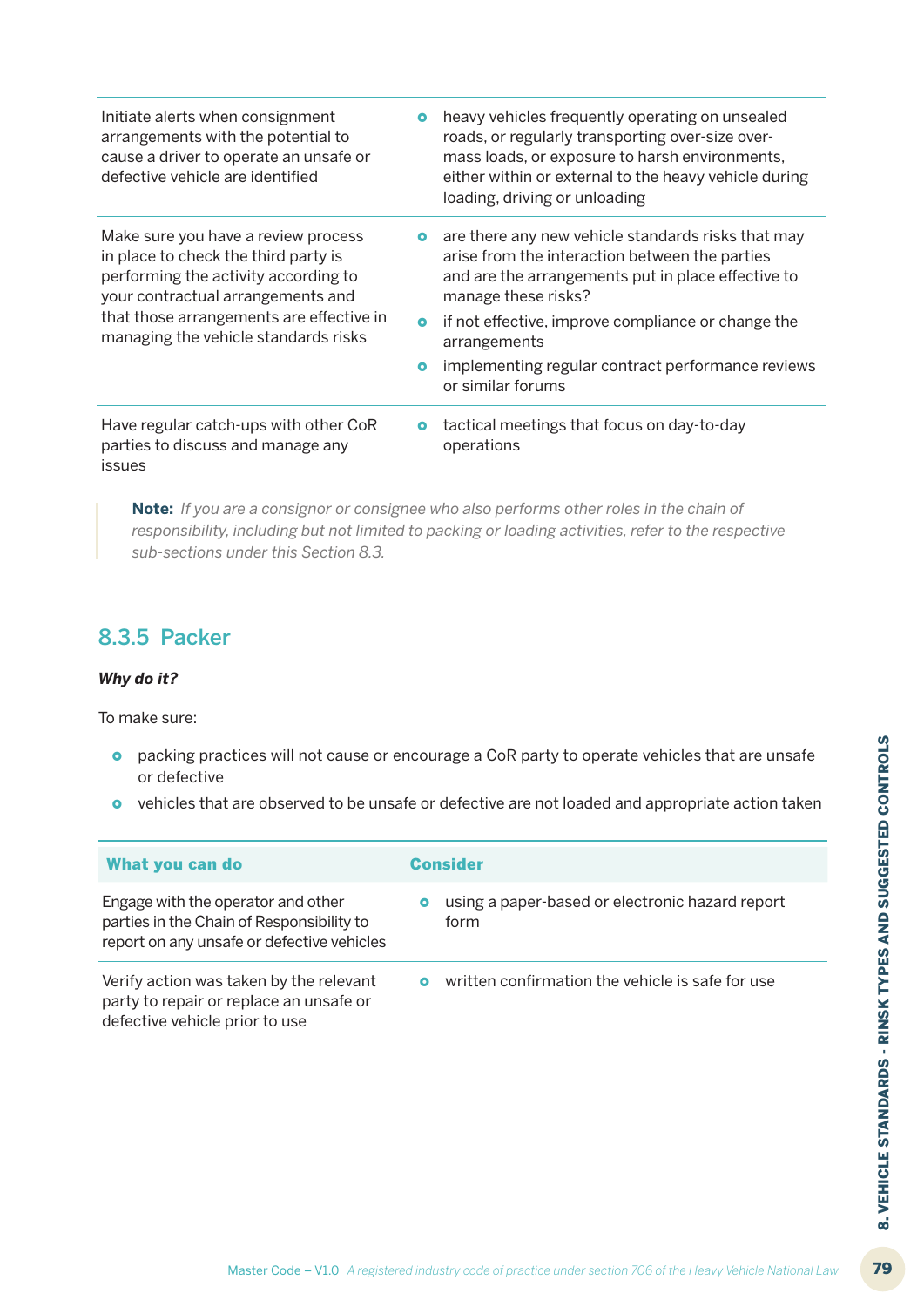| What you can do | Consider |
|---|---|
| Initiate alerts when consignment arrangements with the potential to cause a driver to operate an unsafe or defective vehicle are identified | • heavy vehicles frequently operating on unsealed roads, or regularly transporting over-size over-mass loads, or exposure to harsh environments, either within or external to the heavy vehicle during loading, driving or unloading |
| Make sure you have a review process in place to check the third party is performing the activity according to your contractual arrangements and that those arrangements are effective in managing the vehicle standards risks | • are there any new vehicle standards risks that may arise from the interaction between the parties and are the arrangements put in place effective to manage these risks?<br>• if not effective, improve compliance or change the arrangements<br>• implementing regular contract performance reviews or similar forums |
| Have regular catch-ups with other CoR parties to discuss and manage any issues | • tactical meetings that focus on day-to-day operations |

**Note:** *If you are a consignor or consignee who also performs other roles in the chain of responsibility, including but not limited to packing or loading activities, refer to the respective sub-sections under this Section 8.3.*

## 8.3.5 Packer

***Why do it?***

To make sure:

- packing practices will not cause or encourage a CoR party to operate vehicles that are unsafe or defective
- vehicles that are observed to be unsafe or defective are not loaded and appropriate action taken

| What you can do | Consider |
|---|---|
| Engage with the operator and other parties in the Chain of Responsibility to report on any unsafe or defective vehicles | • using a paper-based or electronic hazard report form |
| Verify action was taken by the relevant party to repair or replace an unsafe or defective vehicle prior to use | • written confirmation the vehicle is safe for use |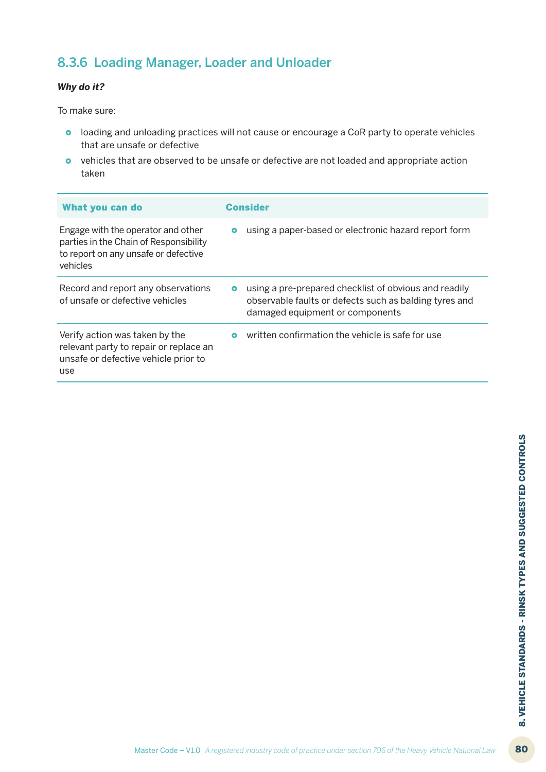### 8.3.6 Loading Manager, Loader and Unloader

***Why do it?***

To make sure:

- loading and unloading practices will not cause or encourage a CoR party to operate vehicles that are unsafe or defective
- vehicles that are observed to be unsafe or defective are not loaded and appropriate action taken

| What you can do | Consider |
|---|---|
| Engage with the operator and other parties in the Chain of Responsibility to report on any unsafe or defective vehicles | • using a paper-based or electronic hazard report form |
| Record and report any observations of unsafe or defective vehicles | • using a pre-prepared checklist of obvious and readily observable faults or defects such as balding tyres and damaged equipment or components |
| Verify action was taken by the relevant party to repair or replace an unsafe or defective vehicle prior to use | • written confirmation the vehicle is safe for use |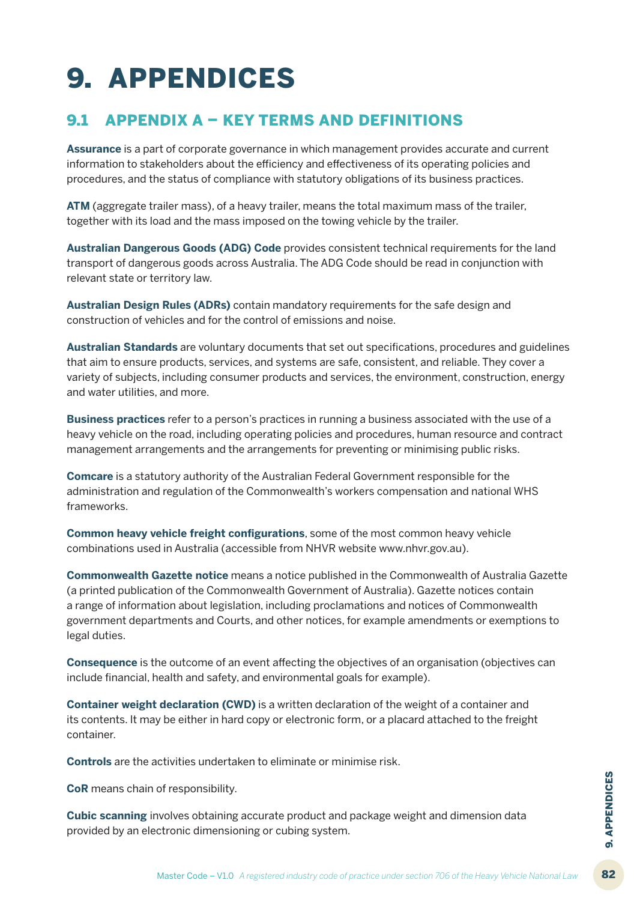# 9. APPENDICES

## 9.1 APPENDIX A – KEY TERMS AND DEFINITIONS

**Assurance** is a part of corporate governance in which management provides accurate and current information to stakeholders about the efficiency and effectiveness of its operating policies and procedures, and the status of compliance with statutory obligations of its business practices.

**ATM** (aggregate trailer mass), of a heavy trailer, means the total maximum mass of the trailer, together with its load and the mass imposed on the towing vehicle by the trailer.

**Australian Dangerous Goods (ADG) Code** provides consistent technical requirements for the land transport of dangerous goods across Australia. The ADG Code should be read in conjunction with relevant state or territory law.

**Australian Design Rules (ADRs)** contain mandatory requirements for the safe design and construction of vehicles and for the control of emissions and noise.

**Australian Standards** are voluntary documents that set out specifications, procedures and guidelines that aim to ensure products, services, and systems are safe, consistent, and reliable. They cover a variety of subjects, including consumer products and services, the environment, construction, energy and water utilities, and more.

**Business practices** refer to a person's practices in running a business associated with the use of a heavy vehicle on the road, including operating policies and procedures, human resource and contract management arrangements and the arrangements for preventing or minimising public risks.

**Comcare** is a statutory authority of the Australian Federal Government responsible for the administration and regulation of the Commonwealth's workers compensation and national WHS frameworks.

**Common heavy vehicle freight configurations**, some of the most common heavy vehicle combinations used in Australia (accessible from NHVR website www.nhvr.gov.au).

**Commonwealth Gazette notice** means a notice published in the Commonwealth of Australia Gazette (a printed publication of the Commonwealth Government of Australia). Gazette notices contain a range of information about legislation, including proclamations and notices of Commonwealth government departments and Courts, and other notices, for example amendments or exemptions to legal duties.

**Consequence** is the outcome of an event affecting the objectives of an organisation (objectives can include financial, health and safety, and environmental goals for example).

**Container weight declaration (CWD)** is a written declaration of the weight of a container and its contents. It may be either in hard copy or electronic form, or a placard attached to the freight container.

**Controls** are the activities undertaken to eliminate or minimise risk.

**CoR** means chain of responsibility.

**Cubic scanning** involves obtaining accurate product and package weight and dimension data provided by an electronic dimensioning or cubing system.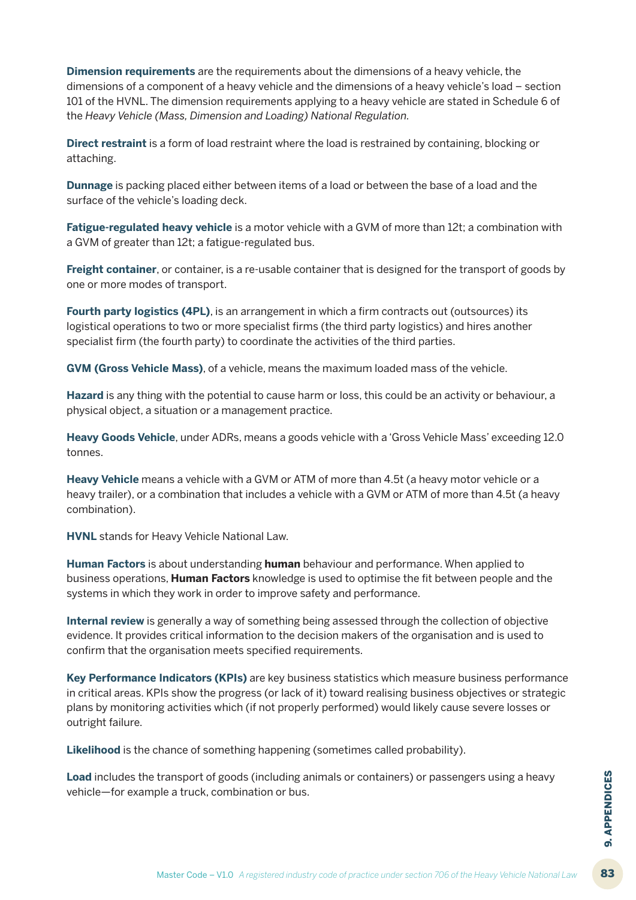**Dimension requirements** are the requirements about the dimensions of a heavy vehicle, the dimensions of a component of a heavy vehicle and the dimensions of a heavy vehicle's load – section 101 of the HVNL. The dimension requirements applying to a heavy vehicle are stated in Schedule 6 of the *Heavy Vehicle (Mass, Dimension and Loading) National Regulation.*

**Direct restraint** is a form of load restraint where the load is restrained by containing, blocking or attaching.

**Dunnage** is packing placed either between items of a load or between the base of a load and the surface of the vehicle's loading deck.

**Fatigue-regulated heavy vehicle** is a motor vehicle with a GVM of more than 12t; a combination with a GVM of greater than 12t; a fatigue-regulated bus.

**Freight container**, or container, is a re-usable container that is designed for the transport of goods by one or more modes of transport.

**Fourth party logistics (4PL)**, is an arrangement in which a firm contracts out (outsources) its logistical operations to two or more specialist firms (the third party logistics) and hires another specialist firm (the fourth party) to coordinate the activities of the third parties.

**GVM (Gross Vehicle Mass)**, of a vehicle, means the maximum loaded mass of the vehicle.

**Hazard** is any thing with the potential to cause harm or loss, this could be an activity or behaviour, a physical object, a situation or a management practice.

**Heavy Goods Vehicle**, under ADRs, means a goods vehicle with a 'Gross Vehicle Mass' exceeding 12.0 tonnes.

**Heavy Vehicle** means a vehicle with a GVM or ATM of more than 4.5t (a heavy motor vehicle or a heavy trailer), or a combination that includes a vehicle with a GVM or ATM of more than 4.5t (a heavy combination).

**HVNL** stands for Heavy Vehicle National Law.

**Human Factors** is about understanding **human** behaviour and performance. When applied to business operations, **Human Factors** knowledge is used to optimise the fit between people and the systems in which they work in order to improve safety and performance.

**Internal review** is generally a way of something being assessed through the collection of objective evidence. It provides critical information to the decision makers of the organisation and is used to confirm that the organisation meets specified requirements.

**Key Performance Indicators (KPIs)** are key business statistics which measure business performance in critical areas. KPIs show the progress (or lack of it) toward realising business objectives or strategic plans by monitoring activities which (if not properly performed) would likely cause severe losses or outright failure.

**Likelihood** is the chance of something happening (sometimes called probability).

**Load** includes the transport of goods (including animals or containers) or passengers using a heavy vehicle—for example a truck, combination or bus.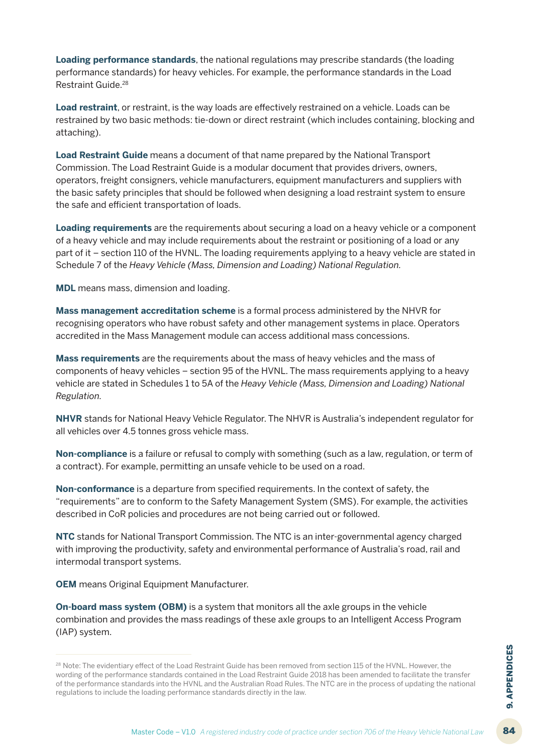**Loading performance standards**, the national regulations may prescribe standards (the loading performance standards) for heavy vehicles. For example, the performance standards in the Load Restraint Guide.[28]

**Load restraint**, or restraint, is the way loads are effectively restrained on a vehicle. Loads can be restrained by two basic methods: tie-down or direct restraint (which includes containing, blocking and attaching).

**Load Restraint Guide** means a document of that name prepared by the National Transport Commission. The Load Restraint Guide is a modular document that provides drivers, owners, operators, freight consigners, vehicle manufacturers, equipment manufacturers and suppliers with the basic safety principles that should be followed when designing a load restraint system to ensure the safe and efficient transportation of loads.

**Loading requirements** are the requirements about securing a load on a heavy vehicle or a component of a heavy vehicle and may include requirements about the restraint or positioning of a load or any part of it – section 110 of the HVNL. The loading requirements applying to a heavy vehicle are stated in Schedule 7 of the *Heavy Vehicle (Mass, Dimension and Loading) National Regulation.*

**MDL** means mass, dimension and loading.

**Mass management accreditation scheme** is a formal process administered by the NHVR for recognising operators who have robust safety and other management systems in place. Operators accredited in the Mass Management module can access additional mass concessions.

**Mass requirements** are the requirements about the mass of heavy vehicles and the mass of components of heavy vehicles – section 95 of the HVNL. The mass requirements applying to a heavy vehicle are stated in Schedules 1 to 5A of the *Heavy Vehicle (Mass, Dimension and Loading) National Regulation.*

**NHVR** stands for National Heavy Vehicle Regulator. The NHVR is Australia's independent regulator for all vehicles over 4.5 tonnes gross vehicle mass.

**Non-compliance** is a failure or refusal to comply with something (such as a law, regulation, or term of a contract). For example, permitting an unsafe vehicle to be used on a road.

**Non-conformance** is a departure from specified requirements. In the context of safety, the "requirements" are to conform to the Safety Management System (SMS). For example, the activities described in CoR policies and procedures are not being carried out or followed.

**NTC** stands for National Transport Commission. The NTC is an inter-governmental agency charged with improving the productivity, safety and environmental performance of Australia's road, rail and intermodal transport systems.

**OEM** means Original Equipment Manufacturer.

**On-board mass system (OBM)** is a system that monitors all the axle groups in the vehicle combination and provides the mass readings of these axle groups to an Intelligent Access Program (IAP) system.

[28] Note: The evidentiary effect of the Load Restraint Guide has been removed from section 115 of the HVNL. However, the wording of the performance standards contained in the Load Restraint Guide 2018 has been amended to facilitate the transfer of the performance standards into the HVNL and the Australian Road Rules. The NTC are in the process of updating the national regulations to include the loading performance standards directly in the law.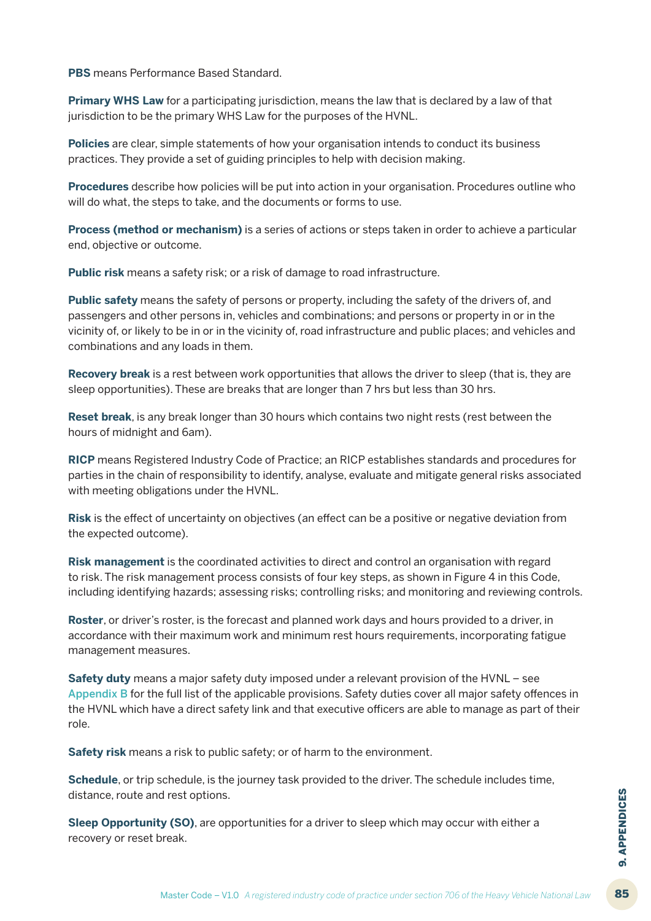**PBS** means Performance Based Standard.

**Primary WHS Law** for a participating jurisdiction, means the law that is declared by a law of that jurisdiction to be the primary WHS Law for the purposes of the HVNL.

**Policies** are clear, simple statements of how your organisation intends to conduct its business practices. They provide a set of guiding principles to help with decision making.

**Procedures** describe how policies will be put into action in your organisation. Procedures outline who will do what, the steps to take, and the documents or forms to use.

**Process (method or mechanism)** is a series of actions or steps taken in order to achieve a particular end, objective or outcome.

**Public risk** means a safety risk; or a risk of damage to road infrastructure.

**Public safety** means the safety of persons or property, including the safety of the drivers of, and passengers and other persons in, vehicles and combinations; and persons or property in or in the vicinity of, or likely to be in or in the vicinity of, road infrastructure and public places; and vehicles and combinations and any loads in them.

**Recovery break** is a rest between work opportunities that allows the driver to sleep (that is, they are sleep opportunities). These are breaks that are longer than 7 hrs but less than 30 hrs.

**Reset break**, is any break longer than 30 hours which contains two night rests (rest between the hours of midnight and 6am).

**RICP** means Registered Industry Code of Practice; an RICP establishes standards and procedures for parties in the chain of responsibility to identify, analyse, evaluate and mitigate general risks associated with meeting obligations under the HVNL.

**Risk** is the effect of uncertainty on objectives (an effect can be a positive or negative deviation from the expected outcome).

**Risk management** is the coordinated activities to direct and control an organisation with regard to risk. The risk management process consists of four key steps, as shown in Figure 4 in this Code, including identifying hazards; assessing risks; controlling risks; and monitoring and reviewing controls.

**Roster**, or driver's roster, is the forecast and planned work days and hours provided to a driver, in accordance with their maximum work and minimum rest hours requirements, incorporating fatigue management measures.

**Safety duty** means a major safety duty imposed under a relevant provision of the HVNL – see Appendix B for the full list of the applicable provisions. Safety duties cover all major safety offences in the HVNL which have a direct safety link and that executive officers are able to manage as part of their role.

**Safety risk** means a risk to public safety; or of harm to the environment.

**Schedule**, or trip schedule, is the journey task provided to the driver. The schedule includes time, distance, route and rest options.

**Sleep Opportunity (SO)**, are opportunities for a driver to sleep which may occur with either a recovery or reset break.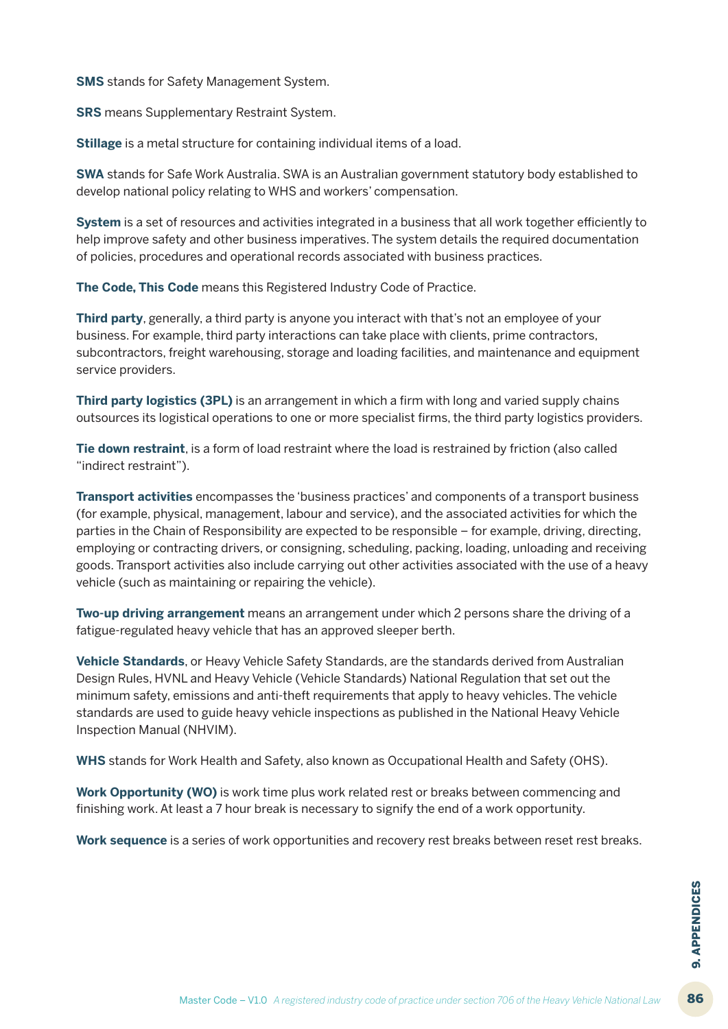**SMS** stands for Safety Management System.

**SRS** means Supplementary Restraint System.

**Stillage** is a metal structure for containing individual items of a load.

**SWA** stands for Safe Work Australia. SWA is an Australian government statutory body established to develop national policy relating to WHS and workers' compensation.

**System** is a set of resources and activities integrated in a business that all work together efficiently to help improve safety and other business imperatives. The system details the required documentation of policies, procedures and operational records associated with business practices.

**The Code, This Code** means this Registered Industry Code of Practice.

**Third party**, generally, a third party is anyone you interact with that's not an employee of your business. For example, third party interactions can take place with clients, prime contractors, subcontractors, freight warehousing, storage and loading facilities, and maintenance and equipment service providers.

**Third party logistics (3PL)** is an arrangement in which a firm with long and varied supply chains outsources its logistical operations to one or more specialist firms, the third party logistics providers.

**Tie down restraint**, is a form of load restraint where the load is restrained by friction (also called "indirect restraint").

**Transport activities** encompasses the 'business practices' and components of a transport business (for example, physical, management, labour and service), and the associated activities for which the parties in the Chain of Responsibility are expected to be responsible – for example, driving, directing, employing or contracting drivers, or consigning, scheduling, packing, loading, unloading and receiving goods. Transport activities also include carrying out other activities associated with the use of a heavy vehicle (such as maintaining or repairing the vehicle).

**Two-up driving arrangement** means an arrangement under which 2 persons share the driving of a fatigue-regulated heavy vehicle that has an approved sleeper berth.

**Vehicle Standards**, or Heavy Vehicle Safety Standards, are the standards derived from Australian Design Rules, HVNL and Heavy Vehicle (Vehicle Standards) National Regulation that set out the minimum safety, emissions and anti-theft requirements that apply to heavy vehicles. The vehicle standards are used to guide heavy vehicle inspections as published in the National Heavy Vehicle Inspection Manual (NHVIM).

**WHS** stands for Work Health and Safety, also known as Occupational Health and Safety (OHS).

**Work Opportunity (WO)** is work time plus work related rest or breaks between commencing and finishing work. At least a 7 hour break is necessary to signify the end of a work opportunity.

**Work sequence** is a series of work opportunities and recovery rest breaks between reset rest breaks.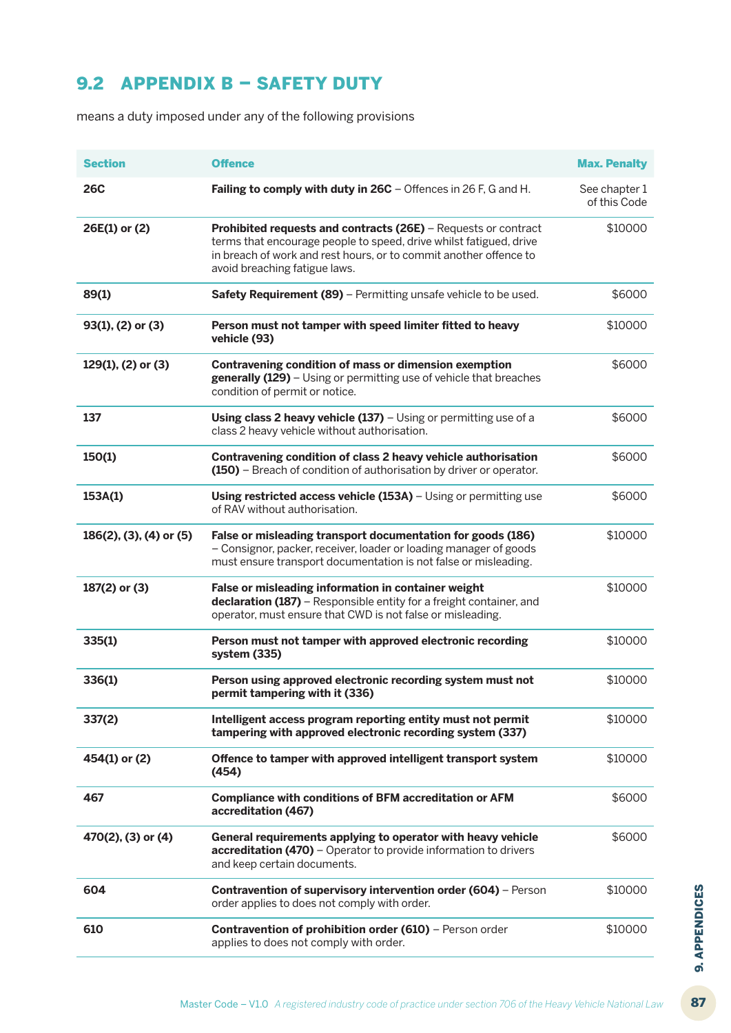## 9.2 APPENDIX B – SAFETY DUTY

means a duty imposed under any of the following provisions

| Section | Offence | Max. Penalty |
|---|---|---|
| **26C** | **Failing to comply with duty in 26C** – Offences in 26 F, G and H. | See chapter 1 of this Code |
| **26E(1) or (2)** | **Prohibited requests and contracts (26E)** – Requests or contract terms that encourage people to speed, drive whilst fatigued, drive in breach of work and rest hours, or to commit another offence to avoid breaching fatigue laws. | $10000 |
| **89(1)** | **Safety Requirement (89)** – Permitting unsafe vehicle to be used. | $6000 |
| **93(1), (2) or (3)** | **Person must not tamper with speed limiter fitted to heavy vehicle (93)** | $10000 |
| **129(1), (2) or (3)** | **Contravening condition of mass or dimension exemption generally (129)** – Using or permitting use of vehicle that breaches condition of permit or notice. | $6000 |
| **137** | **Using class 2 heavy vehicle (137)** – Using or permitting use of a class 2 heavy vehicle without authorisation. | $6000 |
| **150(1)** | **Contravening condition of class 2 heavy vehicle authorisation (150)** – Breach of condition of authorisation by driver or operator. | $6000 |
| **153A(1)** | **Using restricted access vehicle (153A)** – Using or permitting use of RAV without authorisation. | $6000 |
| **186(2), (3), (4) or (5)** | **False or misleading transport documentation for goods (186)** – Consignor, packer, receiver, loader or loading manager of goods must ensure transport documentation is not false or misleading. | $10000 |
| **187(2) or (3)** | **False or misleading information in container weight declaration (187)** – Responsible entity for a freight container, and operator, must ensure that CWD is not false or misleading. | $10000 |
| **335(1)** | **Person must not tamper with approved electronic recording system (335)** | $10000 |
| **336(1)** | **Person using approved electronic recording system must not permit tampering with it (336)** | $10000 |
| **337(2)** | **Intelligent access program reporting entity must not permit tampering with approved electronic recording system (337)** | $10000 |
| **454(1) or (2)** | **Offence to tamper with approved intelligent transport system (454)** | $10000 |
| **467** | **Compliance with conditions of BFM accreditation or AFM accreditation (467)** | $6000 |
| **470(2), (3) or (4)** | **General requirements applying to operator with heavy vehicle accreditation (470)** – Operator to provide information to drivers and keep certain documents. | $6000 |
| **604** | **Contravention of supervisory intervention order (604)** – Person order applies to does not comply with order. | $10000 |
| **610** | **Contravention of prohibition order (610)** – Person order applies to does not comply with order. | $10000 |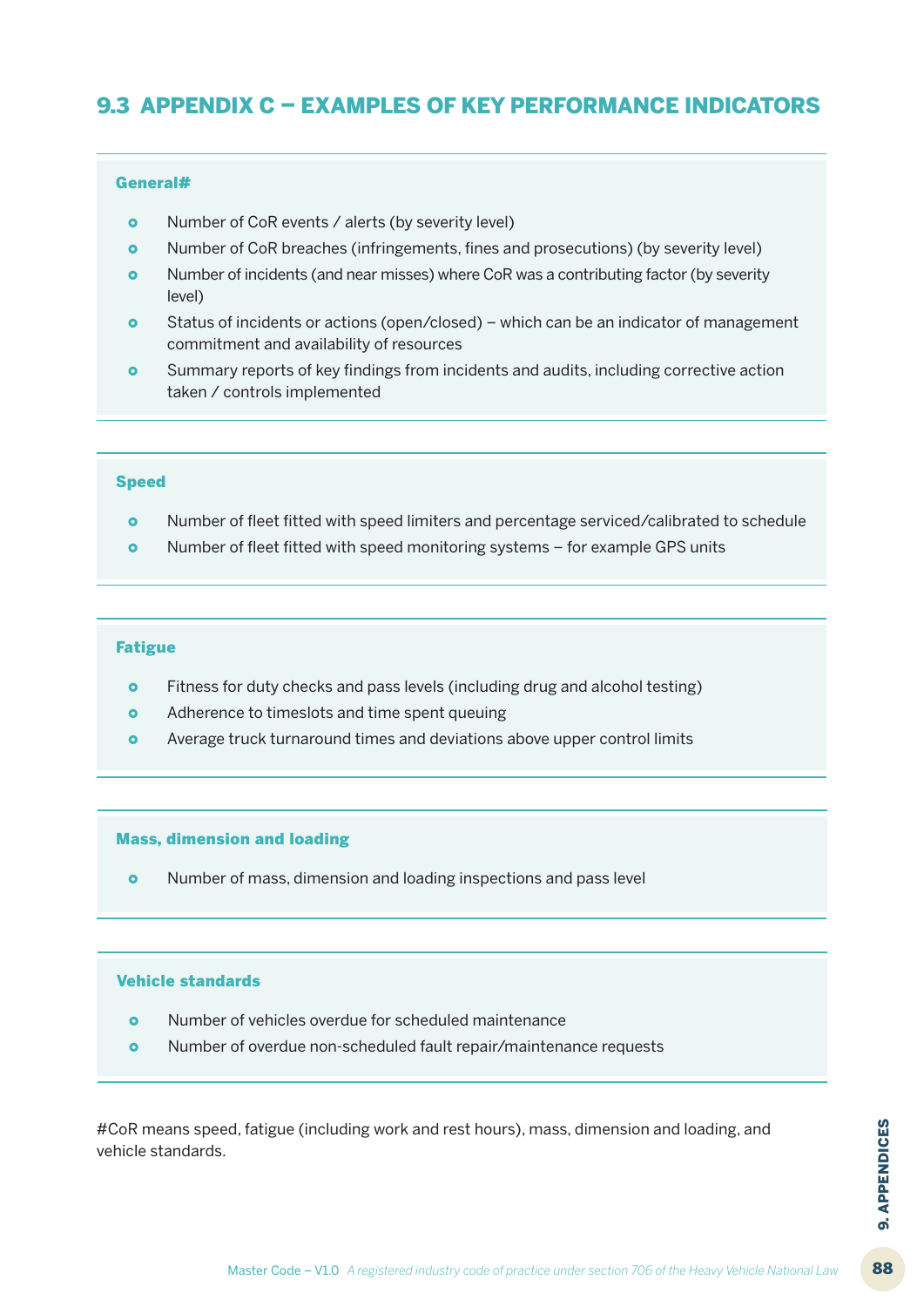## 9.3 APPENDIX C – EXAMPLES OF KEY PERFORMANCE INDICATORS

**General#**

- Number of CoR events / alerts (by severity level)
- Number of CoR breaches (infringements, fines and prosecutions) (by severity level)
- Number of incidents (and near misses) where CoR was a contributing factor (by severity level)
- Status of incidents or actions (open/closed) – which can be an indicator of management commitment and availability of resources
- Summary reports of key findings from incidents and audits, including corrective action taken / controls implemented

**Speed**

- Number of fleet fitted with speed limiters and percentage serviced/calibrated to schedule
- Number of fleet fitted with speed monitoring systems – for example GPS units

**Fatigue**

- Fitness for duty checks and pass levels (including drug and alcohol testing)
- Adherence to timeslots and time spent queuing
- Average truck turnaround times and deviations above upper control limits

**Mass, dimension and loading**

- Number of mass, dimension and loading inspections and pass level

**Vehicle standards**

- Number of vehicles overdue for scheduled maintenance
- Number of overdue non-scheduled fault repair/maintenance requests

#CoR means speed, fatigue (including work and rest hours), mass, dimension and loading, and vehicle standards.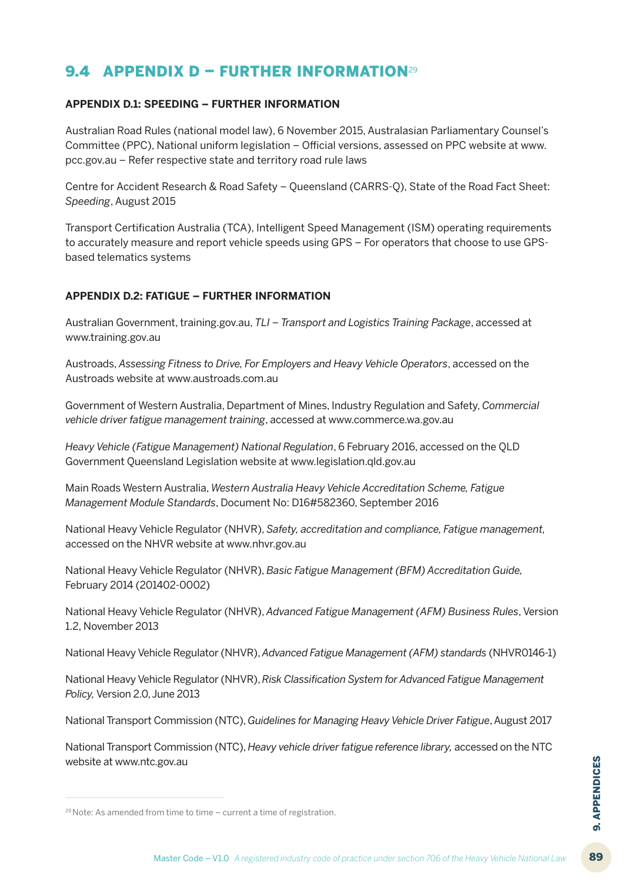## 9.4 APPENDIX D – FURTHER INFORMATION[29]

### APPENDIX D.1: SPEEDING – FURTHER INFORMATION

Australian Road Rules (national model law), 6 November 2015, Australasian Parliamentary Counsel's Committee (PPC), National uniform legislation – Official versions, assessed on PPC website at www.pcc.gov.au – Refer respective state and territory road rule laws

Centre for Accident Research & Road Safety – Queensland (CARRS-Q), State of the Road Fact Sheet: *Speeding*, August 2015

Transport Certification Australia (TCA), Intelligent Speed Management (ISM) operating requirements to accurately measure and report vehicle speeds using GPS – For operators that choose to use GPS-based telematics systems

### APPENDIX D.2: FATIGUE – FURTHER INFORMATION

Australian Government, training.gov.au, *TLI – Transport and Logistics Training Package*, accessed at www.training.gov.au

Austroads, *Assessing Fitness to Drive, For Employers and Heavy Vehicle Operators*, accessed on the Austroads website at www.austroads.com.au

Government of Western Australia, Department of Mines, Industry Regulation and Safety, *Commercial vehicle driver fatigue management training*, accessed at www.commerce.wa.gov.au

*Heavy Vehicle (Fatigue Management) National Regulation*, 6 February 2016, accessed on the QLD Government Queensland Legislation website at www.legislation.qld.gov.au

Main Roads Western Australia, *Western Australia Heavy Vehicle Accreditation Scheme, Fatigue Management Module Standards*, Document No: D16#582360, September 2016

National Heavy Vehicle Regulator (NHVR), *Safety, accreditation and compliance, Fatigue management,* accessed on the NHVR website at www.nhvr.gov.au

National Heavy Vehicle Regulator (NHVR), *Basic Fatigue Management (BFM) Accreditation Guide,* February 2014 (201402-0002)

National Heavy Vehicle Regulator (NHVR), *Advanced Fatigue Management (AFM) Business Rules*, Version 1.2, November 2013

National Heavy Vehicle Regulator (NHVR), *Advanced Fatigue Management (AFM) standards* (NHVR0146-1)

National Heavy Vehicle Regulator (NHVR), *Risk Classification System for Advanced Fatigue Management Policy,* Version 2.0, June 2013

National Transport Commission (NTC), *Guidelines for Managing Heavy Vehicle Driver Fatigue*, August 2017

National Transport Commission (NTC), *Heavy vehicle driver fatigue reference library,* accessed on the NTC website at www.ntc.gov.au

[29] Note: As amended from time to time – current a time of registration.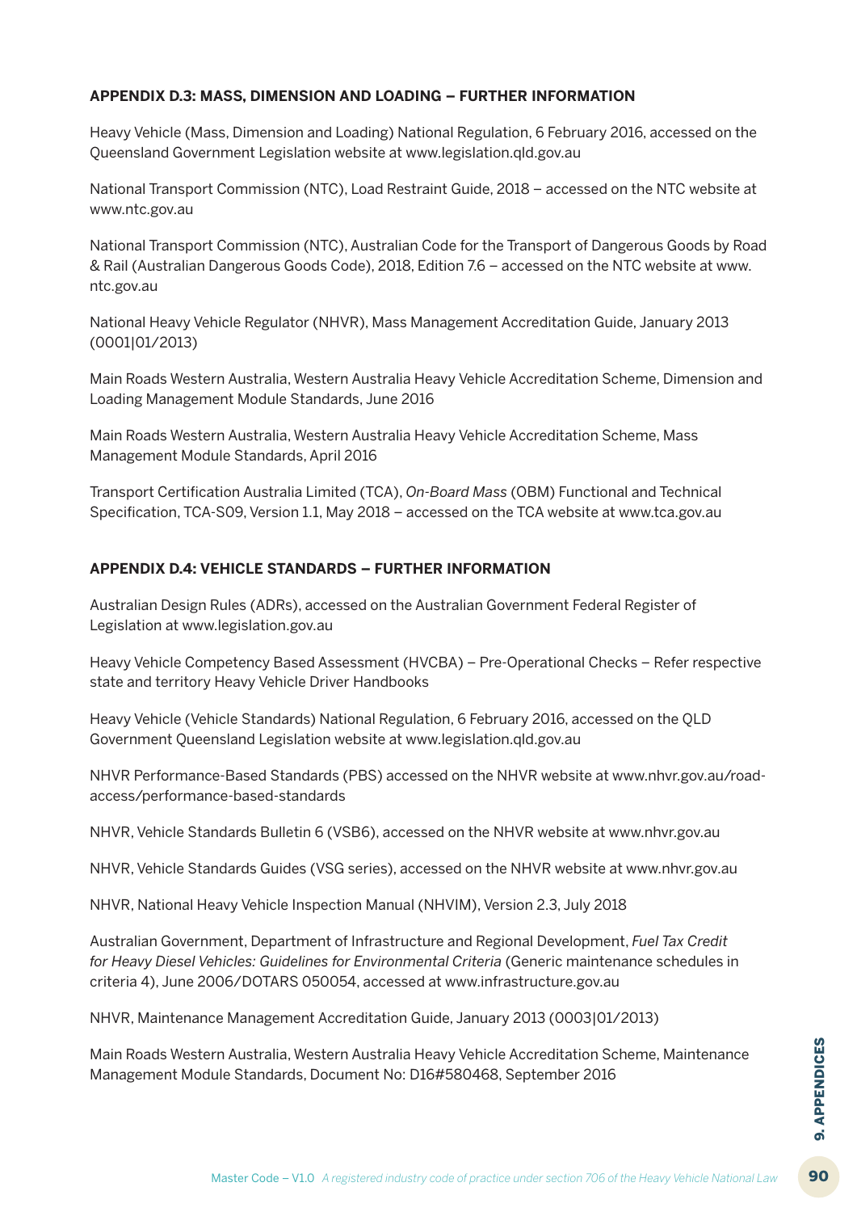### APPENDIX D.3: MASS, DIMENSION AND LOADING – FURTHER INFORMATION

Heavy Vehicle (Mass, Dimension and Loading) National Regulation, 6 February 2016, accessed on the Queensland Government Legislation website at www.legislation.qld.gov.au

National Transport Commission (NTC), Load Restraint Guide, 2018 – accessed on the NTC website at www.ntc.gov.au

National Transport Commission (NTC), Australian Code for the Transport of Dangerous Goods by Road & Rail (Australian Dangerous Goods Code), 2018, Edition 7.6 – accessed on the NTC website at www.ntc.gov.au

National Heavy Vehicle Regulator (NHVR), Mass Management Accreditation Guide, January 2013 (0001|01/2013)

Main Roads Western Australia, Western Australia Heavy Vehicle Accreditation Scheme, Dimension and Loading Management Module Standards, June 2016

Main Roads Western Australia, Western Australia Heavy Vehicle Accreditation Scheme, Mass Management Module Standards, April 2016

Transport Certification Australia Limited (TCA), *On-Board Mass* (OBM) Functional and Technical Specification, TCA-S09, Version 1.1, May 2018 – accessed on the TCA website at www.tca.gov.au

### APPENDIX D.4: VEHICLE STANDARDS – FURTHER INFORMATION

Australian Design Rules (ADRs), accessed on the Australian Government Federal Register of Legislation at www.legislation.gov.au

Heavy Vehicle Competency Based Assessment (HVCBA) – Pre-Operational Checks – Refer respective state and territory Heavy Vehicle Driver Handbooks

Heavy Vehicle (Vehicle Standards) National Regulation, 6 February 2016, accessed on the QLD Government Queensland Legislation website at www.legislation.qld.gov.au

NHVR Performance-Based Standards (PBS) accessed on the NHVR website at www.nhvr.gov.au/road-access/performance-based-standards

NHVR, Vehicle Standards Bulletin 6 (VSB6), accessed on the NHVR website at www.nhvr.gov.au

NHVR, Vehicle Standards Guides (VSG series), accessed on the NHVR website at www.nhvr.gov.au

NHVR, National Heavy Vehicle Inspection Manual (NHVIM), Version 2.3, July 2018

Australian Government, Department of Infrastructure and Regional Development, *Fuel Tax Credit for Heavy Diesel Vehicles: Guidelines for Environmental Criteria* (Generic maintenance schedules in criteria 4), June 2006/DOTARS 050054, accessed at www.infrastructure.gov.au

NHVR, Maintenance Management Accreditation Guide, January 2013 (0003|01/2013)

Main Roads Western Australia, Western Australia Heavy Vehicle Accreditation Scheme, Maintenance Management Module Standards, Document No: D16#580468, September 2016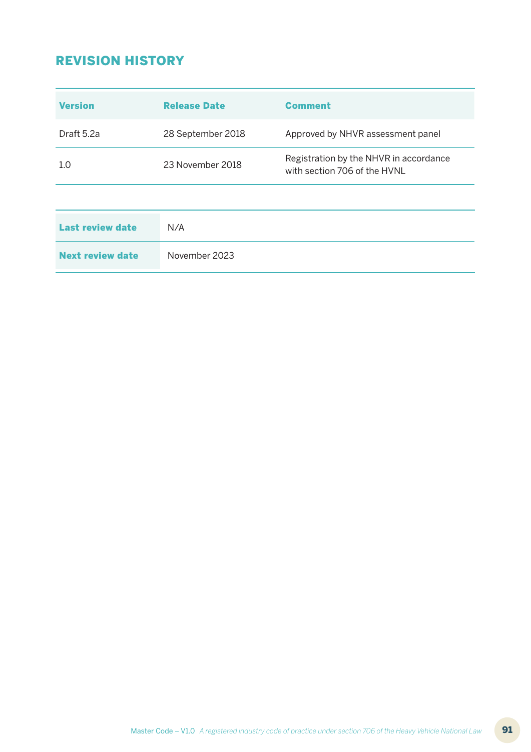## REVISION HISTORY

| Version | Release Date | Comment |
|---|---|---|
| Draft 5.2a | 28 September 2018 | Approved by NHVR assessment panel |
| 1.0 | 23 November 2018 | Registration by the NHVR in accordance with section 706 of the HVNL |

| | |
|---|---|
| **Last review date** | N/A |
| **Next review date** | November 2023 |